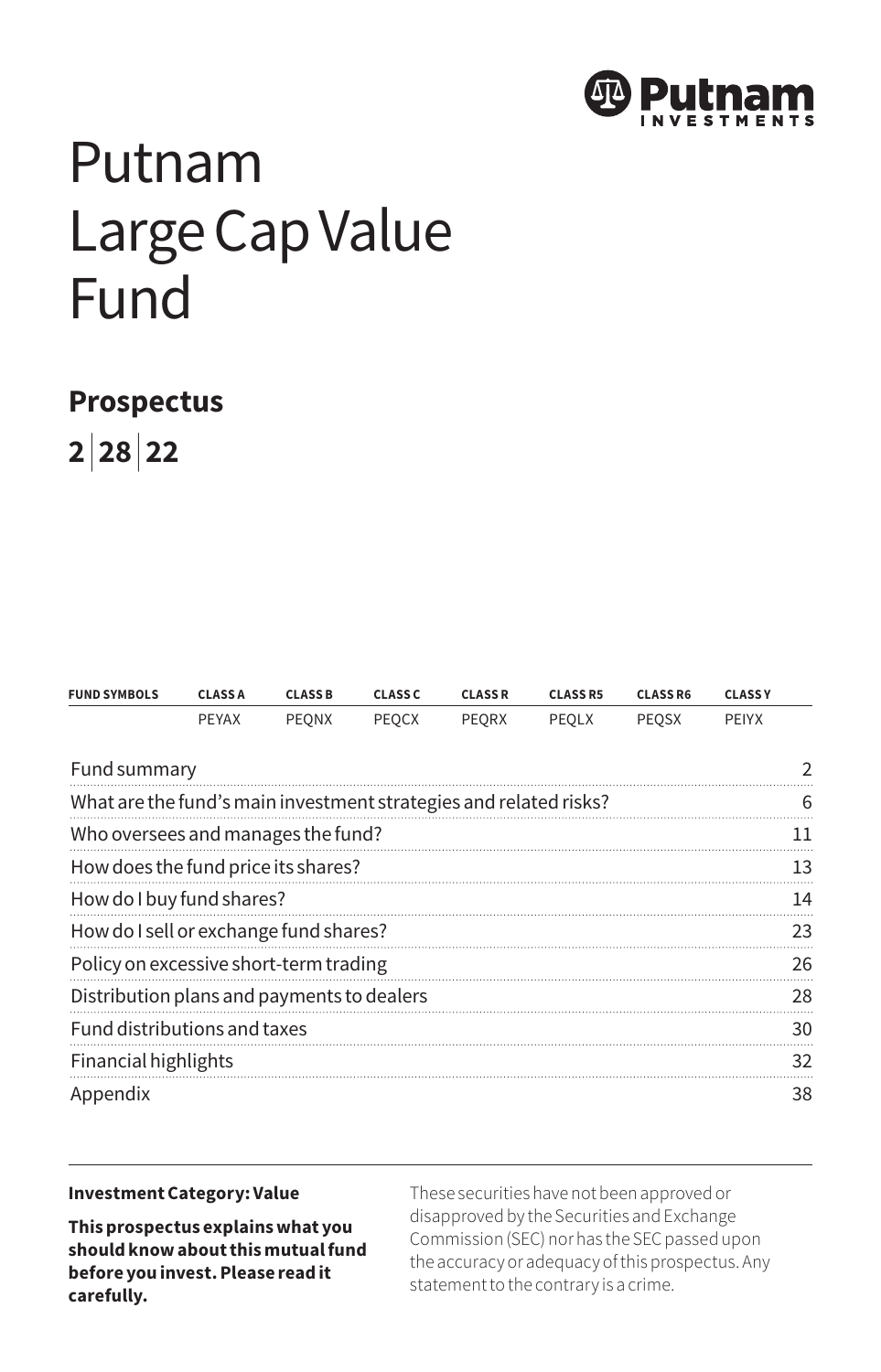Putnam Investments

# Putnam Large Cap Value Fund

## Prospectus

**2 | 28 | 22**

| FUND SYMBOLS | CLASS A | CLASS B | CLASS C | CLASS R | CLASS R5 | CLASS R6 | CLASS Y |
|---|---|---|---|---|---|---|---|
| | PEYAX | PEQNX | PEQCX | PEQRX | PEQLX | PEQSX | PEIYX |

| | |
|---|---|
| Fund summary | 2 |
| What are the fund's main investment strategies and related risks? | 6 |
| Who oversees and manages the fund? | 11 |
| How does the fund price its shares? | 13 |
| How do I buy fund shares? | 14 |
| How do I sell or exchange fund shares? | 23 |
| Policy on excessive short-term trading | 26 |
| Distribution plans and payments to dealers | 28 |
| Fund distributions and taxes | 30 |
| Financial highlights | 32 |
| Appendix | 38 |

**Investment Category: Value**

**This prospectus explains what you should know about this mutual fund before you invest. Please read it carefully.**

These securities have not been approved or disapproved by the Securities and Exchange Commission (SEC) nor has the SEC passed upon the accuracy or adequacy of this prospectus. Any statement to the contrary is a crime.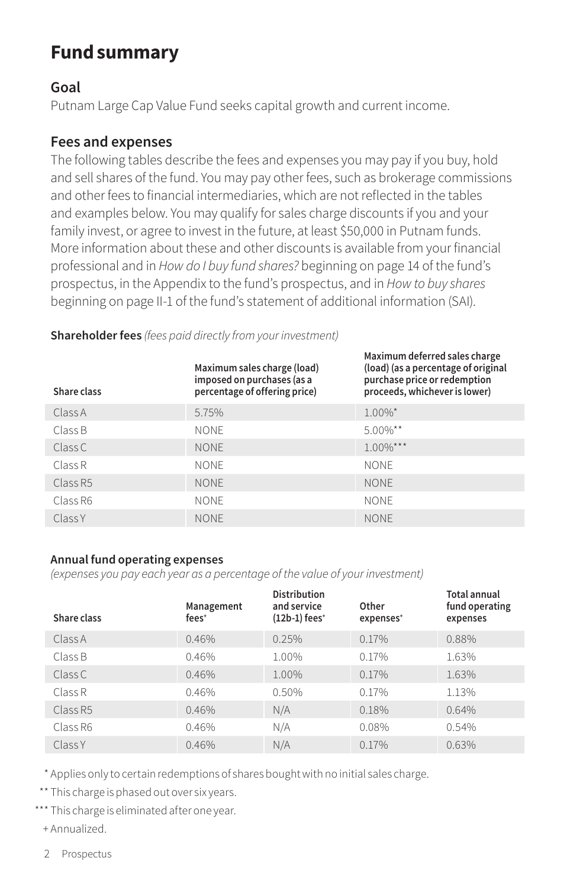# Fund summary

## Goal

Putnam Large Cap Value Fund seeks capital growth and current income.

## Fees and expenses

The following tables describe the fees and expenses you may pay if you buy, hold and sell shares of the fund. You may pay other fees, such as brokerage commissions and other fees to financial intermediaries, which are not reflected in the tables and examples below. You may qualify for sales charge discounts if you and your family invest, or agree to invest in the future, at least $50,000 in Putnam funds. More information about these and other discounts is available from your financial professional and in *How do I buy fund shares?* beginning on page 14 of the fund's prospectus, in the Appendix to the fund's prospectus, and in *How to buy shares* beginning on page II-1 of the fund's statement of additional information (SAI).

**Shareholder fees** *(fees paid directly from your investment)*

| Share class | Maximum sales charge (load) imposed on purchases (as a percentage of offering price) | Maximum deferred sales charge (load) (as a percentage of original purchase price or redemption proceeds, whichever is lower) |
|---|---|---|
| Class A | 5.75% | 1.00%* |
| Class B | NONE | 5.00%** |
| Class C | NONE | 1.00%*** |
| Class R | NONE | NONE |
| Class R5 | NONE | NONE |
| Class R6 | NONE | NONE |
| Class Y | NONE | NONE |

**Annual fund operating expenses**
*(expenses you pay each year as a percentage of the value of your investment)*

| Share class | Management fees+ | Distribution and service (12b-1) fees+ | Other expenses+ | Total annual fund operating expenses |
|---|---|---|---|---|
| Class A | 0.46% | 0.25% | 0.17% | 0.88% |
| Class B | 0.46% | 1.00% | 0.17% | 1.63% |
| Class C | 0.46% | 1.00% | 0.17% | 1.63% |
| Class R | 0.46% | 0.50% | 0.17% | 1.13% |
| Class R5 | 0.46% | N/A | 0.18% | 0.64% |
| Class R6 | 0.46% | N/A | 0.08% | 0.54% |
| Class Y | 0.46% | N/A | 0.17% | 0.63% |

\* Applies only to certain redemptions of shares bought with no initial sales charge.

\** This charge is phased out over six years.

\*** This charge is eliminated after one year.

\+ Annualized.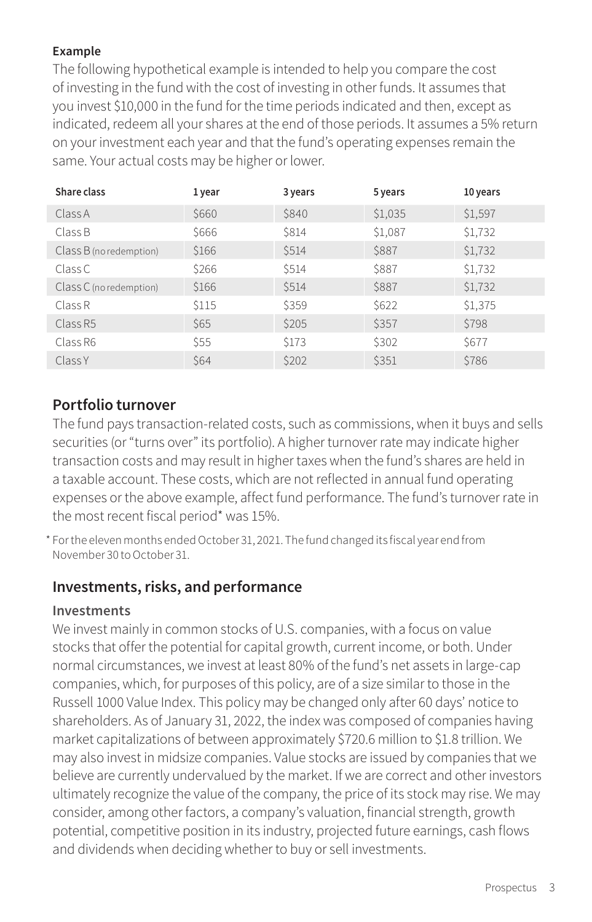**Example**

The following hypothetical example is intended to help you compare the cost of investing in the fund with the cost of investing in other funds. It assumes that you invest $10,000 in the fund for the time periods indicated and then, except as indicated, redeem all your shares at the end of those periods. It assumes a 5% return on your investment each year and that the fund's operating expenses remain the same. Your actual costs may be higher or lower.

| Share class | 1 year | 3 years | 5 years | 10 years |
|---|---|---|---|---|
| Class A | $660 | $840 | $1,035 | $1,597 |
| Class B | $666 | $814 | $1,087 | $1,732 |
| Class B (no redemption) | $166 | $514 | $887 | $1,732 |
| Class C | $266 | $514 | $887 | $1,732 |
| Class C (no redemption) | $166 | $514 | $887 | $1,732 |
| Class R | $115 | $359 | $622 | $1,375 |
| Class R5 | $65 | $205 | $357 | $798 |
| Class R6 | $55 | $173 | $302 | $677 |
| Class Y | $64 | $202 | $351 | $786 |

## Portfolio turnover

The fund pays transaction-related costs, such as commissions, when it buys and sells securities (or "turns over" its portfolio). A higher turnover rate may indicate higher transaction costs and may result in higher taxes when the fund's shares are held in a taxable account. These costs, which are not reflected in annual fund operating expenses or the above example, affect fund performance. The fund's turnover rate in the most recent fiscal period* was 15%.

* For the eleven months ended October 31, 2021. The fund changed its fiscal year end from November 30 to October 31.

## Investments, risks, and performance

### Investments

We invest mainly in common stocks of U.S. companies, with a focus on value stocks that offer the potential for capital growth, current income, or both. Under normal circumstances, we invest at least 80% of the fund's net assets in large-cap companies, which, for purposes of this policy, are of a size similar to those in the Russell 1000 Value Index. This policy may be changed only after 60 days' notice to shareholders. As of January 31, 2022, the index was composed of companies having market capitalizations of between approximately $720.6 million to $1.8 trillion. We may also invest in midsize companies. Value stocks are issued by companies that we believe are currently undervalued by the market. If we are correct and other investors ultimately recognize the value of the company, the price of its stock may rise. We may consider, among other factors, a company's valuation, financial strength, growth potential, competitive position in its industry, projected future earnings, cash flows and dividends when deciding whether to buy or sell investments.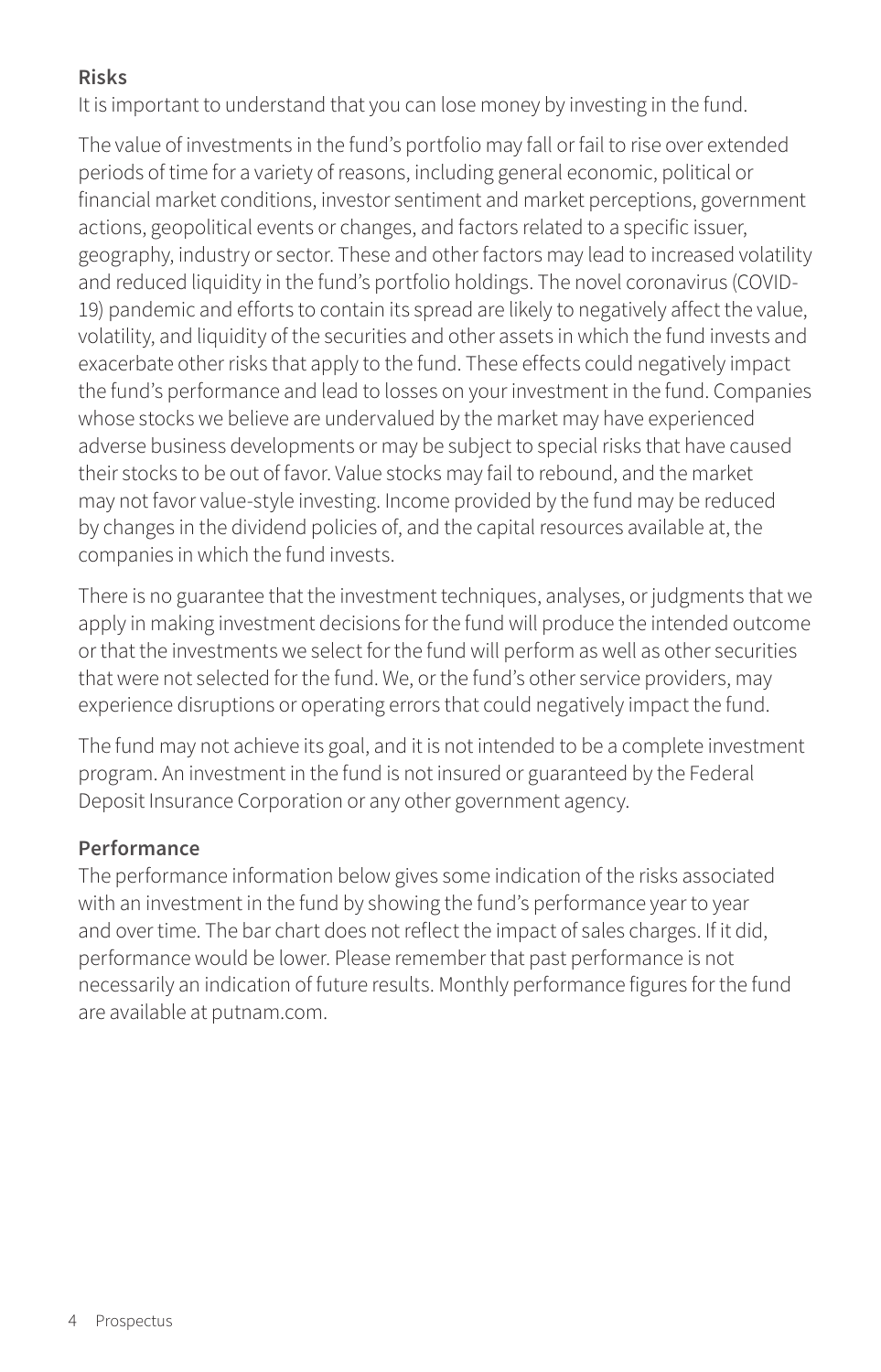### Risks

It is important to understand that you can lose money by investing in the fund.

The value of investments in the fund's portfolio may fall or fail to rise over extended periods of time for a variety of reasons, including general economic, political or financial market conditions, investor sentiment and market perceptions, government actions, geopolitical events or changes, and factors related to a specific issuer, geography, industry or sector. These and other factors may lead to increased volatility and reduced liquidity in the fund's portfolio holdings. The novel coronavirus (COVID-19) pandemic and efforts to contain its spread are likely to negatively affect the value, volatility, and liquidity of the securities and other assets in which the fund invests and exacerbate other risks that apply to the fund. These effects could negatively impact the fund's performance and lead to losses on your investment in the fund. Companies whose stocks we believe are undervalued by the market may have experienced adverse business developments or may be subject to special risks that have caused their stocks to be out of favor. Value stocks may fail to rebound, and the market may not favor value-style investing. Income provided by the fund may be reduced by changes in the dividend policies of, and the capital resources available at, the companies in which the fund invests.

There is no guarantee that the investment techniques, analyses, or judgments that we apply in making investment decisions for the fund will produce the intended outcome or that the investments we select for the fund will perform as well as other securities that were not selected for the fund. We, or the fund's other service providers, may experience disruptions or operating errors that could negatively impact the fund.

The fund may not achieve its goal, and it is not intended to be a complete investment program. An investment in the fund is not insured or guaranteed by the Federal Deposit Insurance Corporation or any other government agency.

### Performance

The performance information below gives some indication of the risks associated with an investment in the fund by showing the fund's performance year to year and over time. The bar chart does not reflect the impact of sales charges. If it did, performance would be lower. Please remember that past performance is not necessarily an indication of future results. Monthly performance figures for the fund are available at putnam.com.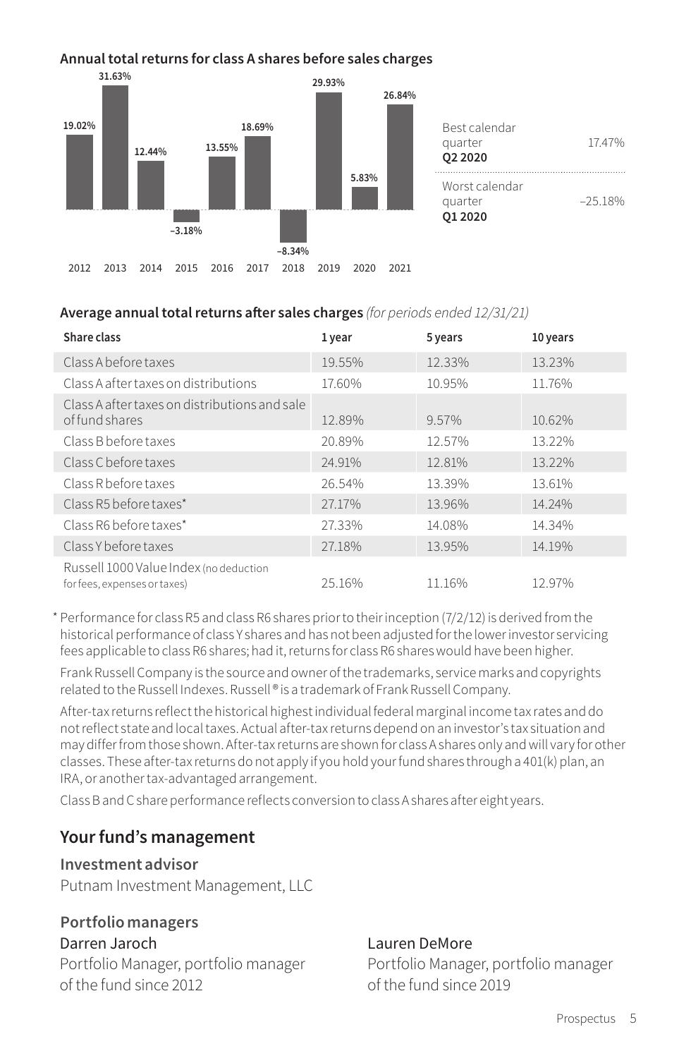**Annual total returns for class A shares before sales charges**

| Year | Return |
|---|---|
| 2012 | 19.02% |
| 2013 | 31.63% |
| 2014 | 12.44% |
| 2015 | –3.18% |
| 2016 | 13.55% |
| 2017 | 18.69% |
| 2018 | –8.34% |
| 2019 | 29.93% |
| 2020 | 5.83% |
| 2021 | 26.84% |

| | |
|---|---|
| Best calendar quarter **Q2 2020** | 17.47% |
| Worst calendar quarter **Q1 2020** | –25.18% |

**Average annual total returns after sales charges** *(for periods ended 12/31/21)*

| Share class | 1 year | 5 years | 10 years |
|---|---|---|---|
| Class A before taxes | 19.55% | 12.33% | 13.23% |
| Class A after taxes on distributions | 17.60% | 10.95% | 11.76% |
| Class A after taxes on distributions and sale of fund shares | 12.89% | 9.57% | 10.62% |
| Class B before taxes | 20.89% | 12.57% | 13.22% |
| Class C before taxes | 24.91% | 12.81% | 13.22% |
| Class R before taxes | 26.54% | 13.39% | 13.61% |
| Class R5 before taxes* | 27.17% | 13.96% | 14.24% |
| Class R6 before taxes* | 27.33% | 14.08% | 14.34% |
| Class Y before taxes | 27.18% | 13.95% | 14.19% |
| Russell 1000 Value Index (no deduction for fees, expenses or taxes) | 25.16% | 11.16% | 12.97% |

\* Performance for class R5 and class R6 shares prior to their inception (7/2/12) is derived from the historical performance of class Y shares and has not been adjusted for the lower investor servicing fees applicable to class R6 shares; had it, returns for class R6 shares would have been higher.

Frank Russell Company is the source and owner of the trademarks, service marks and copyrights related to the Russell Indexes. Russell® is a trademark of Frank Russell Company.

After-tax returns reflect the historical highest individual federal marginal income tax rates and do not reflect state and local taxes. Actual after-tax returns depend on an investor's tax situation and may differ from those shown. After-tax returns are shown for class A shares only and will vary for other classes. These after-tax returns do not apply if you hold your fund shares through a 401(k) plan, an IRA, or another tax-advantaged arrangement.

Class B and C share performance reflects conversion to class A shares after eight years.

## Your fund's management

### Investment advisor

Putnam Investment Management, LLC

### Portfolio managers

Darren Jaroch
Portfolio Manager, portfolio manager of the fund since 2012

Lauren DeMore
Portfolio Manager, portfolio manager of the fund since 2019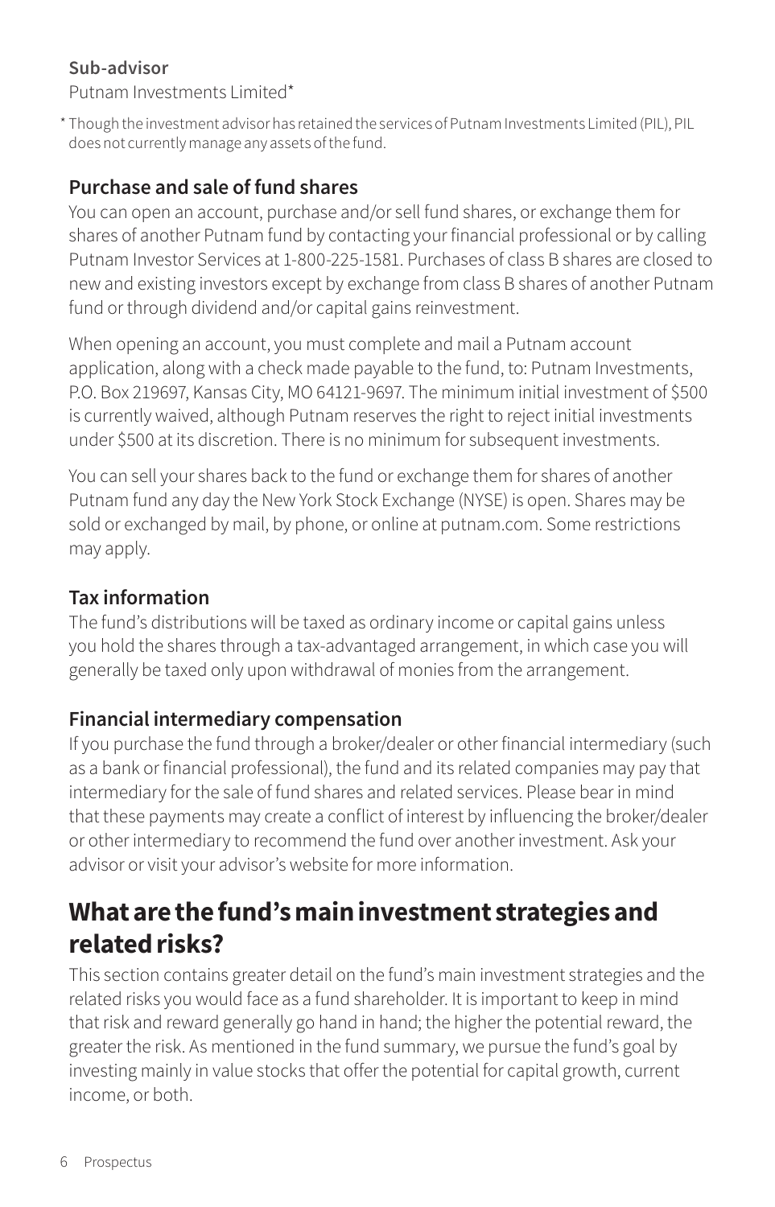**Sub-advisor**

Putnam Investments Limited*

* Though the investment advisor has retained the services of Putnam Investments Limited (PIL), PIL does not currently manage any assets of the fund.

### Purchase and sale of fund shares

You can open an account, purchase and/or sell fund shares, or exchange them for shares of another Putnam fund by contacting your financial professional or by calling Putnam Investor Services at 1-800-225-1581. Purchases of class B shares are closed to new and existing investors except by exchange from class B shares of another Putnam fund or through dividend and/or capital gains reinvestment.

When opening an account, you must complete and mail a Putnam account application, along with a check made payable to the fund, to: Putnam Investments, P.O. Box 219697, Kansas City, MO 64121-9697. The minimum initial investment of $500 is currently waived, although Putnam reserves the right to reject initial investments under $500 at its discretion. There is no minimum for subsequent investments.

You can sell your shares back to the fund or exchange them for shares of another Putnam fund any day the New York Stock Exchange (NYSE) is open. Shares may be sold or exchanged by mail, by phone, or online at putnam.com. Some restrictions may apply.

### Tax information

The fund's distributions will be taxed as ordinary income or capital gains unless you hold the shares through a tax-advantaged arrangement, in which case you will generally be taxed only upon withdrawal of monies from the arrangement.

### Financial intermediary compensation

If you purchase the fund through a broker/dealer or other financial intermediary (such as a bank or financial professional), the fund and its related companies may pay that intermediary for the sale of fund shares and related services. Please bear in mind that these payments may create a conflict of interest by influencing the broker/dealer or other intermediary to recommend the fund over another investment. Ask your advisor or visit your advisor's website for more information.

## What are the fund's main investment strategies and related risks?

This section contains greater detail on the fund's main investment strategies and the related risks you would face as a fund shareholder. It is important to keep in mind that risk and reward generally go hand in hand; the higher the potential reward, the greater the risk. As mentioned in the fund summary, we pursue the fund's goal by investing mainly in value stocks that offer the potential for capital growth, current income, or both.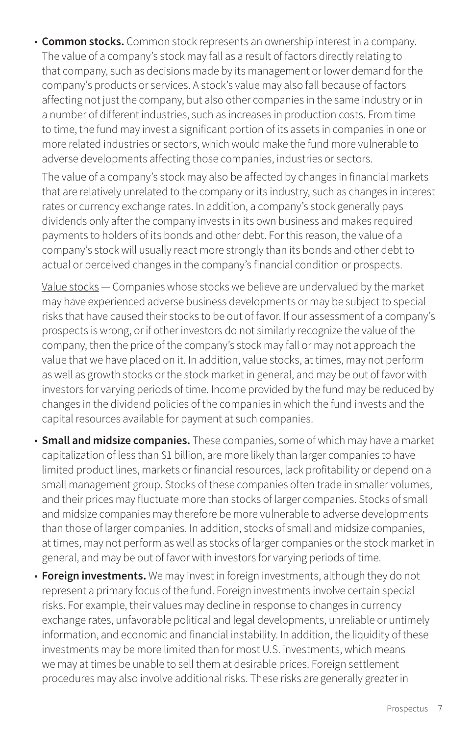- **Common stocks.** Common stock represents an ownership interest in a company. The value of a company's stock may fall as a result of factors directly relating to that company, such as decisions made by its management or lower demand for the company's products or services. A stock's value may also fall because of factors affecting not just the company, but also other companies in the same industry or in a number of different industries, such as increases in production costs. From time to time, the fund may invest a significant portion of its assets in companies in one or more related industries or sectors, which would make the fund more vulnerable to adverse developments affecting those companies, industries or sectors.

  The value of a company's stock may also be affected by changes in financial markets that are relatively unrelated to the company or its industry, such as changes in interest rates or currency exchange rates. In addition, a company's stock generally pays dividends only after the company invests in its own business and makes required payments to holders of its bonds and other debt. For this reason, the value of a company's stock will usually react more strongly than its bonds and other debt to actual or perceived changes in the company's financial condition or prospects.

  Value stocks — Companies whose stocks we believe are undervalued by the market may have experienced adverse business developments or may be subject to special risks that have caused their stocks to be out of favor. If our assessment of a company's prospects is wrong, or if other investors do not similarly recognize the value of the company, then the price of the company's stock may fall or may not approach the value that we have placed on it. In addition, value stocks, at times, may not perform as well as growth stocks or the stock market in general, and may be out of favor with investors for varying periods of time. Income provided by the fund may be reduced by changes in the dividend policies of the companies in which the fund invests and the capital resources available for payment at such companies.

- **Small and midsize companies.** These companies, some of which may have a market capitalization of less than $1 billion, are more likely than larger companies to have limited product lines, markets or financial resources, lack profitability or depend on a small management group. Stocks of these companies often trade in smaller volumes, and their prices may fluctuate more than stocks of larger companies. Stocks of small and midsize companies may therefore be more vulnerable to adverse developments than those of larger companies. In addition, stocks of small and midsize companies, at times, may not perform as well as stocks of larger companies or the stock market in general, and may be out of favor with investors for varying periods of time.

- **Foreign investments.** We may invest in foreign investments, although they do not represent a primary focus of the fund. Foreign investments involve certain special risks. For example, their values may decline in response to changes in currency exchange rates, unfavorable political and legal developments, unreliable or untimely information, and economic and financial instability. In addition, the liquidity of these investments may be more limited than for most U.S. investments, which means we may at times be unable to sell them at desirable prices. Foreign settlement procedures may also involve additional risks. These risks are generally greater in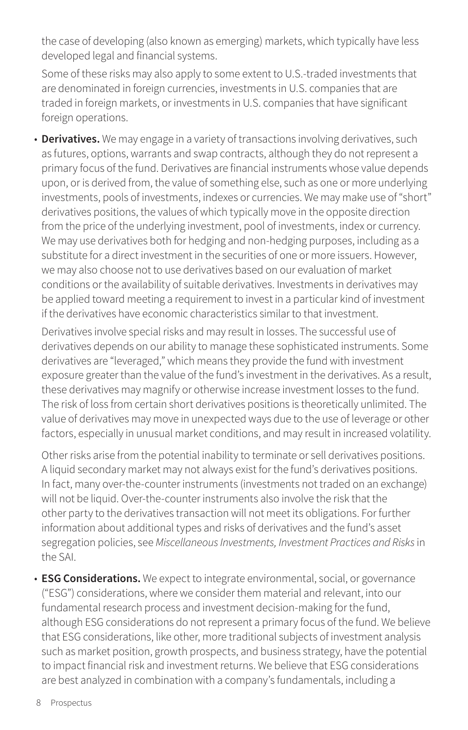the case of developing (also known as emerging) markets, which typically have less developed legal and financial systems.

Some of these risks may also apply to some extent to U.S.-traded investments that are denominated in foreign currencies, investments in U.S. companies that are traded in foreign markets, or investments in U.S. companies that have significant foreign operations.

- **Derivatives.** We may engage in a variety of transactions involving derivatives, such as futures, options, warrants and swap contracts, although they do not represent a primary focus of the fund. Derivatives are financial instruments whose value depends upon, or is derived from, the value of something else, such as one or more underlying investments, pools of investments, indexes or currencies. We may make use of "short" derivatives positions, the values of which typically move in the opposite direction from the price of the underlying investment, pool of investments, index or currency. We may use derivatives both for hedging and non-hedging purposes, including as a substitute for a direct investment in the securities of one or more issuers. However, we may also choose not to use derivatives based on our evaluation of market conditions or the availability of suitable derivatives. Investments in derivatives may be applied toward meeting a requirement to invest in a particular kind of investment if the derivatives have economic characteristics similar to that investment.

  Derivatives involve special risks and may result in losses. The successful use of derivatives depends on our ability to manage these sophisticated instruments. Some derivatives are "leveraged," which means they provide the fund with investment exposure greater than the value of the fund's investment in the derivatives. As a result, these derivatives may magnify or otherwise increase investment losses to the fund. The risk of loss from certain short derivatives positions is theoretically unlimited. The value of derivatives may move in unexpected ways due to the use of leverage or other factors, especially in unusual market conditions, and may result in increased volatility.

  Other risks arise from the potential inability to terminate or sell derivatives positions. A liquid secondary market may not always exist for the fund's derivatives positions. In fact, many over-the-counter instruments (investments not traded on an exchange) will not be liquid. Over-the-counter instruments also involve the risk that the other party to the derivatives transaction will not meet its obligations. For further information about additional types and risks of derivatives and the fund's asset segregation policies, see *Miscellaneous Investments, Investment Practices and Risks* in the SAI.

- **ESG Considerations.** We expect to integrate environmental, social, or governance ("ESG") considerations, where we consider them material and relevant, into our fundamental research process and investment decision-making for the fund, although ESG considerations do not represent a primary focus of the fund. We believe that ESG considerations, like other, more traditional subjects of investment analysis such as market position, growth prospects, and business strategy, have the potential to impact financial risk and investment returns. We believe that ESG considerations are best analyzed in combination with a company's fundamentals, including a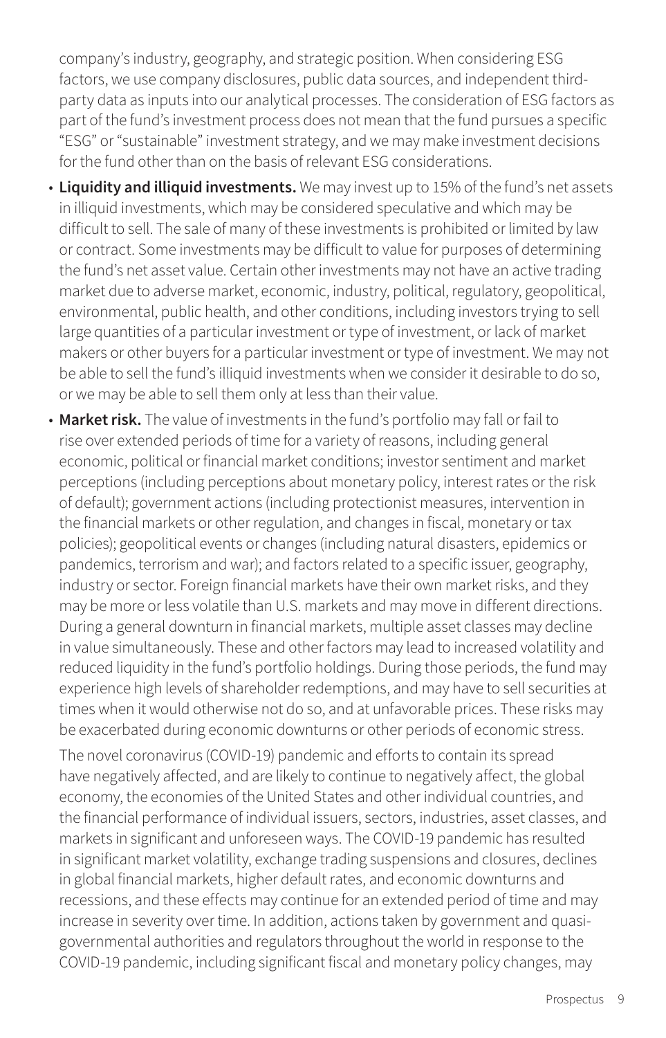company's industry, geography, and strategic position. When considering ESG factors, we use company disclosures, public data sources, and independent third-party data as inputs into our analytical processes. The consideration of ESG factors as part of the fund's investment process does not mean that the fund pursues a specific "ESG" or "sustainable" investment strategy, and we may make investment decisions for the fund other than on the basis of relevant ESG considerations.

- **Liquidity and illiquid investments.** We may invest up to 15% of the fund's net assets in illiquid investments, which may be considered speculative and which may be difficult to sell. The sale of many of these investments is prohibited or limited by law or contract. Some investments may be difficult to value for purposes of determining the fund's net asset value. Certain other investments may not have an active trading market due to adverse market, economic, industry, political, regulatory, geopolitical, environmental, public health, and other conditions, including investors trying to sell large quantities of a particular investment or type of investment, or lack of market makers or other buyers for a particular investment or type of investment. We may not be able to sell the fund's illiquid investments when we consider it desirable to do so, or we may be able to sell them only at less than their value.
- **Market risk.** The value of investments in the fund's portfolio may fall or fail to rise over extended periods of time for a variety of reasons, including general economic, political or financial market conditions; investor sentiment and market perceptions (including perceptions about monetary policy, interest rates or the risk of default); government actions (including protectionist measures, intervention in the financial markets or other regulation, and changes in fiscal, monetary or tax policies); geopolitical events or changes (including natural disasters, epidemics or pandemics, terrorism and war); and factors related to a specific issuer, geography, industry or sector. Foreign financial markets have their own market risks, and they may be more or less volatile than U.S. markets and may move in different directions. During a general downturn in financial markets, multiple asset classes may decline in value simultaneously. These and other factors may lead to increased volatility and reduced liquidity in the fund's portfolio holdings. During those periods, the fund may experience high levels of shareholder redemptions, and may have to sell securities at times when it would otherwise not do so, and at unfavorable prices. These risks may be exacerbated during economic downturns or other periods of economic stress.

  The novel coronavirus (COVID-19) pandemic and efforts to contain its spread have negatively affected, and are likely to continue to negatively affect, the global economy, the economies of the United States and other individual countries, and the financial performance of individual issuers, sectors, industries, asset classes, and markets in significant and unforeseen ways. The COVID-19 pandemic has resulted in significant market volatility, exchange trading suspensions and closures, declines in global financial markets, higher default rates, and economic downturns and recessions, and these effects may continue for an extended period of time and may increase in severity over time. In addition, actions taken by government and quasi-governmental authorities and regulators throughout the world in response to the COVID-19 pandemic, including significant fiscal and monetary policy changes, may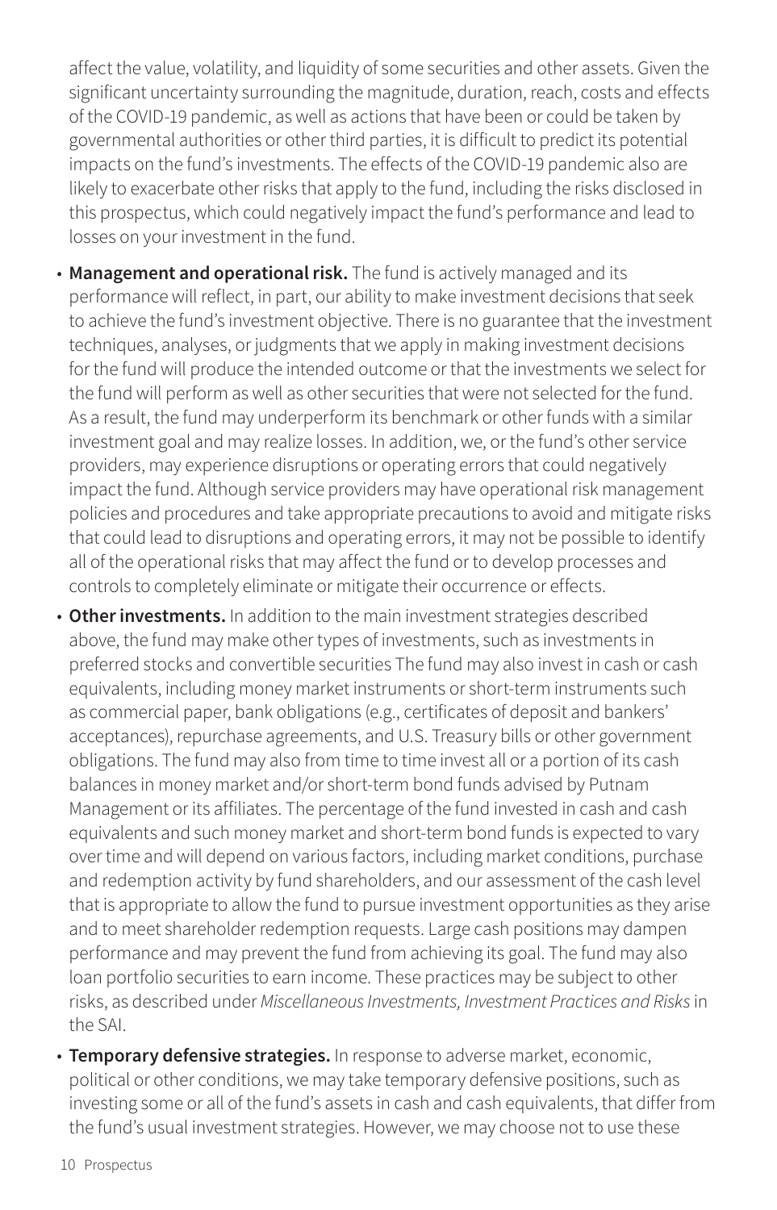affect the value, volatility, and liquidity of some securities and other assets. Given the significant uncertainty surrounding the magnitude, duration, reach, costs and effects of the COVID-19 pandemic, as well as actions that have been or could be taken by governmental authorities or other third parties, it is difficult to predict its potential impacts on the fund's investments. The effects of the COVID-19 pandemic also are likely to exacerbate other risks that apply to the fund, including the risks disclosed in this prospectus, which could negatively impact the fund's performance and lead to losses on your investment in the fund.

- **Management and operational risk.** The fund is actively managed and its performance will reflect, in part, our ability to make investment decisions that seek to achieve the fund's investment objective. There is no guarantee that the investment techniques, analyses, or judgments that we apply in making investment decisions for the fund will produce the intended outcome or that the investments we select for the fund will perform as well as other securities that were not selected for the fund. As a result, the fund may underperform its benchmark or other funds with a similar investment goal and may realize losses. In addition, we, or the fund's other service providers, may experience disruptions or operating errors that could negatively impact the fund. Although service providers may have operational risk management policies and procedures and take appropriate precautions to avoid and mitigate risks that could lead to disruptions and operating errors, it may not be possible to identify all of the operational risks that may affect the fund or to develop processes and controls to completely eliminate or mitigate their occurrence or effects.
- **Other investments.** In addition to the main investment strategies described above, the fund may make other types of investments, such as investments in preferred stocks and convertible securities The fund may also invest in cash or cash equivalents, including money market instruments or short-term instruments such as commercial paper, bank obligations (e.g., certificates of deposit and bankers' acceptances), repurchase agreements, and U.S. Treasury bills or other government obligations. The fund may also from time to time invest all or a portion of its cash balances in money market and/or short-term bond funds advised by Putnam Management or its affiliates. The percentage of the fund invested in cash and cash equivalents and such money market and short-term bond funds is expected to vary over time and will depend on various factors, including market conditions, purchase and redemption activity by fund shareholders, and our assessment of the cash level that is appropriate to allow the fund to pursue investment opportunities as they arise and to meet shareholder redemption requests. Large cash positions may dampen performance and may prevent the fund from achieving its goal. The fund may also loan portfolio securities to earn income. These practices may be subject to other risks, as described under *Miscellaneous Investments, Investment Practices and Risks* in the SAI.
- **Temporary defensive strategies.** In response to adverse market, economic, political or other conditions, we may take temporary defensive positions, such as investing some or all of the fund's assets in cash and cash equivalents, that differ from the fund's usual investment strategies. However, we may choose not to use these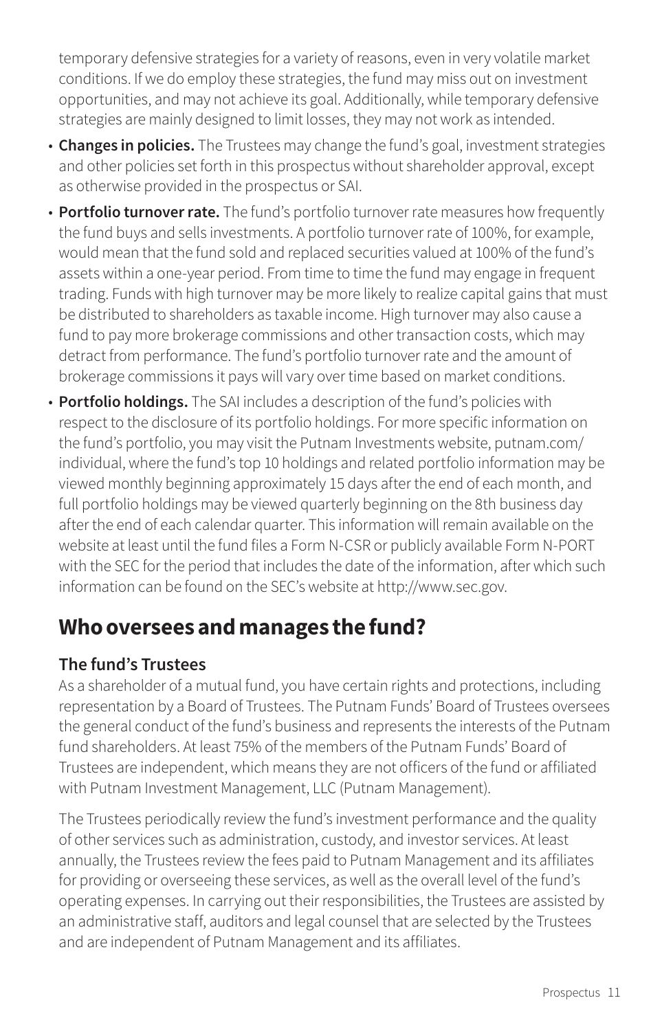temporary defensive strategies for a variety of reasons, even in very volatile market conditions. If we do employ these strategies, the fund may miss out on investment opportunities, and may not achieve its goal. Additionally, while temporary defensive strategies are mainly designed to limit losses, they may not work as intended.

- **Changes in policies.** The Trustees may change the fund's goal, investment strategies and other policies set forth in this prospectus without shareholder approval, except as otherwise provided in the prospectus or SAI.
- **Portfolio turnover rate.** The fund's portfolio turnover rate measures how frequently the fund buys and sells investments. A portfolio turnover rate of 100%, for example, would mean that the fund sold and replaced securities valued at 100% of the fund's assets within a one-year period. From time to time the fund may engage in frequent trading. Funds with high turnover may be more likely to realize capital gains that must be distributed to shareholders as taxable income. High turnover may also cause a fund to pay more brokerage commissions and other transaction costs, which may detract from performance. The fund's portfolio turnover rate and the amount of brokerage commissions it pays will vary over time based on market conditions.
- **Portfolio holdings.** The SAI includes a description of the fund's policies with respect to the disclosure of its portfolio holdings. For more specific information on the fund's portfolio, you may visit the Putnam Investments website, putnam.com/individual, where the fund's top 10 holdings and related portfolio information may be viewed monthly beginning approximately 15 days after the end of each month, and full portfolio holdings may be viewed quarterly beginning on the 8th business day after the end of each calendar quarter. This information will remain available on the website at least until the fund files a Form N-CSR or publicly available Form N-PORT with the SEC for the period that includes the date of the information, after which such information can be found on the SEC's website at http://www.sec.gov.

## Who oversees and manages the fund?

### The fund's Trustees

As a shareholder of a mutual fund, you have certain rights and protections, including representation by a Board of Trustees. The Putnam Funds' Board of Trustees oversees the general conduct of the fund's business and represents the interests of the Putnam fund shareholders. At least 75% of the members of the Putnam Funds' Board of Trustees are independent, which means they are not officers of the fund or affiliated with Putnam Investment Management, LLC (Putnam Management).

The Trustees periodically review the fund's investment performance and the quality of other services such as administration, custody, and investor services. At least annually, the Trustees review the fees paid to Putnam Management and its affiliates for providing or overseeing these services, as well as the overall level of the fund's operating expenses. In carrying out their responsibilities, the Trustees are assisted by an administrative staff, auditors and legal counsel that are selected by the Trustees and are independent of Putnam Management and its affiliates.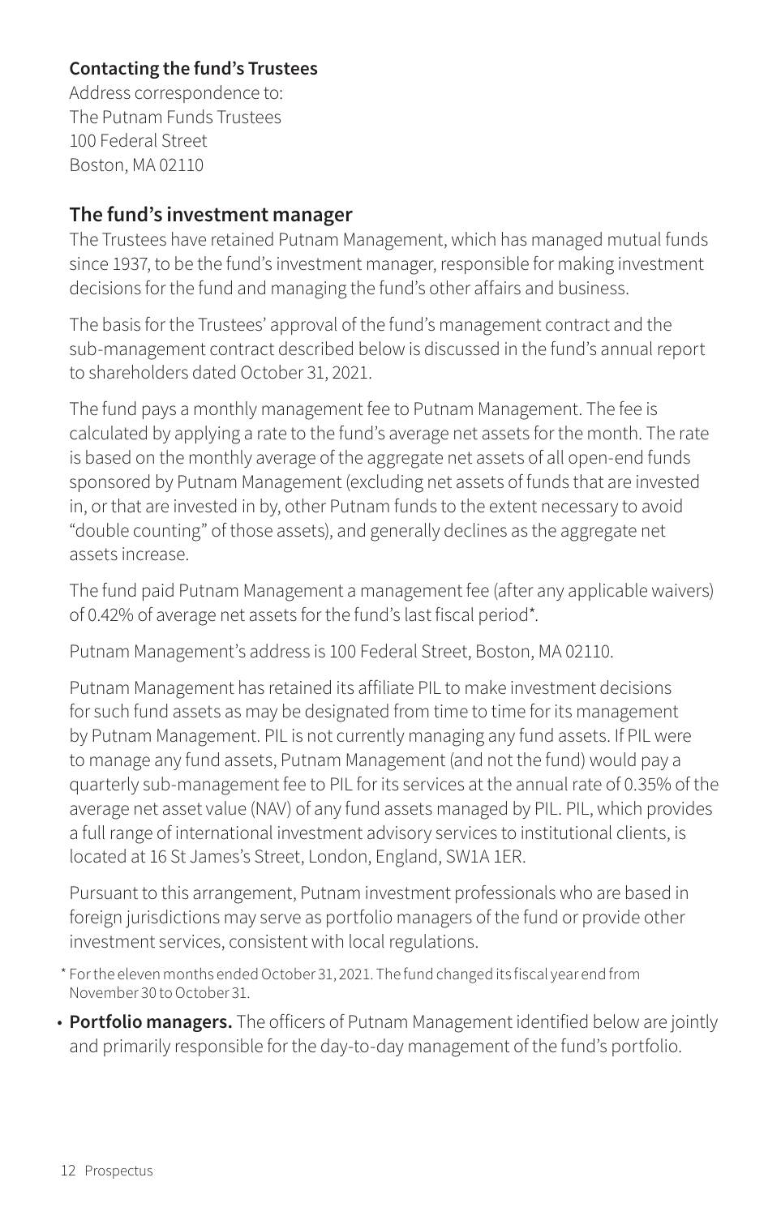**Contacting the fund's Trustees**

Address correspondence to:
The Putnam Funds Trustees
100 Federal Street
Boston, MA 02110

## The fund's investment manager

The Trustees have retained Putnam Management, which has managed mutual funds since 1937, to be the fund's investment manager, responsible for making investment decisions for the fund and managing the fund's other affairs and business.

The basis for the Trustees' approval of the fund's management contract and the sub-management contract described below is discussed in the fund's annual report to shareholders dated October 31, 2021.

The fund pays a monthly management fee to Putnam Management. The fee is calculated by applying a rate to the fund's average net assets for the month. The rate is based on the monthly average of the aggregate net assets of all open-end funds sponsored by Putnam Management (excluding net assets of funds that are invested in, or that are invested in by, other Putnam funds to the extent necessary to avoid "double counting" of those assets), and generally declines as the aggregate net assets increase.

The fund paid Putnam Management a management fee (after any applicable waivers) of 0.42% of average net assets for the fund's last fiscal period*.

Putnam Management's address is 100 Federal Street, Boston, MA 02110.

Putnam Management has retained its affiliate PIL to make investment decisions for such fund assets as may be designated from time to time for its management by Putnam Management. PIL is not currently managing any fund assets. If PIL were to manage any fund assets, Putnam Management (and not the fund) would pay a quarterly sub-management fee to PIL for its services at the annual rate of 0.35% of the average net asset value (NAV) of any fund assets managed by PIL. PIL, which provides a full range of international investment advisory services to institutional clients, is located at 16 St James's Street, London, England, SW1A 1ER.

Pursuant to this arrangement, Putnam investment professionals who are based in foreign jurisdictions may serve as portfolio managers of the fund or provide other investment services, consistent with local regulations.

\* For the eleven months ended October 31, 2021. The fund changed its fiscal year end from November 30 to October 31.

- **Portfolio managers.** The officers of Putnam Management identified below are jointly and primarily responsible for the day-to-day management of the fund's portfolio.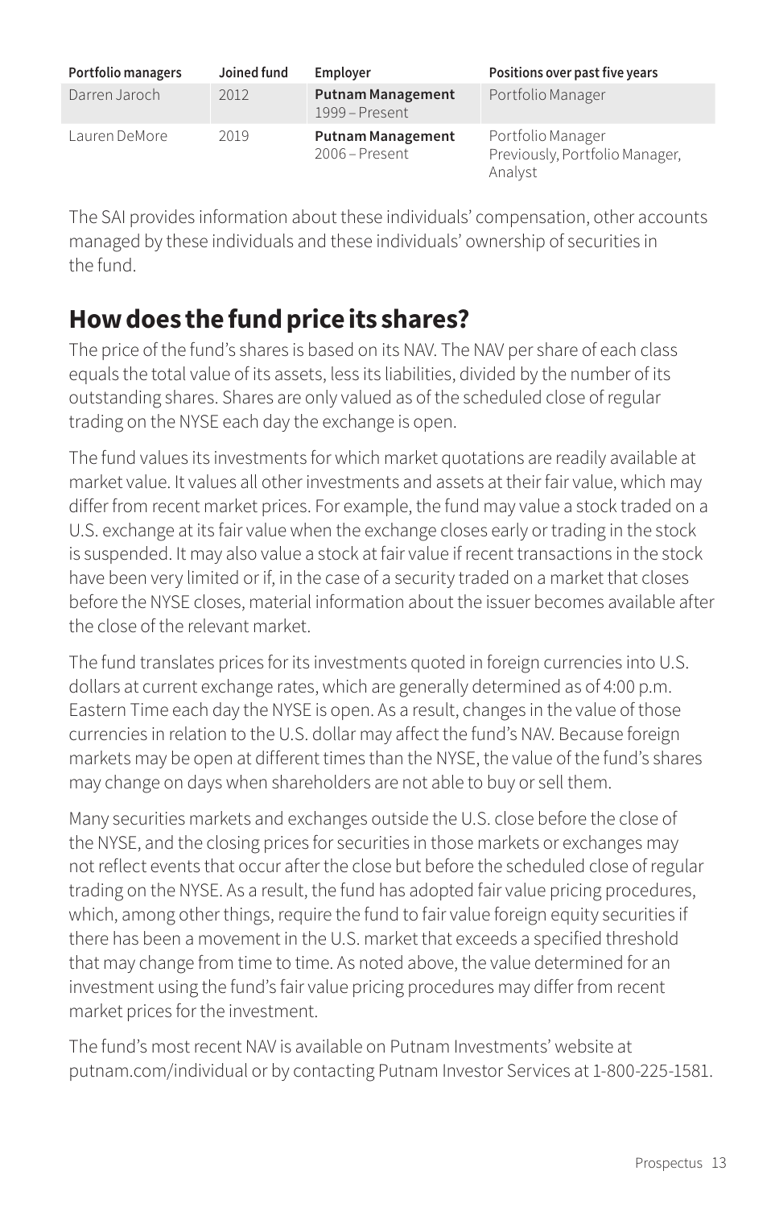| Portfolio managers | Joined fund | Employer | Positions over past five years |
|---|---|---|---|
| Darren Jaroch | 2012 | **Putnam Management** 1999 – Present | Portfolio Manager |
| Lauren DeMore | 2019 | **Putnam Management** 2006 – Present | Portfolio Manager Previously, Portfolio Manager, Analyst |

The SAI provides information about these individuals' compensation, other accounts managed by these individuals and these individuals' ownership of securities in the fund.

## How does the fund price its shares?

The price of the fund's shares is based on its NAV. The NAV per share of each class equals the total value of its assets, less its liabilities, divided by the number of its outstanding shares. Shares are only valued as of the scheduled close of regular trading on the NYSE each day the exchange is open.

The fund values its investments for which market quotations are readily available at market value. It values all other investments and assets at their fair value, which may differ from recent market prices. For example, the fund may value a stock traded on a U.S. exchange at its fair value when the exchange closes early or trading in the stock is suspended. It may also value a stock at fair value if recent transactions in the stock have been very limited or if, in the case of a security traded on a market that closes before the NYSE closes, material information about the issuer becomes available after the close of the relevant market.

The fund translates prices for its investments quoted in foreign currencies into U.S. dollars at current exchange rates, which are generally determined as of 4:00 p.m. Eastern Time each day the NYSE is open. As a result, changes in the value of those currencies in relation to the U.S. dollar may affect the fund's NAV. Because foreign markets may be open at different times than the NYSE, the value of the fund's shares may change on days when shareholders are not able to buy or sell them.

Many securities markets and exchanges outside the U.S. close before the close of the NYSE, and the closing prices for securities in those markets or exchanges may not reflect events that occur after the close but before the scheduled close of regular trading on the NYSE. As a result, the fund has adopted fair value pricing procedures, which, among other things, require the fund to fair value foreign equity securities if there has been a movement in the U.S. market that exceeds a specified threshold that may change from time to time. As noted above, the value determined for an investment using the fund's fair value pricing procedures may differ from recent market prices for the investment.

The fund's most recent NAV is available on Putnam Investments' website at putnam.com/individual or by contacting Putnam Investor Services at 1-800-225-1581.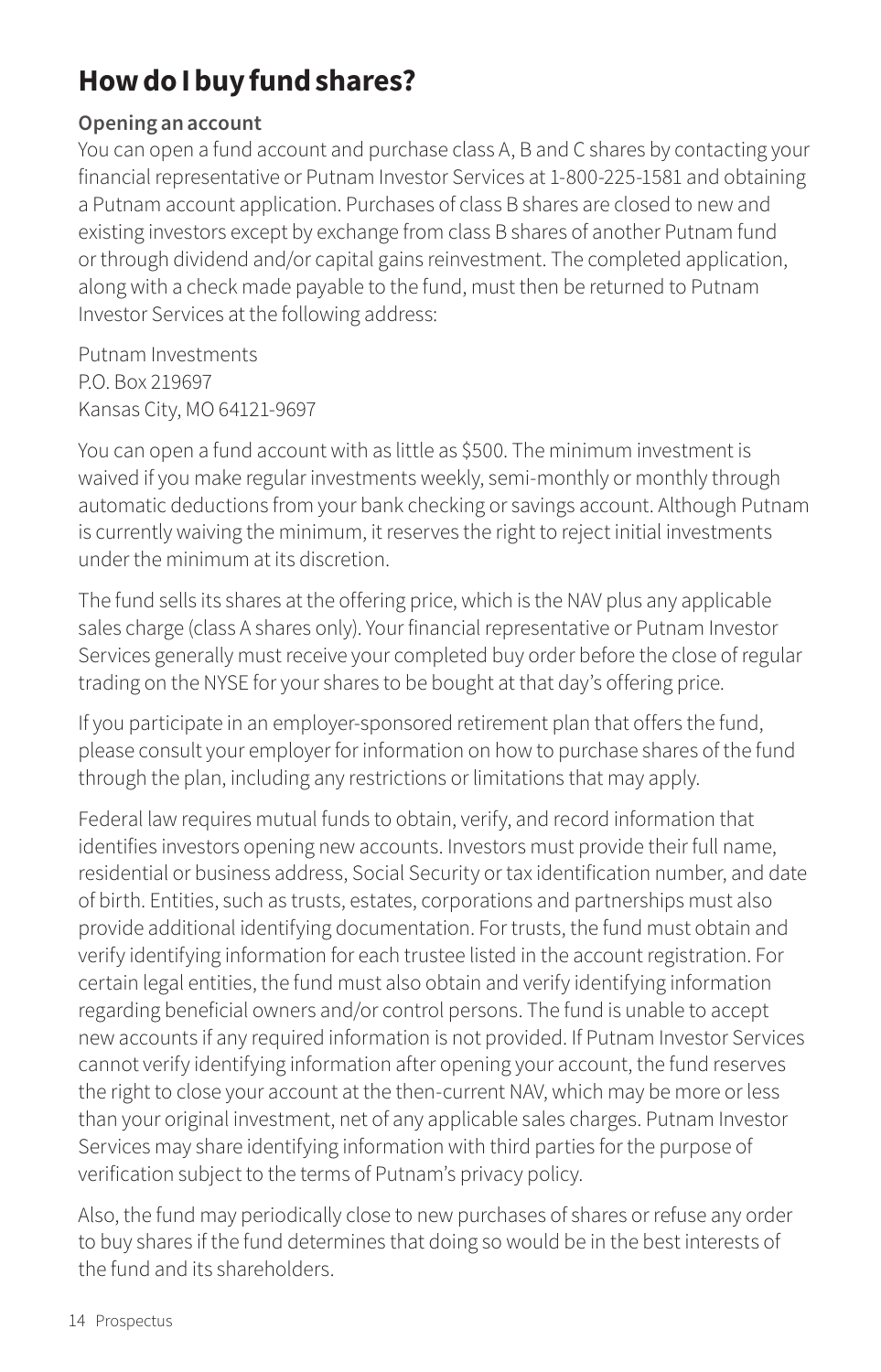# How do I buy fund shares?

**Opening an account**

You can open a fund account and purchase class A, B and C shares by contacting your financial representative or Putnam Investor Services at 1-800-225-1581 and obtaining a Putnam account application. Purchases of class B shares are closed to new and existing investors except by exchange from class B shares of another Putnam fund or through dividend and/or capital gains reinvestment. The completed application, along with a check made payable to the fund, must then be returned to Putnam Investor Services at the following address:

Putnam Investments
P.O. Box 219697
Kansas City, MO 64121-9697

You can open a fund account with as little as $500. The minimum investment is waived if you make regular investments weekly, semi-monthly or monthly through automatic deductions from your bank checking or savings account. Although Putnam is currently waiving the minimum, it reserves the right to reject initial investments under the minimum at its discretion.

The fund sells its shares at the offering price, which is the NAV plus any applicable sales charge (class A shares only). Your financial representative or Putnam Investor Services generally must receive your completed buy order before the close of regular trading on the NYSE for your shares to be bought at that day's offering price.

If you participate in an employer-sponsored retirement plan that offers the fund, please consult your employer for information on how to purchase shares of the fund through the plan, including any restrictions or limitations that may apply.

Federal law requires mutual funds to obtain, verify, and record information that identifies investors opening new accounts. Investors must provide their full name, residential or business address, Social Security or tax identification number, and date of birth. Entities, such as trusts, estates, corporations and partnerships must also provide additional identifying documentation. For trusts, the fund must obtain and verify identifying information for each trustee listed in the account registration. For certain legal entities, the fund must also obtain and verify identifying information regarding beneficial owners and/or control persons. The fund is unable to accept new accounts if any required information is not provided. If Putnam Investor Services cannot verify identifying information after opening your account, the fund reserves the right to close your account at the then-current NAV, which may be more or less than your original investment, net of any applicable sales charges. Putnam Investor Services may share identifying information with third parties for the purpose of verification subject to the terms of Putnam's privacy policy.

Also, the fund may periodically close to new purchases of shares or refuse any order to buy shares if the fund determines that doing so would be in the best interests of the fund and its shareholders.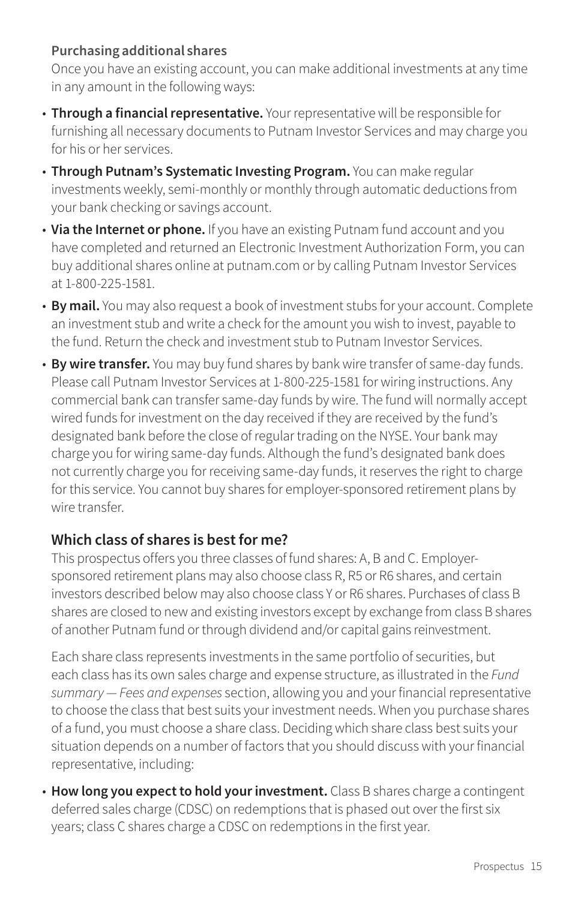#### Purchasing additional shares

Once you have an existing account, you can make additional investments at any time in any amount in the following ways:

- **Through a financial representative.** Your representative will be responsible for furnishing all necessary documents to Putnam Investor Services and may charge you for his or her services.
- **Through Putnam's Systematic Investing Program.** You can make regular investments weekly, semi-monthly or monthly through automatic deductions from your bank checking or savings account.
- **Via the Internet or phone.** If you have an existing Putnam fund account and you have completed and returned an Electronic Investment Authorization Form, you can buy additional shares online at putnam.com or by calling Putnam Investor Services at 1-800-225-1581.
- **By mail.** You may also request a book of investment stubs for your account. Complete an investment stub and write a check for the amount you wish to invest, payable to the fund. Return the check and investment stub to Putnam Investor Services.
- **By wire transfer.** You may buy fund shares by bank wire transfer of same-day funds. Please call Putnam Investor Services at 1-800-225-1581 for wiring instructions. Any commercial bank can transfer same-day funds by wire. The fund will normally accept wired funds for investment on the day received if they are received by the fund's designated bank before the close of regular trading on the NYSE. Your bank may charge you for wiring same-day funds. Although the fund's designated bank does not currently charge you for receiving same-day funds, it reserves the right to charge for this service. You cannot buy shares for employer-sponsored retirement plans by wire transfer.

### Which class of shares is best for me?

This prospectus offers you three classes of fund shares: A, B and C. Employer-sponsored retirement plans may also choose class R, R5 or R6 shares, and certain investors described below may also choose class Y or R6 shares. Purchases of class B shares are closed to new and existing investors except by exchange from class B shares of another Putnam fund or through dividend and/or capital gains reinvestment.

Each share class represents investments in the same portfolio of securities, but each class has its own sales charge and expense structure, as illustrated in the *Fund summary — Fees and expenses* section, allowing you and your financial representative to choose the class that best suits your investment needs. When you purchase shares of a fund, you must choose a share class. Deciding which share class best suits your situation depends on a number of factors that you should discuss with your financial representative, including:

- **How long you expect to hold your investment.** Class B shares charge a contingent deferred sales charge (CDSC) on redemptions that is phased out over the first six years; class C shares charge a CDSC on redemptions in the first year.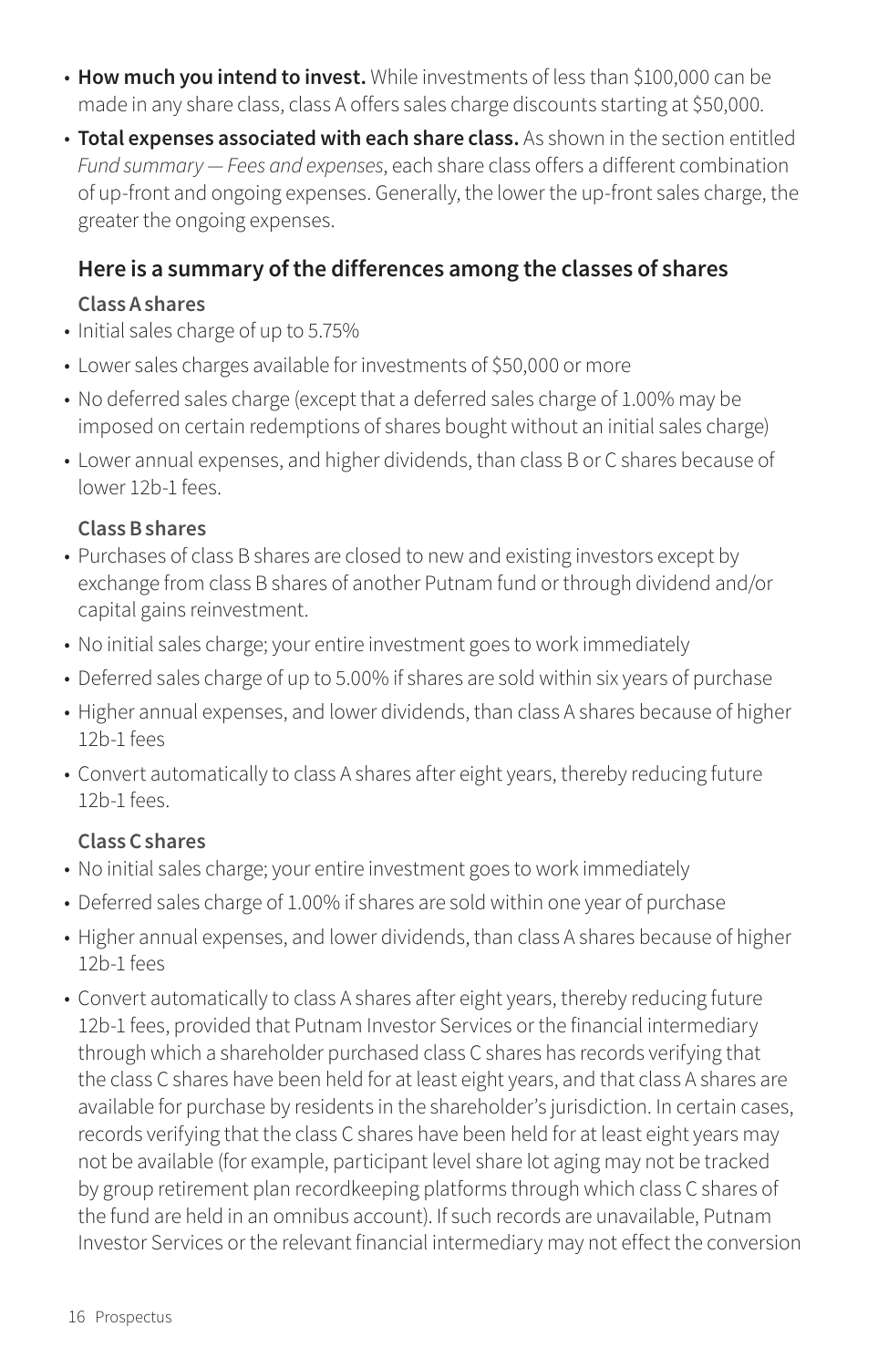- **How much you intend to invest.** While investments of less than $100,000 can be made in any share class, class A offers sales charge discounts starting at $50,000.
- **Total expenses associated with each share class.** As shown in the section entitled *Fund summary — Fees and expenses*, each share class offers a different combination of up-front and ongoing expenses. Generally, the lower the up-front sales charge, the greater the ongoing expenses.

## Here is a summary of the differences among the classes of shares

### Class A shares

- Initial sales charge of up to 5.75%
- Lower sales charges available for investments of $50,000 or more
- No deferred sales charge (except that a deferred sales charge of 1.00% may be imposed on certain redemptions of shares bought without an initial sales charge)
- Lower annual expenses, and higher dividends, than class B or C shares because of lower 12b-1 fees.

### Class B shares

- Purchases of class B shares are closed to new and existing investors except by exchange from class B shares of another Putnam fund or through dividend and/or capital gains reinvestment.
- No initial sales charge; your entire investment goes to work immediately
- Deferred sales charge of up to 5.00% if shares are sold within six years of purchase
- Higher annual expenses, and lower dividends, than class A shares because of higher 12b-1 fees
- Convert automatically to class A shares after eight years, thereby reducing future 12b-1 fees.

### Class C shares

- No initial sales charge; your entire investment goes to work immediately
- Deferred sales charge of 1.00% if shares are sold within one year of purchase
- Higher annual expenses, and lower dividends, than class A shares because of higher 12b-1 fees
- Convert automatically to class A shares after eight years, thereby reducing future 12b-1 fees, provided that Putnam Investor Services or the financial intermediary through which a shareholder purchased class C shares has records verifying that the class C shares have been held for at least eight years, and that class A shares are available for purchase by residents in the shareholder's jurisdiction. In certain cases, records verifying that the class C shares have been held for at least eight years may not be available (for example, participant level share lot aging may not be tracked by group retirement plan recordkeeping platforms through which class C shares of the fund are held in an omnibus account). If such records are unavailable, Putnam Investor Services or the relevant financial intermediary may not effect the conversion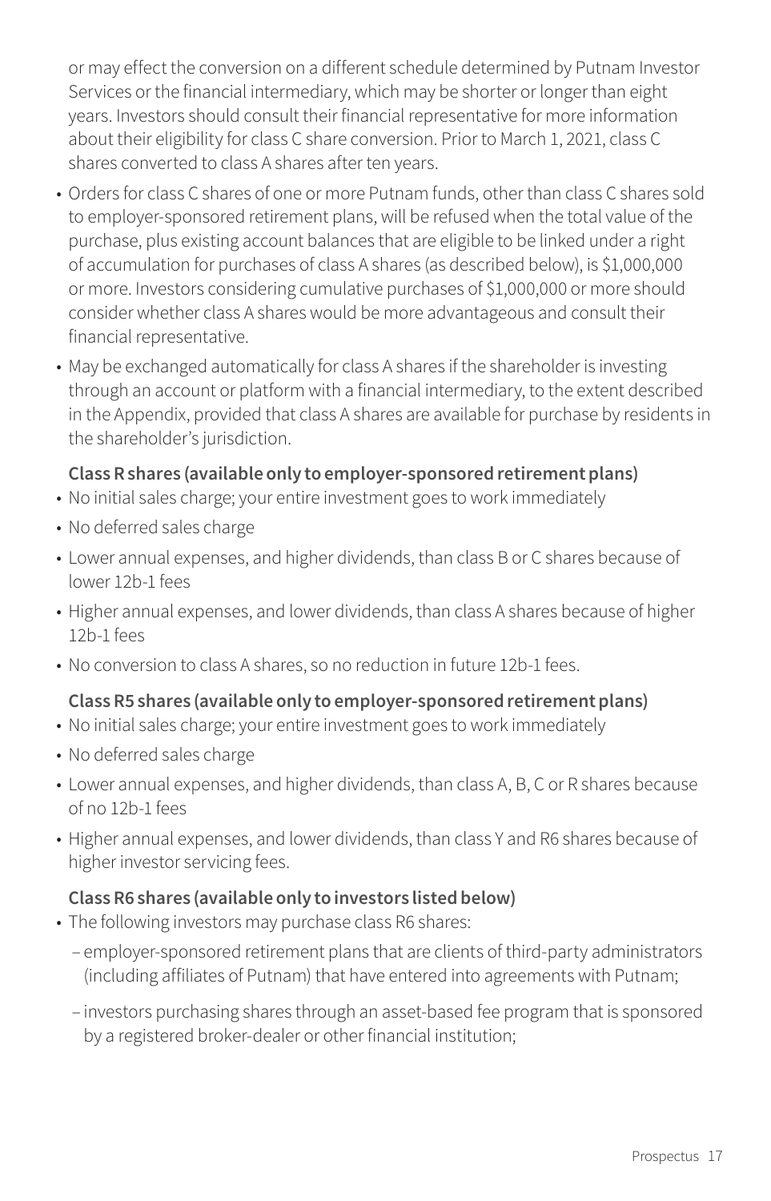or may effect the conversion on a different schedule determined by Putnam Investor Services or the financial intermediary, which may be shorter or longer than eight years. Investors should consult their financial representative for more information about their eligibility for class C share conversion. Prior to March 1, 2021, class C shares converted to class A shares after ten years.

- Orders for class C shares of one or more Putnam funds, other than class C shares sold to employer-sponsored retirement plans, will be refused when the total value of the purchase, plus existing account balances that are eligible to be linked under a right of accumulation for purchases of class A shares (as described below), is $1,000,000 or more. Investors considering cumulative purchases of $1,000,000 or more should consider whether class A shares would be more advantageous and consult their financial representative.
- May be exchanged automatically for class A shares if the shareholder is investing through an account or platform with a financial intermediary, to the extent described in the Appendix, provided that class A shares are available for purchase by residents in the shareholder's jurisdiction.

**Class R shares (available only to employer-sponsored retirement plans)**

- No initial sales charge; your entire investment goes to work immediately
- No deferred sales charge
- Lower annual expenses, and higher dividends, than class B or C shares because of lower 12b-1 fees
- Higher annual expenses, and lower dividends, than class A shares because of higher 12b-1 fees
- No conversion to class A shares, so no reduction in future 12b-1 fees.

**Class R5 shares (available only to employer-sponsored retirement plans)**

- No initial sales charge; your entire investment goes to work immediately
- No deferred sales charge
- Lower annual expenses, and higher dividends, than class A, B, C or R shares because of no 12b-1 fees
- Higher annual expenses, and lower dividends, than class Y and R6 shares because of higher investor servicing fees.

**Class R6 shares (available only to investors listed below)**

- The following investors may purchase class R6 shares:
  - employer-sponsored retirement plans that are clients of third-party administrators (including affiliates of Putnam) that have entered into agreements with Putnam;
  - investors purchasing shares through an asset-based fee program that is sponsored by a registered broker-dealer or other financial institution;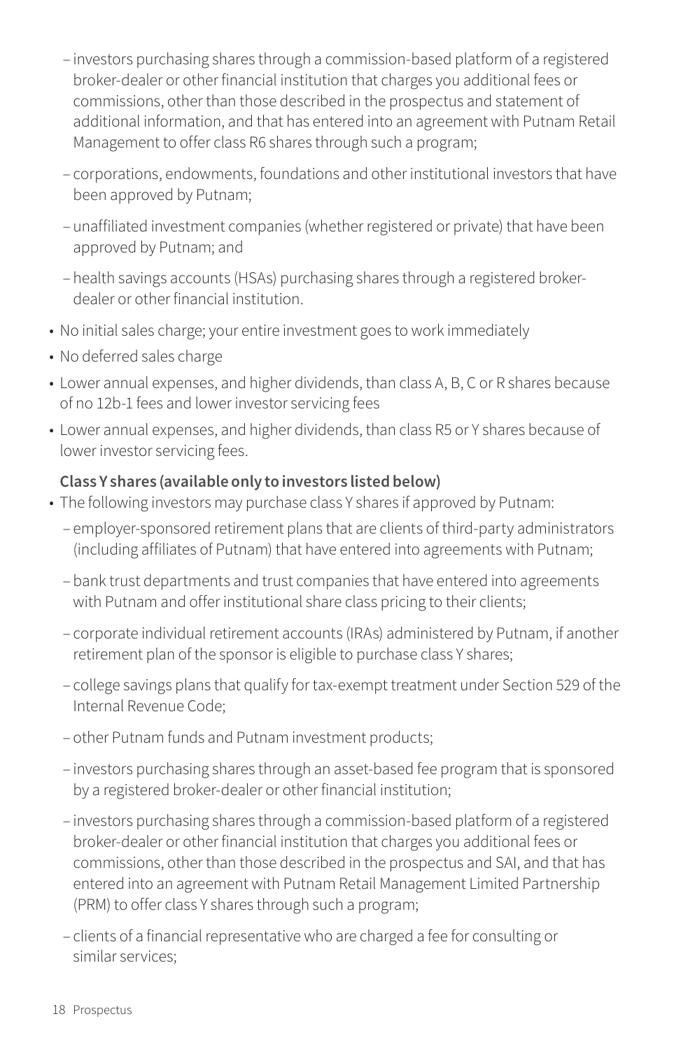- investors purchasing shares through a commission-based platform of a registered broker-dealer or other financial institution that charges you additional fees or commissions, other than those described in the prospectus and statement of additional information, and that has entered into an agreement with Putnam Retail Management to offer class R6 shares through such a program;
  - corporations, endowments, foundations and other institutional investors that have been approved by Putnam;
  - unaffiliated investment companies (whether registered or private) that have been approved by Putnam; and
  - health savings accounts (HSAs) purchasing shares through a registered broker-dealer or other financial institution.
- No initial sales charge; your entire investment goes to work immediately
- No deferred sales charge
- Lower annual expenses, and higher dividends, than class A, B, C or R shares because of no 12b-1 fees and lower investor servicing fees
- Lower annual expenses, and higher dividends, than class R5 or Y shares because of lower investor servicing fees.

**Class Y shares (available only to investors listed below)**

- The following investors may purchase class Y shares if approved by Putnam:
  - employer-sponsored retirement plans that are clients of third-party administrators (including affiliates of Putnam) that have entered into agreements with Putnam;
  - bank trust departments and trust companies that have entered into agreements with Putnam and offer institutional share class pricing to their clients;
  - corporate individual retirement accounts (IRAs) administered by Putnam, if another retirement plan of the sponsor is eligible to purchase class Y shares;
  - college savings plans that qualify for tax-exempt treatment under Section 529 of the Internal Revenue Code;
  - other Putnam funds and Putnam investment products;
  - investors purchasing shares through an asset-based fee program that is sponsored by a registered broker-dealer or other financial institution;
  - investors purchasing shares through a commission-based platform of a registered broker-dealer or other financial institution that charges you additional fees or commissions, other than those described in the prospectus and SAI, and that has entered into an agreement with Putnam Retail Management Limited Partnership (PRM) to offer class Y shares through such a program;
  - clients of a financial representative who are charged a fee for consulting or similar services;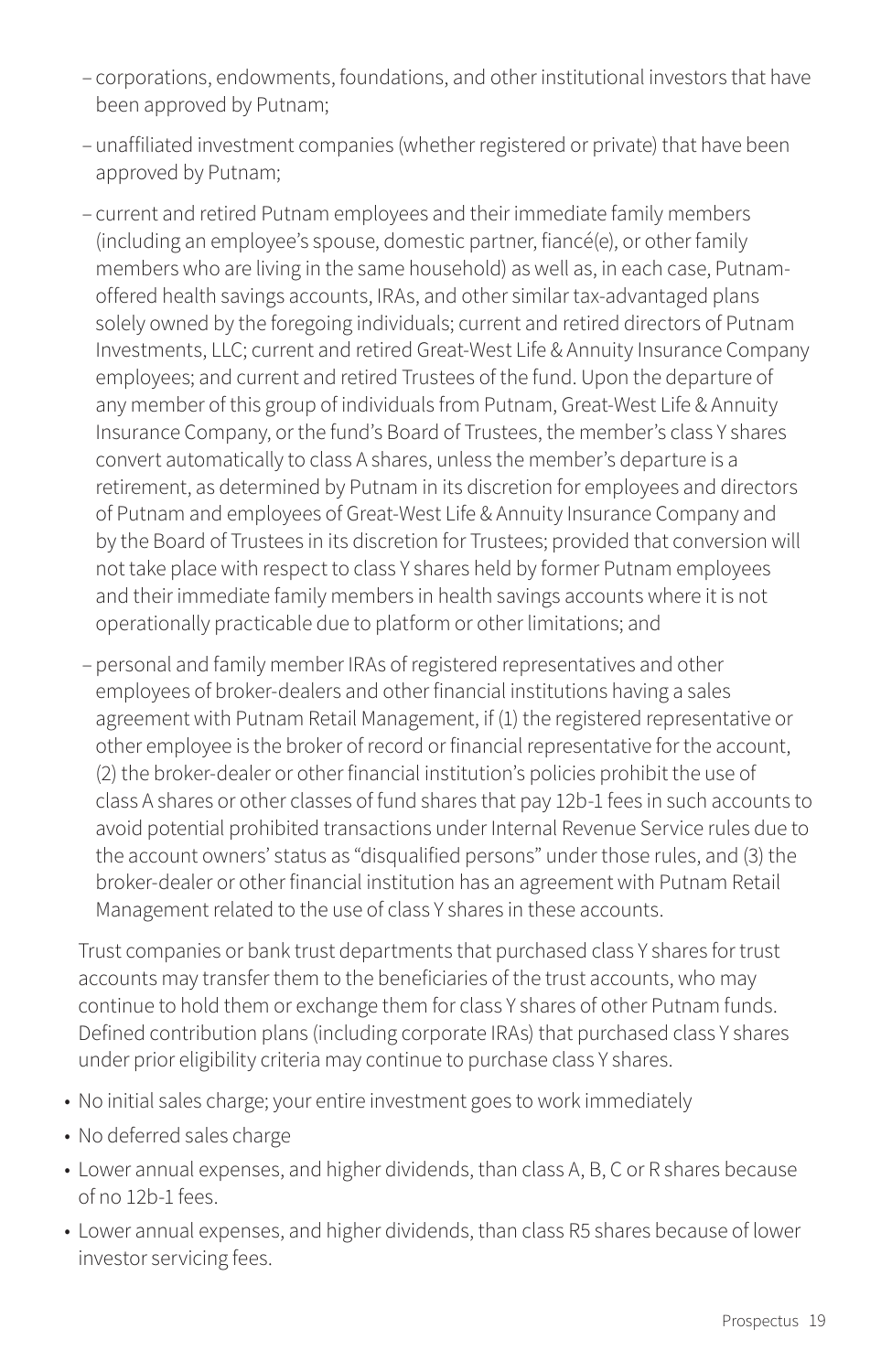- corporations, endowments, foundations, and other institutional investors that have been approved by Putnam;
- unaffiliated investment companies (whether registered or private) that have been approved by Putnam;
- current and retired Putnam employees and their immediate family members (including an employee's spouse, domestic partner, fiancé(e), or other family members who are living in the same household) as well as, in each case, Putnam-offered health savings accounts, IRAs, and other similar tax-advantaged plans solely owned by the foregoing individuals; current and retired directors of Putnam Investments, LLC; current and retired Great-West Life & Annuity Insurance Company employees; and current and retired Trustees of the fund. Upon the departure of any member of this group of individuals from Putnam, Great-West Life & Annuity Insurance Company, or the fund's Board of Trustees, the member's class Y shares convert automatically to class A shares, unless the member's departure is a retirement, as determined by Putnam in its discretion for employees and directors of Putnam and employees of Great-West Life & Annuity Insurance Company and by the Board of Trustees in its discretion for Trustees; provided that conversion will not take place with respect to class Y shares held by former Putnam employees and their immediate family members in health savings accounts where it is not operationally practicable due to platform or other limitations; and
- personal and family member IRAs of registered representatives and other employees of broker-dealers and other financial institutions having a sales agreement with Putnam Retail Management, if (1) the registered representative or other employee is the broker of record or financial representative for the account, (2) the broker-dealer or other financial institution's policies prohibit the use of class A shares or other classes of fund shares that pay 12b-1 fees in such accounts to avoid potential prohibited transactions under Internal Revenue Service rules due to the account owners' status as "disqualified persons" under those rules, and (3) the broker-dealer or other financial institution has an agreement with Putnam Retail Management related to the use of class Y shares in these accounts.

Trust companies or bank trust departments that purchased class Y shares for trust accounts may transfer them to the beneficiaries of the trust accounts, who may continue to hold them or exchange them for class Y shares of other Putnam funds. Defined contribution plans (including corporate IRAs) that purchased class Y shares under prior eligibility criteria may continue to purchase class Y shares.

- No initial sales charge; your entire investment goes to work immediately
- No deferred sales charge
- Lower annual expenses, and higher dividends, than class A, B, C or R shares because of no 12b-1 fees.
- Lower annual expenses, and higher dividends, than class R5 shares because of lower investor servicing fees.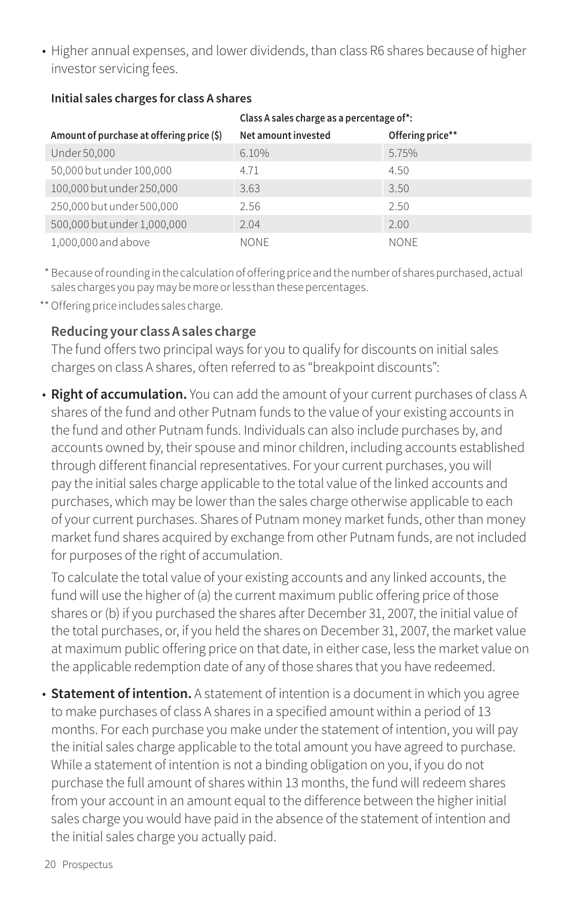- Higher annual expenses, and lower dividends, than class R6 shares because of higher investor servicing fees.

**Initial sales charges for class A shares**

| | Class A sales charge as a percentage of*: | |
|---|---|---|
| **Amount of purchase at offering price ($)** | **Net amount invested** | **Offering price**** |
| Under 50,000 | 6.10% | 5.75% |
| 50,000 but under 100,000 | 4.71 | 4.50 |
| 100,000 but under 250,000 | 3.63 | 3.50 |
| 250,000 but under 500,000 | 2.56 | 2.50 |
| 500,000 but under 1,000,000 | 2.04 | 2.00 |
| 1,000,000 and above | NONE | NONE |

\* Because of rounding in the calculation of offering price and the number of shares purchased, actual sales charges you pay may be more or less than these percentages.

** Offering price includes sales charge.

**Reducing your class A sales charge**

The fund offers two principal ways for you to qualify for discounts on initial sales charges on class A shares, often referred to as "breakpoint discounts":

- **Right of accumulation.** You can add the amount of your current purchases of class A shares of the fund and other Putnam funds to the value of your existing accounts in the fund and other Putnam funds. Individuals can also include purchases by, and accounts owned by, their spouse and minor children, including accounts established through different financial representatives. For your current purchases, you will pay the initial sales charge applicable to the total value of the linked accounts and purchases, which may be lower than the sales charge otherwise applicable to each of your current purchases. Shares of Putnam money market funds, other than money market fund shares acquired by exchange from other Putnam funds, are not included for purposes of the right of accumulation.

  To calculate the total value of your existing accounts and any linked accounts, the fund will use the higher of (a) the current maximum public offering price of those shares or (b) if you purchased the shares after December 31, 2007, the initial value of the total purchases, or, if you held the shares on December 31, 2007, the market value at maximum public offering price on that date, in either case, less the market value on the applicable redemption date of any of those shares that you have redeemed.

- **Statement of intention.** A statement of intention is a document in which you agree to make purchases of class A shares in a specified amount within a period of 13 months. For each purchase you make under the statement of intention, you will pay the initial sales charge applicable to the total amount you have agreed to purchase. While a statement of intention is not a binding obligation on you, if you do not purchase the full amount of shares within 13 months, the fund will redeem shares from your account in an amount equal to the difference between the higher initial sales charge you would have paid in the absence of the statement of intention and the initial sales charge you actually paid.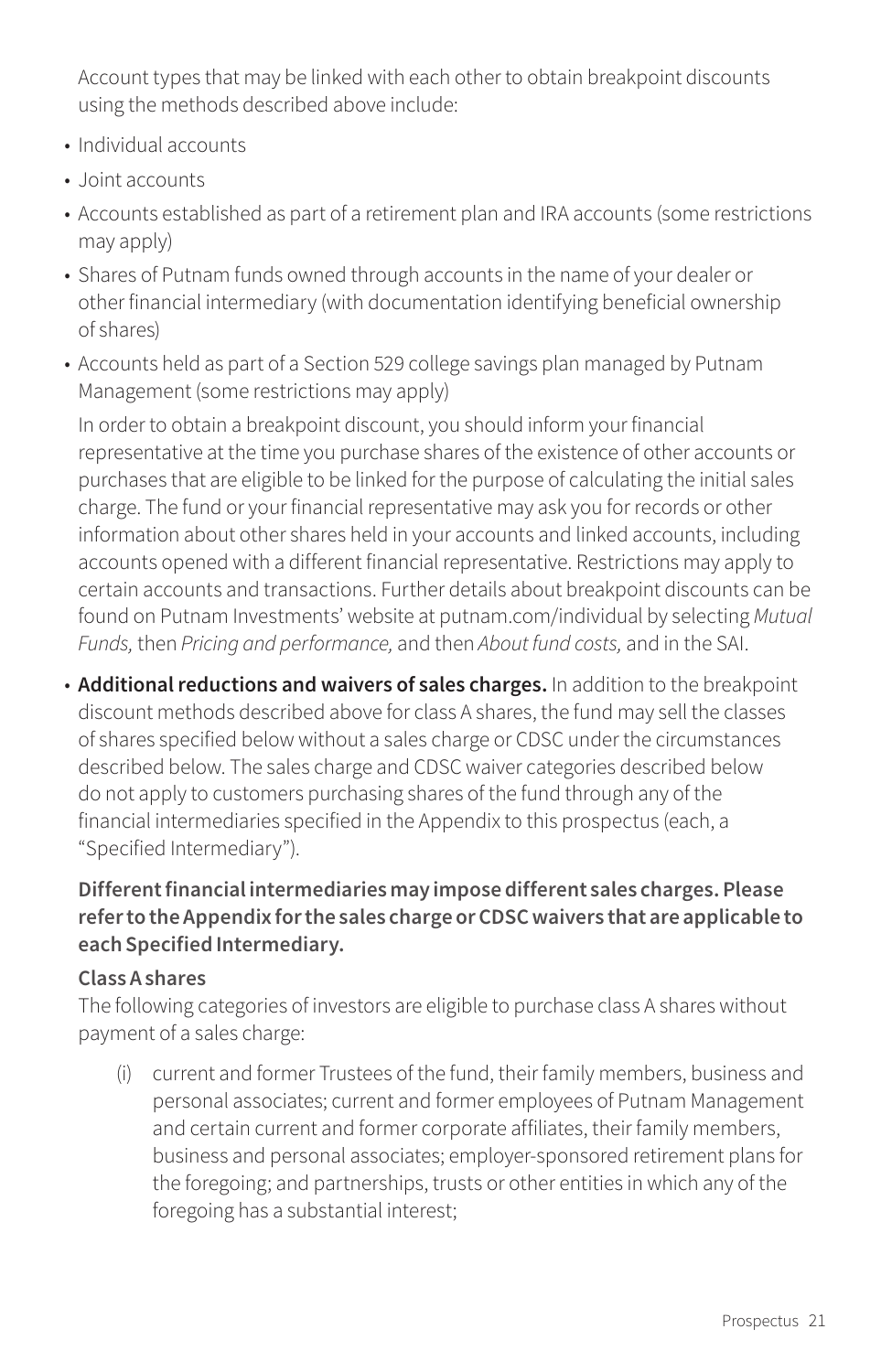Account types that may be linked with each other to obtain breakpoint discounts using the methods described above include:

- Individual accounts
- Joint accounts
- Accounts established as part of a retirement plan and IRA accounts (some restrictions may apply)
- Shares of Putnam funds owned through accounts in the name of your dealer or other financial intermediary (with documentation identifying beneficial ownership of shares)
- Accounts held as part of a Section 529 college savings plan managed by Putnam Management (some restrictions may apply)

In order to obtain a breakpoint discount, you should inform your financial representative at the time you purchase shares of the existence of other accounts or purchases that are eligible to be linked for the purpose of calculating the initial sales charge. The fund or your financial representative may ask you for records or other information about other shares held in your accounts and linked accounts, including accounts opened with a different financial representative. Restrictions may apply to certain accounts and transactions. Further details about breakpoint discounts can be found on Putnam Investments' website at putnam.com/individual by selecting *Mutual Funds,* then *Pricing and performance,* and then *About fund costs,* and in the SAI.

- **Additional reductions and waivers of sales charges.** In addition to the breakpoint discount methods described above for class A shares, the fund may sell the classes of shares specified below without a sales charge or CDSC under the circumstances described below. The sales charge and CDSC waiver categories described below do not apply to customers purchasing shares of the fund through any of the financial intermediaries specified in the Appendix to this prospectus (each, a "Specified Intermediary").

**Different financial intermediaries may impose different sales charges. Please refer to the Appendix for the sales charge or CDSC waivers that are applicable to each Specified Intermediary.**

**Class A shares**

The following categories of investors are eligible to purchase class A shares without payment of a sales charge:

(i) current and former Trustees of the fund, their family members, business and personal associates; current and former employees of Putnam Management and certain current and former corporate affiliates, their family members, business and personal associates; employer-sponsored retirement plans for the foregoing; and partnerships, trusts or other entities in which any of the foregoing has a substantial interest;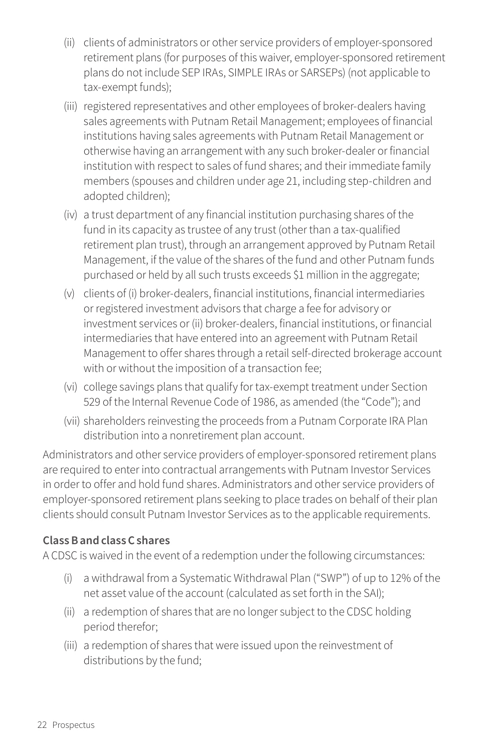(ii) clients of administrators or other service providers of employer-sponsored retirement plans (for purposes of this waiver, employer-sponsored retirement plans do not include SEP IRAs, SIMPLE IRAs or SARSEPs) (not applicable to tax-exempt funds);

(iii) registered representatives and other employees of broker-dealers having sales agreements with Putnam Retail Management; employees of financial institutions having sales agreements with Putnam Retail Management or otherwise having an arrangement with any such broker-dealer or financial institution with respect to sales of fund shares; and their immediate family members (spouses and children under age 21, including step-children and adopted children);

(iv) a trust department of any financial institution purchasing shares of the fund in its capacity as trustee of any trust (other than a tax-qualified retirement plan trust), through an arrangement approved by Putnam Retail Management, if the value of the shares of the fund and other Putnam funds purchased or held by all such trusts exceeds $1 million in the aggregate;

(v) clients of (i) broker-dealers, financial institutions, financial intermediaries or registered investment advisors that charge a fee for advisory or investment services or (ii) broker-dealers, financial institutions, or financial intermediaries that have entered into an agreement with Putnam Retail Management to offer shares through a retail self-directed brokerage account with or without the imposition of a transaction fee;

(vi) college savings plans that qualify for tax-exempt treatment under Section 529 of the Internal Revenue Code of 1986, as amended (the "Code"); and

(vii) shareholders reinvesting the proceeds from a Putnam Corporate IRA Plan distribution into a nonretirement plan account.

Administrators and other service providers of employer-sponsored retirement plans are required to enter into contractual arrangements with Putnam Investor Services in order to offer and hold fund shares. Administrators and other service providers of employer-sponsored retirement plans seeking to place trades on behalf of their plan clients should consult Putnam Investor Services as to the applicable requirements.

**Class B and class C shares**

A CDSC is waived in the event of a redemption under the following circumstances:

(i) a withdrawal from a Systematic Withdrawal Plan ("SWP") of up to 12% of the net asset value of the account (calculated as set forth in the SAI);

(ii) a redemption of shares that are no longer subject to the CDSC holding period therefor;

(iii) a redemption of shares that were issued upon the reinvestment of distributions by the fund;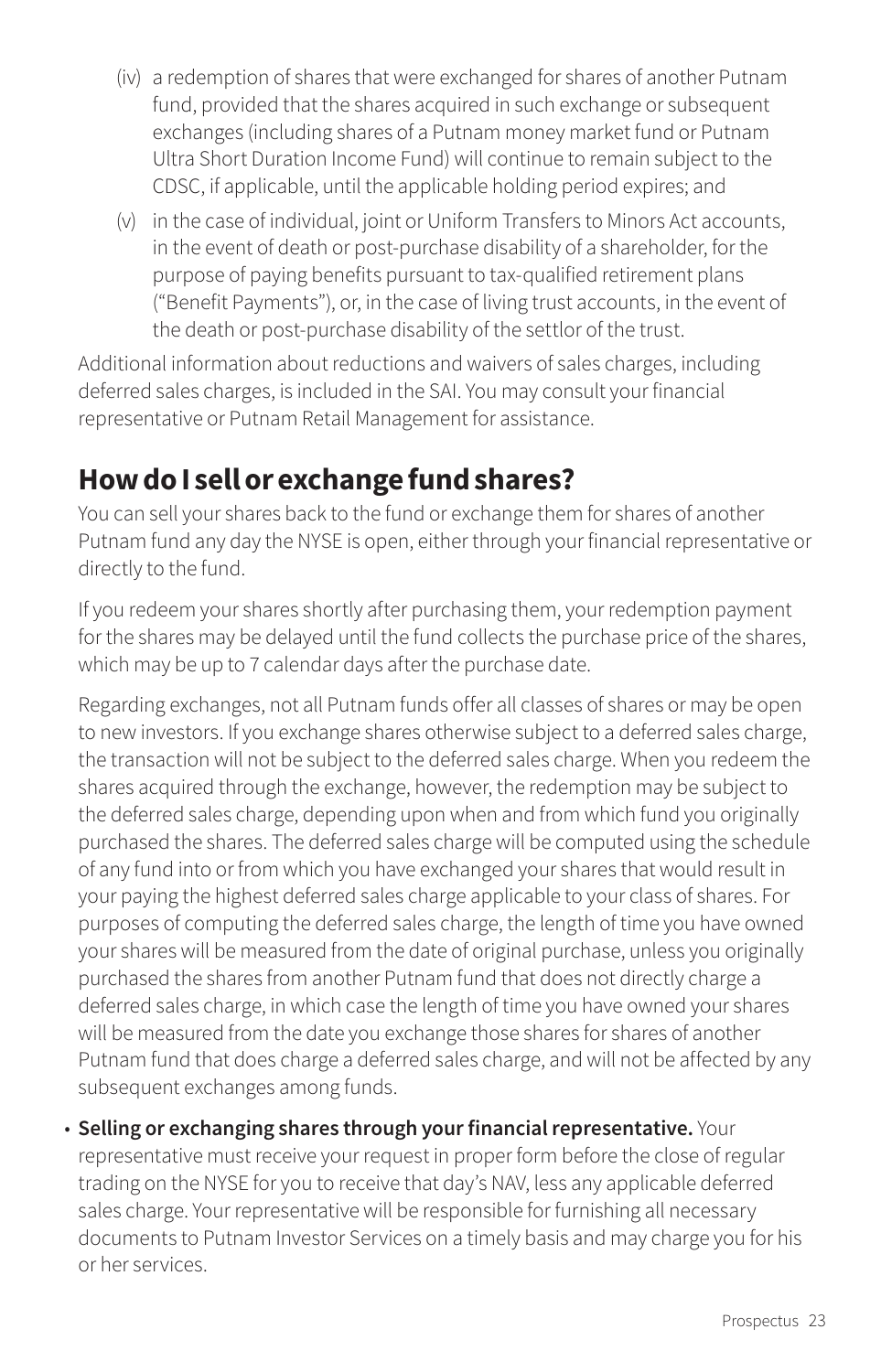(iv) a redemption of shares that were exchanged for shares of another Putnam fund, provided that the shares acquired in such exchange or subsequent exchanges (including shares of a Putnam money market fund or Putnam Ultra Short Duration Income Fund) will continue to remain subject to the CDSC, if applicable, until the applicable holding period expires; and

(v) in the case of individual, joint or Uniform Transfers to Minors Act accounts, in the event of death or post-purchase disability of a shareholder, for the purpose of paying benefits pursuant to tax-qualified retirement plans ("Benefit Payments"), or, in the case of living trust accounts, in the event of the death or post-purchase disability of the settlor of the trust.

Additional information about reductions and waivers of sales charges, including deferred sales charges, is included in the SAI. You may consult your financial representative or Putnam Retail Management for assistance.

## How do I sell or exchange fund shares?

You can sell your shares back to the fund or exchange them for shares of another Putnam fund any day the NYSE is open, either through your financial representative or directly to the fund.

If you redeem your shares shortly after purchasing them, your redemption payment for the shares may be delayed until the fund collects the purchase price of the shares, which may be up to 7 calendar days after the purchase date.

Regarding exchanges, not all Putnam funds offer all classes of shares or may be open to new investors. If you exchange shares otherwise subject to a deferred sales charge, the transaction will not be subject to the deferred sales charge. When you redeem the shares acquired through the exchange, however, the redemption may be subject to the deferred sales charge, depending upon when and from which fund you originally purchased the shares. The deferred sales charge will be computed using the schedule of any fund into or from which you have exchanged your shares that would result in your paying the highest deferred sales charge applicable to your class of shares. For purposes of computing the deferred sales charge, the length of time you have owned your shares will be measured from the date of original purchase, unless you originally purchased the shares from another Putnam fund that does not directly charge a deferred sales charge, in which case the length of time you have owned your shares will be measured from the date you exchange those shares for shares of another Putnam fund that does charge a deferred sales charge, and will not be affected by any subsequent exchanges among funds.

- **Selling or exchanging shares through your financial representative.** Your representative must receive your request in proper form before the close of regular trading on the NYSE for you to receive that day's NAV, less any applicable deferred sales charge. Your representative will be responsible for furnishing all necessary documents to Putnam Investor Services on a timely basis and may charge you for his or her services.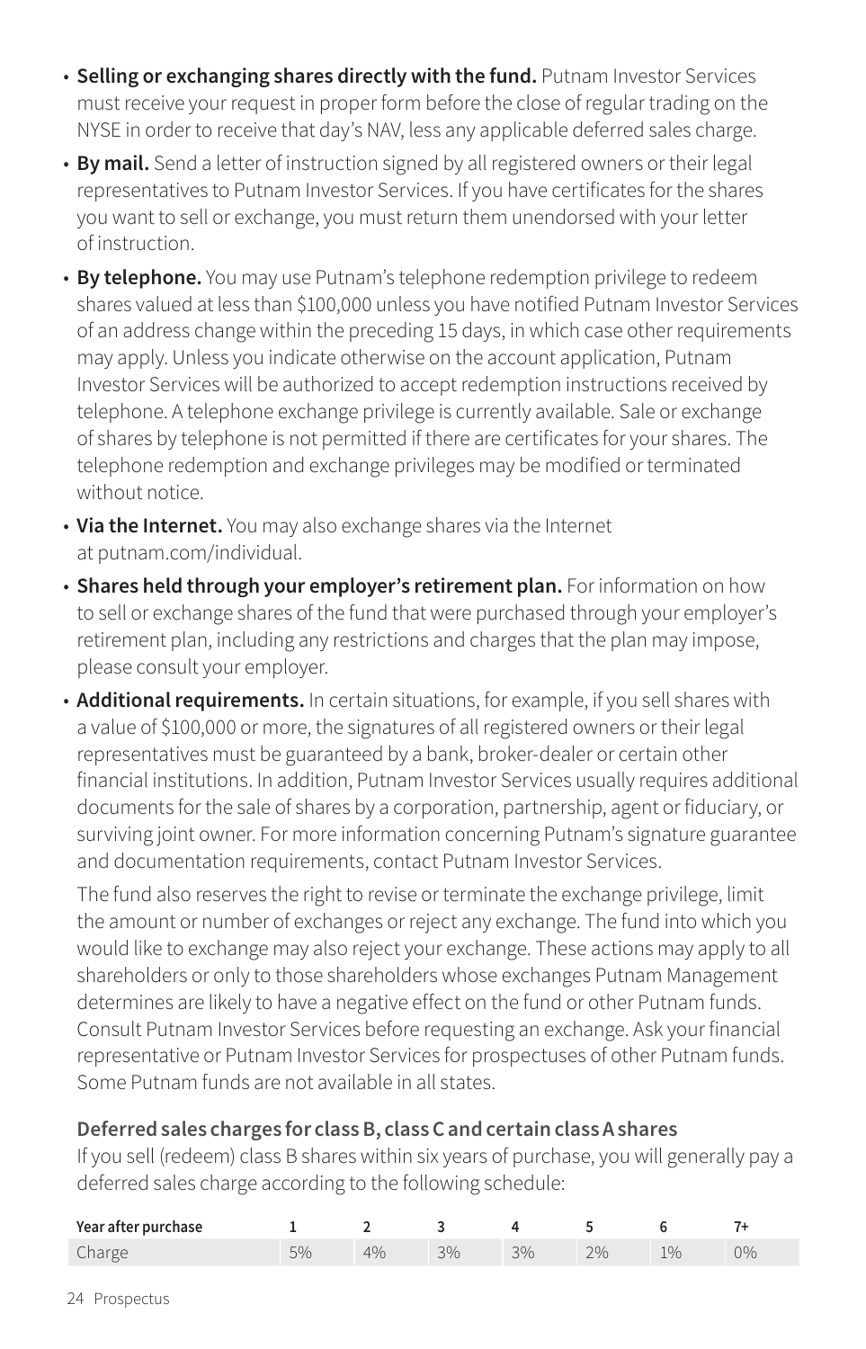- **Selling or exchanging shares directly with the fund.** Putnam Investor Services must receive your request in proper form before the close of regular trading on the NYSE in order to receive that day's NAV, less any applicable deferred sales charge.
- **By mail.** Send a letter of instruction signed by all registered owners or their legal representatives to Putnam Investor Services. If you have certificates for the shares you want to sell or exchange, you must return them unendorsed with your letter of instruction.
- **By telephone.** You may use Putnam's telephone redemption privilege to redeem shares valued at less than $100,000 unless you have notified Putnam Investor Services of an address change within the preceding 15 days, in which case other requirements may apply. Unless you indicate otherwise on the account application, Putnam Investor Services will be authorized to accept redemption instructions received by telephone. A telephone exchange privilege is currently available. Sale or exchange of shares by telephone is not permitted if there are certificates for your shares. The telephone redemption and exchange privileges may be modified or terminated without notice.
- **Via the Internet.** You may also exchange shares via the Internet at putnam.com/individual.
- **Shares held through your employer's retirement plan.** For information on how to sell or exchange shares of the fund that were purchased through your employer's retirement plan, including any restrictions and charges that the plan may impose, please consult your employer.
- **Additional requirements.** In certain situations, for example, if you sell shares with a value of $100,000 or more, the signatures of all registered owners or their legal representatives must be guaranteed by a bank, broker-dealer or certain other financial institutions. In addition, Putnam Investor Services usually requires additional documents for the sale of shares by a corporation, partnership, agent or fiduciary, or surviving joint owner. For more information concerning Putnam's signature guarantee and documentation requirements, contact Putnam Investor Services.

  The fund also reserves the right to revise or terminate the exchange privilege, limit the amount or number of exchanges or reject any exchange. The fund into which you would like to exchange may also reject your exchange. These actions may apply to all shareholders or only to those shareholders whose exchanges Putnam Management determines are likely to have a negative effect on the fund or other Putnam funds. Consult Putnam Investor Services before requesting an exchange. Ask your financial representative or Putnam Investor Services for prospectuses of other Putnam funds. Some Putnam funds are not available in all states.

**Deferred sales charges for class B, class C and certain class A shares**

If you sell (redeem) class B shares within six years of purchase, you will generally pay a deferred sales charge according to the following schedule:

| Year after purchase | 1 | 2 | 3 | 4 | 5 | 6 | 7+ |
|---|---|---|---|---|---|---|---|
| Charge | 5% | 4% | 3% | 3% | 2% | 1% | 0% |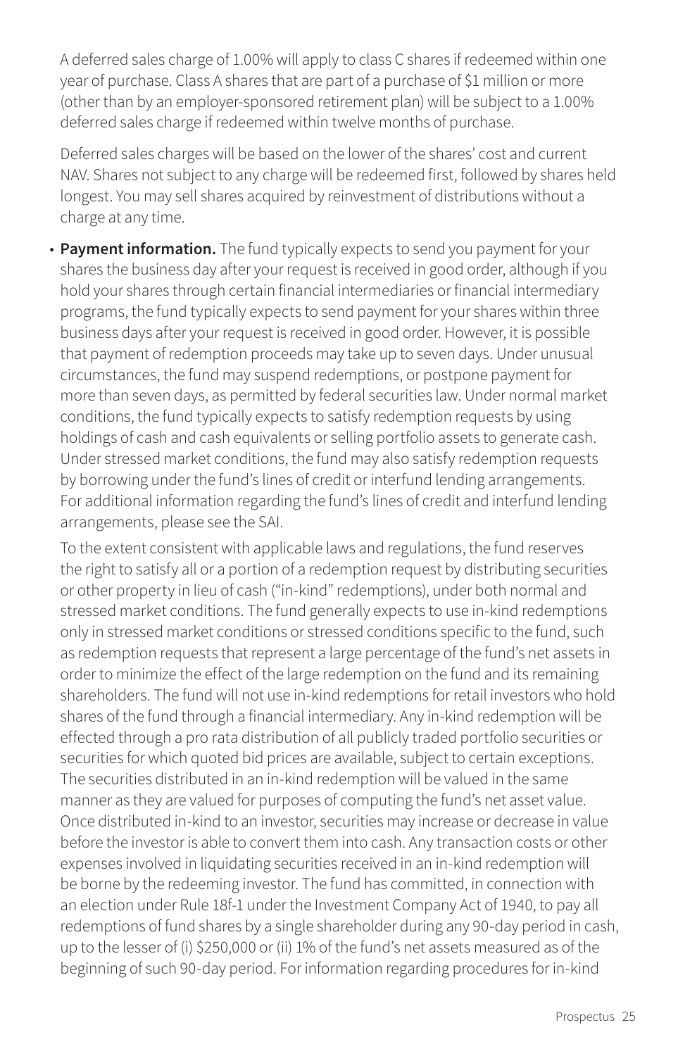A deferred sales charge of 1.00% will apply to class C shares if redeemed within one year of purchase. Class A shares that are part of a purchase of $1 million or more (other than by an employer-sponsored retirement plan) will be subject to a 1.00% deferred sales charge if redeemed within twelve months of purchase.

Deferred sales charges will be based on the lower of the shares' cost and current NAV. Shares not subject to any charge will be redeemed first, followed by shares held longest. You may sell shares acquired by reinvestment of distributions without a charge at any time.

- **Payment information.** The fund typically expects to send you payment for your shares the business day after your request is received in good order, although if you hold your shares through certain financial intermediaries or financial intermediary programs, the fund typically expects to send payment for your shares within three business days after your request is received in good order. However, it is possible that payment of redemption proceeds may take up to seven days. Under unusual circumstances, the fund may suspend redemptions, or postpone payment for more than seven days, as permitted by federal securities law. Under normal market conditions, the fund typically expects to satisfy redemption requests by using holdings of cash and cash equivalents or selling portfolio assets to generate cash. Under stressed market conditions, the fund may also satisfy redemption requests by borrowing under the fund's lines of credit or interfund lending arrangements. For additional information regarding the fund's lines of credit and interfund lending arrangements, please see the SAI.

  To the extent consistent with applicable laws and regulations, the fund reserves the right to satisfy all or a portion of a redemption request by distributing securities or other property in lieu of cash ("in-kind" redemptions), under both normal and stressed market conditions. The fund generally expects to use in-kind redemptions only in stressed market conditions or stressed conditions specific to the fund, such as redemption requests that represent a large percentage of the fund's net assets in order to minimize the effect of the large redemption on the fund and its remaining shareholders. The fund will not use in-kind redemptions for retail investors who hold shares of the fund through a financial intermediary. Any in-kind redemption will be effected through a pro rata distribution of all publicly traded portfolio securities or securities for which quoted bid prices are available, subject to certain exceptions. The securities distributed in an in-kind redemption will be valued in the same manner as they are valued for purposes of computing the fund's net asset value. Once distributed in-kind to an investor, securities may increase or decrease in value before the investor is able to convert them into cash. Any transaction costs or other expenses involved in liquidating securities received in an in-kind redemption will be borne by the redeeming investor. The fund has committed, in connection with an election under Rule 18f-1 under the Investment Company Act of 1940, to pay all redemptions of fund shares by a single shareholder during any 90-day period in cash, up to the lesser of (i) $250,000 or (ii) 1% of the fund's net assets measured as of the beginning of such 90-day period. For information regarding procedures for in-kind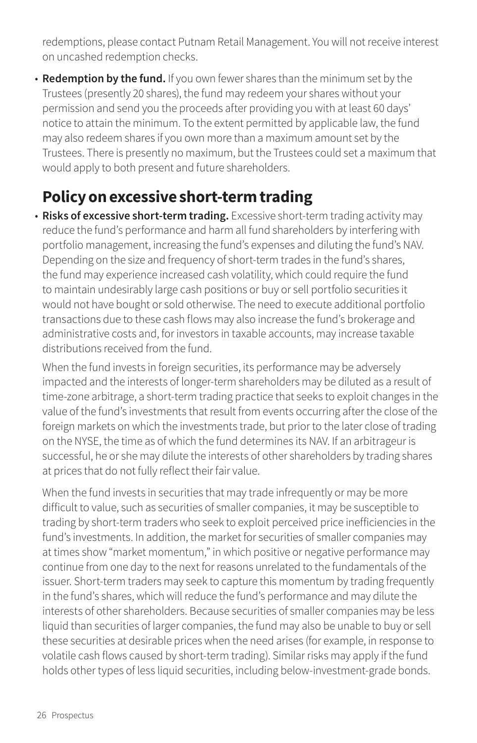redemptions, please contact Putnam Retail Management. You will not receive interest on uncashed redemption checks.

- **Redemption by the fund.** If you own fewer shares than the minimum set by the Trustees (presently 20 shares), the fund may redeem your shares without your permission and send you the proceeds after providing you with at least 60 days' notice to attain the minimum. To the extent permitted by applicable law, the fund may also redeem shares if you own more than a maximum amount set by the Trustees. There is presently no maximum, but the Trustees could set a maximum that would apply to both present and future shareholders.

## Policy on excessive short-term trading

- **Risks of excessive short-term trading.** Excessive short-term trading activity may reduce the fund's performance and harm all fund shareholders by interfering with portfolio management, increasing the fund's expenses and diluting the fund's NAV. Depending on the size and frequency of short-term trades in the fund's shares, the fund may experience increased cash volatility, which could require the fund to maintain undesirably large cash positions or buy or sell portfolio securities it would not have bought or sold otherwise. The need to execute additional portfolio transactions due to these cash flows may also increase the fund's brokerage and administrative costs and, for investors in taxable accounts, may increase taxable distributions received from the fund.

  When the fund invests in foreign securities, its performance may be adversely impacted and the interests of longer-term shareholders may be diluted as a result of time-zone arbitrage, a short-term trading practice that seeks to exploit changes in the value of the fund's investments that result from events occurring after the close of the foreign markets on which the investments trade, but prior to the later close of trading on the NYSE, the time as of which the fund determines its NAV. If an arbitrageur is successful, he or she may dilute the interests of other shareholders by trading shares at prices that do not fully reflect their fair value.

  When the fund invests in securities that may trade infrequently or may be more difficult to value, such as securities of smaller companies, it may be susceptible to trading by short-term traders who seek to exploit perceived price inefficiencies in the fund's investments. In addition, the market for securities of smaller companies may at times show "market momentum," in which positive or negative performance may continue from one day to the next for reasons unrelated to the fundamentals of the issuer. Short-term traders may seek to capture this momentum by trading frequently in the fund's shares, which will reduce the fund's performance and may dilute the interests of other shareholders. Because securities of smaller companies may be less liquid than securities of larger companies, the fund may also be unable to buy or sell these securities at desirable prices when the need arises (for example, in response to volatile cash flows caused by short-term trading). Similar risks may apply if the fund holds other types of less liquid securities, including below-investment-grade bonds.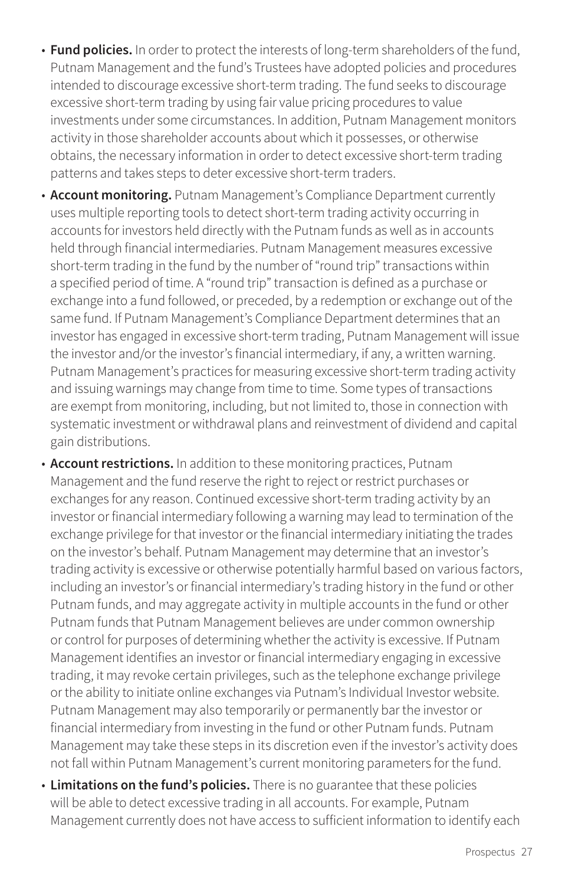- **Fund policies.** In order to protect the interests of long-term shareholders of the fund, Putnam Management and the fund's Trustees have adopted policies and procedures intended to discourage excessive short-term trading. The fund seeks to discourage excessive short-term trading by using fair value pricing procedures to value investments under some circumstances. In addition, Putnam Management monitors activity in those shareholder accounts about which it possesses, or otherwise obtains, the necessary information in order to detect excessive short-term trading patterns and takes steps to deter excessive short-term traders.
- **Account monitoring.** Putnam Management's Compliance Department currently uses multiple reporting tools to detect short-term trading activity occurring in accounts for investors held directly with the Putnam funds as well as in accounts held through financial intermediaries. Putnam Management measures excessive short-term trading in the fund by the number of "round trip" transactions within a specified period of time. A "round trip" transaction is defined as a purchase or exchange into a fund followed, or preceded, by a redemption or exchange out of the same fund. If Putnam Management's Compliance Department determines that an investor has engaged in excessive short-term trading, Putnam Management will issue the investor and/or the investor's financial intermediary, if any, a written warning. Putnam Management's practices for measuring excessive short-term trading activity and issuing warnings may change from time to time. Some types of transactions are exempt from monitoring, including, but not limited to, those in connection with systematic investment or withdrawal plans and reinvestment of dividend and capital gain distributions.
- **Account restrictions.** In addition to these monitoring practices, Putnam Management and the fund reserve the right to reject or restrict purchases or exchanges for any reason. Continued excessive short-term trading activity by an investor or financial intermediary following a warning may lead to termination of the exchange privilege for that investor or the financial intermediary initiating the trades on the investor's behalf. Putnam Management may determine that an investor's trading activity is excessive or otherwise potentially harmful based on various factors, including an investor's or financial intermediary's trading history in the fund or other Putnam funds, and may aggregate activity in multiple accounts in the fund or other Putnam funds that Putnam Management believes are under common ownership or control for purposes of determining whether the activity is excessive. If Putnam Management identifies an investor or financial intermediary engaging in excessive trading, it may revoke certain privileges, such as the telephone exchange privilege or the ability to initiate online exchanges via Putnam's Individual Investor website. Putnam Management may also temporarily or permanently bar the investor or financial intermediary from investing in the fund or other Putnam funds. Putnam Management may take these steps in its discretion even if the investor's activity does not fall within Putnam Management's current monitoring parameters for the fund.
- **Limitations on the fund's policies.** There is no guarantee that these policies will be able to detect excessive trading in all accounts. For example, Putnam Management currently does not have access to sufficient information to identify each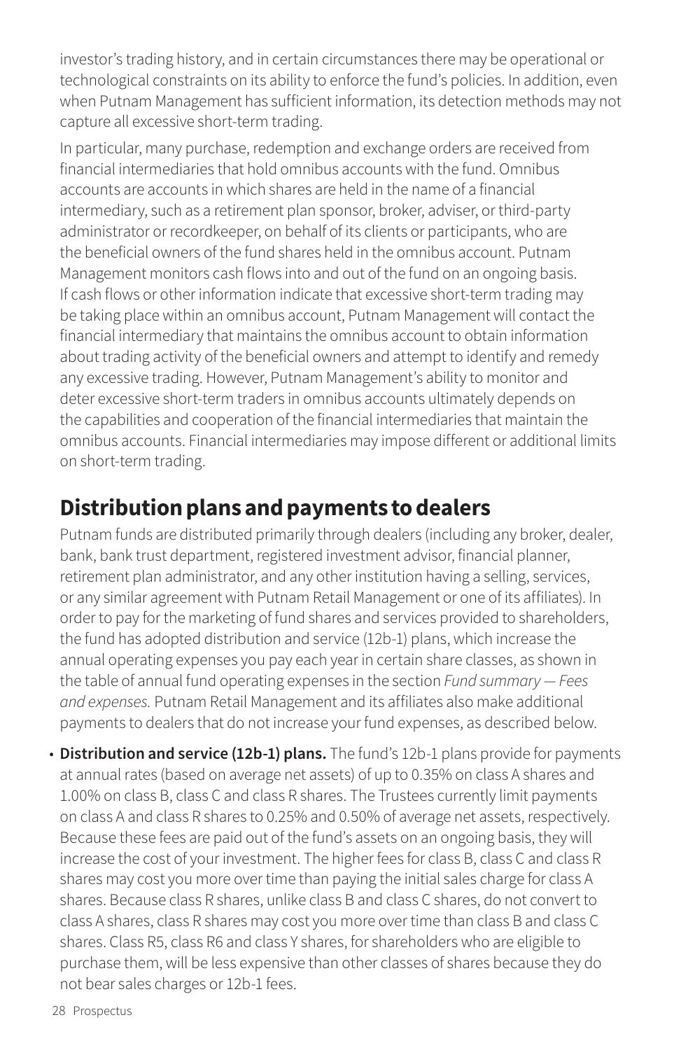investor's trading history, and in certain circumstances there may be operational or technological constraints on its ability to enforce the fund's policies. In addition, even when Putnam Management has sufficient information, its detection methods may not capture all excessive short-term trading.

In particular, many purchase, redemption and exchange orders are received from financial intermediaries that hold omnibus accounts with the fund. Omnibus accounts are accounts in which shares are held in the name of a financial intermediary, such as a retirement plan sponsor, broker, adviser, or third-party administrator or recordkeeper, on behalf of its clients or participants, who are the beneficial owners of the fund shares held in the omnibus account. Putnam Management monitors cash flows into and out of the fund on an ongoing basis. If cash flows or other information indicate that excessive short-term trading may be taking place within an omnibus account, Putnam Management will contact the financial intermediary that maintains the omnibus account to obtain information about trading activity of the beneficial owners and attempt to identify and remedy any excessive trading. However, Putnam Management's ability to monitor and deter excessive short-term traders in omnibus accounts ultimately depends on the capabilities and cooperation of the financial intermediaries that maintain the omnibus accounts. Financial intermediaries may impose different or additional limits on short-term trading.

## Distribution plans and payments to dealers

Putnam funds are distributed primarily through dealers (including any broker, dealer, bank, bank trust department, registered investment advisor, financial planner, retirement plan administrator, and any other institution having a selling, services, or any similar agreement with Putnam Retail Management or one of its affiliates). In order to pay for the marketing of fund shares and services provided to shareholders, the fund has adopted distribution and service (12b-1) plans, which increase the annual operating expenses you pay each year in certain share classes, as shown in the table of annual fund operating expenses in the section *Fund summary — Fees and expenses.* Putnam Retail Management and its affiliates also make additional payments to dealers that do not increase your fund expenses, as described below.

- **Distribution and service (12b-1) plans.** The fund's 12b-1 plans provide for payments at annual rates (based on average net assets) of up to 0.35% on class A shares and 1.00% on class B, class C and class R shares. The Trustees currently limit payments on class A and class R shares to 0.25% and 0.50% of average net assets, respectively. Because these fees are paid out of the fund's assets on an ongoing basis, they will increase the cost of your investment. The higher fees for class B, class C and class R shares may cost you more over time than paying the initial sales charge for class A shares. Because class R shares, unlike class B and class C shares, do not convert to class A shares, class R shares may cost you more over time than class B and class C shares. Class R5, class R6 and class Y shares, for shareholders who are eligible to purchase them, will be less expensive than other classes of shares because they do not bear sales charges or 12b-1 fees.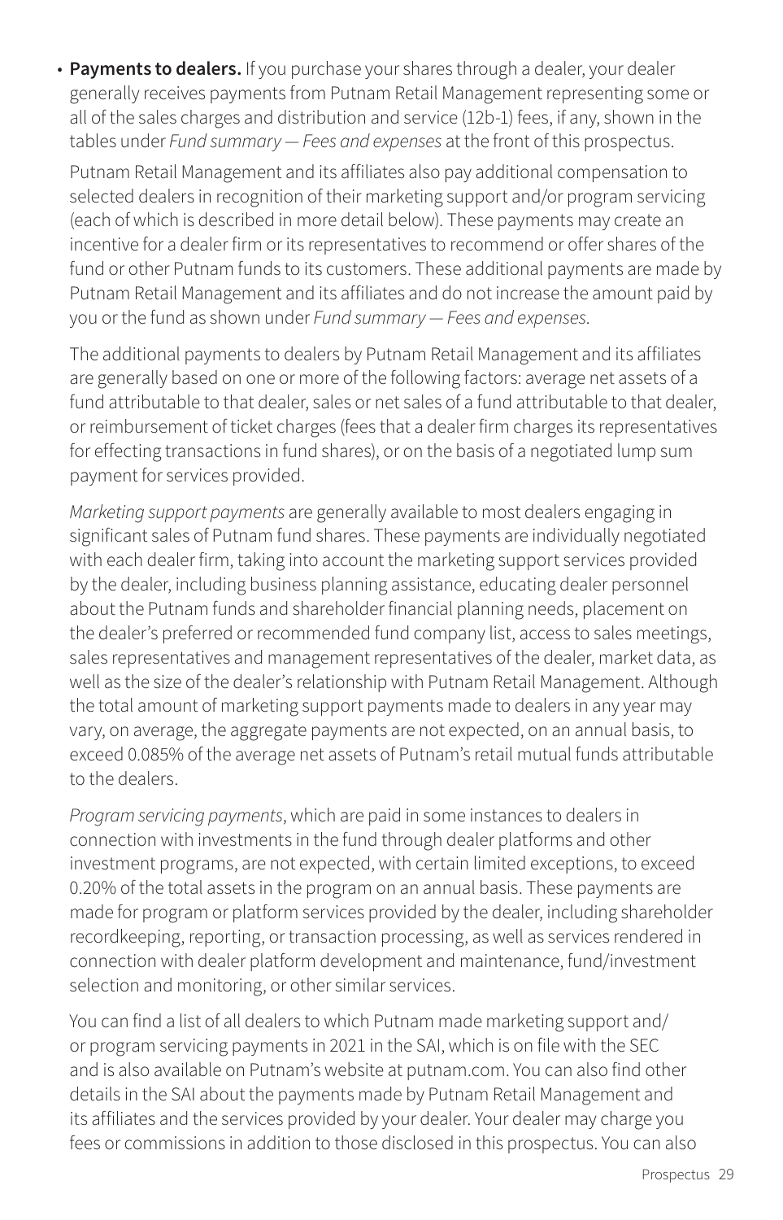- **Payments to dealers.** If you purchase your shares through a dealer, your dealer generally receives payments from Putnam Retail Management representing some or all of the sales charges and distribution and service (12b-1) fees, if any, shown in the tables under *Fund summary — Fees and expenses* at the front of this prospectus.

  Putnam Retail Management and its affiliates also pay additional compensation to selected dealers in recognition of their marketing support and/or program servicing (each of which is described in more detail below). These payments may create an incentive for a dealer firm or its representatives to recommend or offer shares of the fund or other Putnam funds to its customers. These additional payments are made by Putnam Retail Management and its affiliates and do not increase the amount paid by you or the fund as shown under *Fund summary — Fees and expenses*.

  The additional payments to dealers by Putnam Retail Management and its affiliates are generally based on one or more of the following factors: average net assets of a fund attributable to that dealer, sales or net sales of a fund attributable to that dealer, or reimbursement of ticket charges (fees that a dealer firm charges its representatives for effecting transactions in fund shares), or on the basis of a negotiated lump sum payment for services provided.

  *Marketing support payments* are generally available to most dealers engaging in significant sales of Putnam fund shares. These payments are individually negotiated with each dealer firm, taking into account the marketing support services provided by the dealer, including business planning assistance, educating dealer personnel about the Putnam funds and shareholder financial planning needs, placement on the dealer's preferred or recommended fund company list, access to sales meetings, sales representatives and management representatives of the dealer, market data, as well as the size of the dealer's relationship with Putnam Retail Management. Although the total amount of marketing support payments made to dealers in any year may vary, on average, the aggregate payments are not expected, on an annual basis, to exceed 0.085% of the average net assets of Putnam's retail mutual funds attributable to the dealers.

  *Program servicing payments*, which are paid in some instances to dealers in connection with investments in the fund through dealer platforms and other investment programs, are not expected, with certain limited exceptions, to exceed 0.20% of the total assets in the program on an annual basis. These payments are made for program or platform services provided by the dealer, including shareholder recordkeeping, reporting, or transaction processing, as well as services rendered in connection with dealer platform development and maintenance, fund/investment selection and monitoring, or other similar services.

  You can find a list of all dealers to which Putnam made marketing support and/or program servicing payments in 2021 in the SAI, which is on file with the SEC and is also available on Putnam's website at putnam.com. You can also find other details in the SAI about the payments made by Putnam Retail Management and its affiliates and the services provided by your dealer. Your dealer may charge you fees or commissions in addition to those disclosed in this prospectus. You can also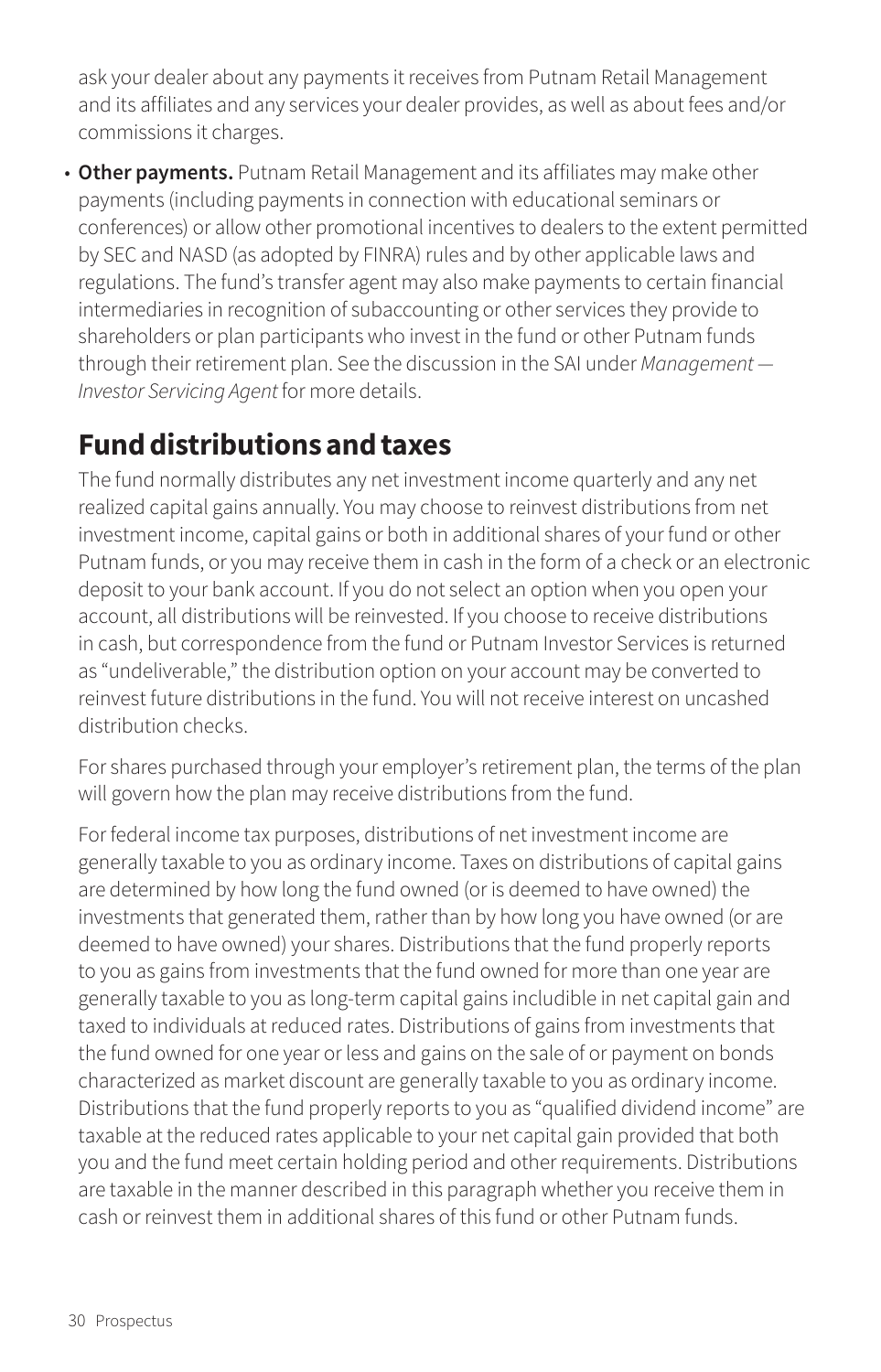ask your dealer about any payments it receives from Putnam Retail Management and its affiliates and any services your dealer provides, as well as about fees and/or commissions it charges.

- **Other payments.** Putnam Retail Management and its affiliates may make other payments (including payments in connection with educational seminars or conferences) or allow other promotional incentives to dealers to the extent permitted by SEC and NASD (as adopted by FINRA) rules and by other applicable laws and regulations. The fund's transfer agent may also make payments to certain financial intermediaries in recognition of subaccounting or other services they provide to shareholders or plan participants who invest in the fund or other Putnam funds through their retirement plan. See the discussion in the SAI under *Management — Investor Servicing Agent* for more details.

## Fund distributions and taxes

The fund normally distributes any net investment income quarterly and any net realized capital gains annually. You may choose to reinvest distributions from net investment income, capital gains or both in additional shares of your fund or other Putnam funds, or you may receive them in cash in the form of a check or an electronic deposit to your bank account. If you do not select an option when you open your account, all distributions will be reinvested. If you choose to receive distributions in cash, but correspondence from the fund or Putnam Investor Services is returned as "undeliverable," the distribution option on your account may be converted to reinvest future distributions in the fund. You will not receive interest on uncashed distribution checks.

For shares purchased through your employer's retirement plan, the terms of the plan will govern how the plan may receive distributions from the fund.

For federal income tax purposes, distributions of net investment income are generally taxable to you as ordinary income. Taxes on distributions of capital gains are determined by how long the fund owned (or is deemed to have owned) the investments that generated them, rather than by how long you have owned (or are deemed to have owned) your shares. Distributions that the fund properly reports to you as gains from investments that the fund owned for more than one year are generally taxable to you as long-term capital gains includible in net capital gain and taxed to individuals at reduced rates. Distributions of gains from investments that the fund owned for one year or less and gains on the sale of or payment on bonds characterized as market discount are generally taxable to you as ordinary income. Distributions that the fund properly reports to you as "qualified dividend income" are taxable at the reduced rates applicable to your net capital gain provided that both you and the fund meet certain holding period and other requirements. Distributions are taxable in the manner described in this paragraph whether you receive them in cash or reinvest them in additional shares of this fund or other Putnam funds.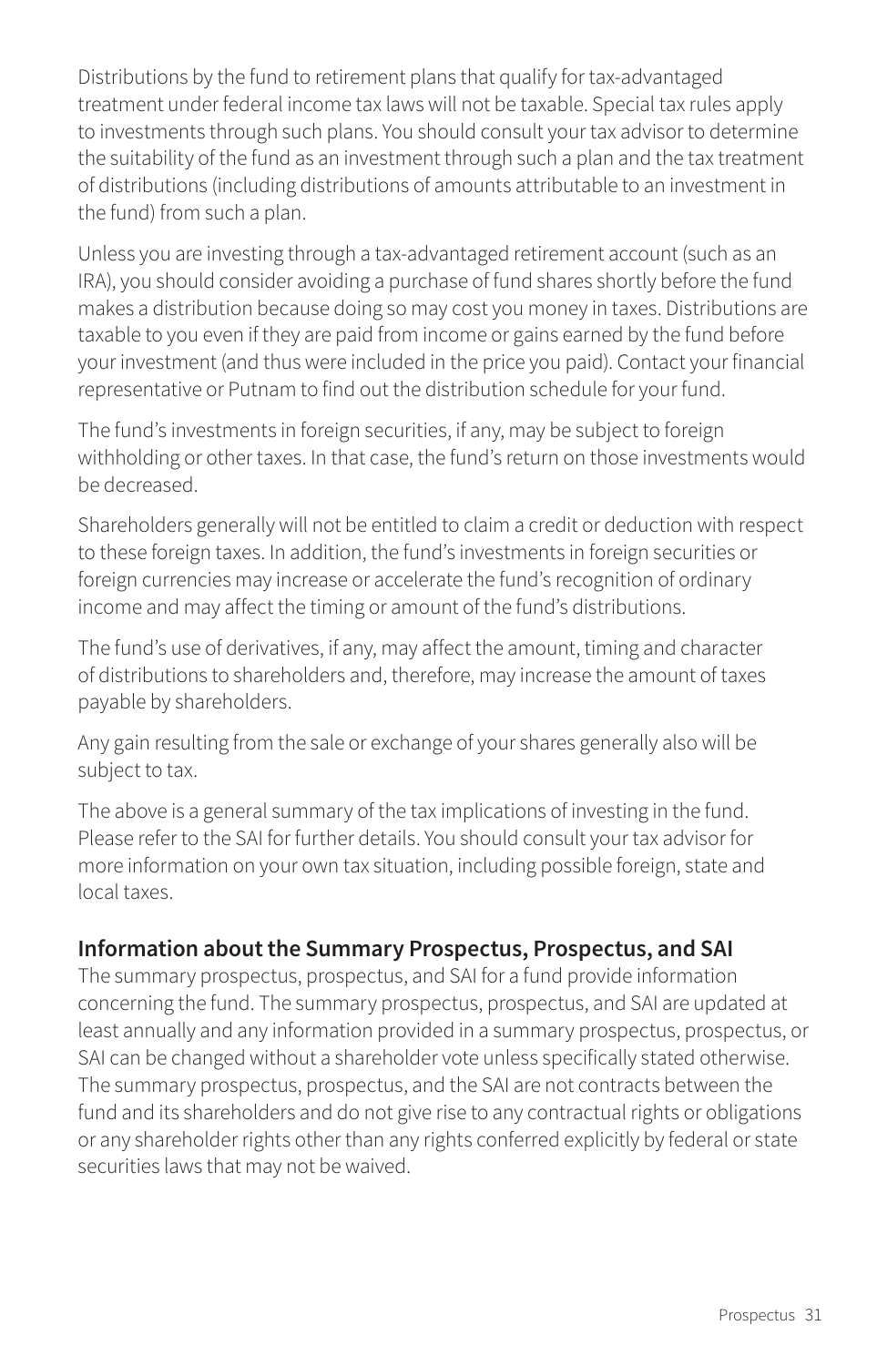Distributions by the fund to retirement plans that qualify for tax-advantaged treatment under federal income tax laws will not be taxable. Special tax rules apply to investments through such plans. You should consult your tax advisor to determine the suitability of the fund as an investment through such a plan and the tax treatment of distributions (including distributions of amounts attributable to an investment in the fund) from such a plan.

Unless you are investing through a tax-advantaged retirement account (such as an IRA), you should consider avoiding a purchase of fund shares shortly before the fund makes a distribution because doing so may cost you money in taxes. Distributions are taxable to you even if they are paid from income or gains earned by the fund before your investment (and thus were included in the price you paid). Contact your financial representative or Putnam to find out the distribution schedule for your fund.

The fund's investments in foreign securities, if any, may be subject to foreign withholding or other taxes. In that case, the fund's return on those investments would be decreased.

Shareholders generally will not be entitled to claim a credit or deduction with respect to these foreign taxes. In addition, the fund's investments in foreign securities or foreign currencies may increase or accelerate the fund's recognition of ordinary income and may affect the timing or amount of the fund's distributions.

The fund's use of derivatives, if any, may affect the amount, timing and character of distributions to shareholders and, therefore, may increase the amount of taxes payable by shareholders.

Any gain resulting from the sale or exchange of your shares generally also will be subject to tax.

The above is a general summary of the tax implications of investing in the fund. Please refer to the SAI for further details. You should consult your tax advisor for more information on your own tax situation, including possible foreign, state and local taxes.

### Information about the Summary Prospectus, Prospectus, and SAI

The summary prospectus, prospectus, and SAI for a fund provide information concerning the fund. The summary prospectus, prospectus, and SAI are updated at least annually and any information provided in a summary prospectus, prospectus, or SAI can be changed without a shareholder vote unless specifically stated otherwise. The summary prospectus, prospectus, and the SAI are not contracts between the fund and its shareholders and do not give rise to any contractual rights or obligations or any shareholder rights other than any rights conferred explicitly by federal or state securities laws that may not be waived.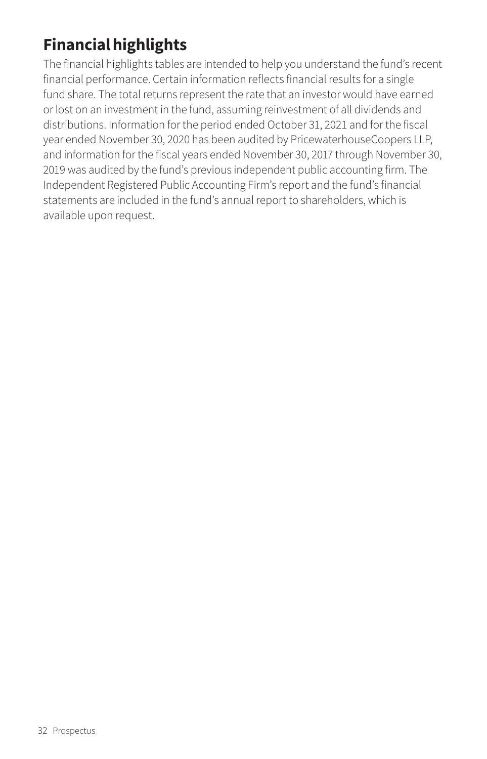# Financial highlights

The financial highlights tables are intended to help you understand the fund's recent financial performance. Certain information reflects financial results for a single fund share. The total returns represent the rate that an investor would have earned or lost on an investment in the fund, assuming reinvestment of all dividends and distributions. Information for the period ended October 31, 2021 and for the fiscal year ended November 30, 2020 has been audited by PricewaterhouseCoopers LLP, and information for the fiscal years ended November 30, 2017 through November 30, 2019 was audited by the fund's previous independent public accounting firm. The Independent Registered Public Accounting Firm's report and the fund's financial statements are included in the fund's annual report to shareholders, which is available upon request.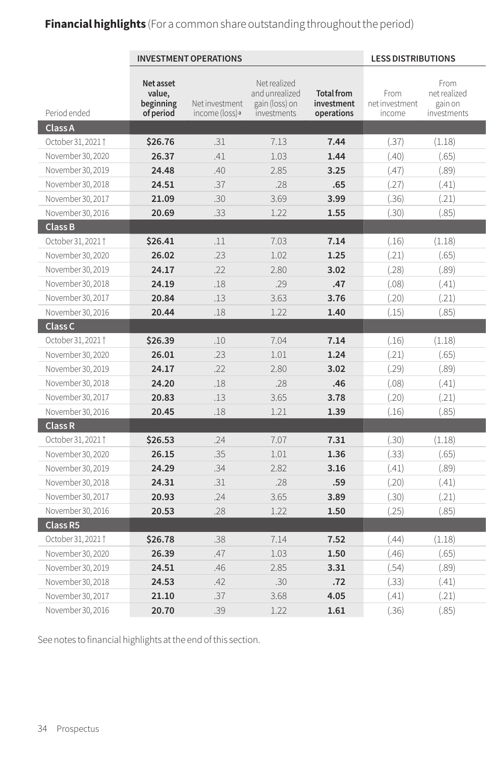**Financial highlights** (For a common share outstanding throughout the period)

| | INVESTMENT OPERATIONS | | | | LESS DISTRIBUTIONS | |
|---|---|---|---|---|---|---|
| Period ended | **Net asset value, beginning of period** | Net investment income (loss)[a] | Net realized and unrealized gain (loss) on investments | **Total from investment operations** | From net investment income | From net realized gain on investments |
| **Class A** | | | | | | |
| October 31, 2021 † | **$26.76** | .31 | 7.13 | **7.44** | (.37) | (1.18) |
| November 30, 2020 | **26.37** | .41 | 1.03 | **1.44** | (.40) | (.65) |
| November 30, 2019 | **24.48** | .40 | 2.85 | **3.25** | (.47) | (.89) |
| November 30, 2018 | **24.51** | .37 | .28 | **.65** | (.27) | (.41) |
| November 30, 2017 | **21.09** | .30 | 3.69 | **3.99** | (.36) | (.21) |
| November 30, 2016 | **20.69** | .33 | 1.22 | **1.55** | (.30) | (.85) |
| **Class B** | | | | | | |
| October 31, 2021 † | **$26.41** | .11 | 7.03 | **7.14** | (.16) | (1.18) |
| November 30, 2020 | **26.02** | .23 | 1.02 | **1.25** | (.21) | (.65) |
| November 30, 2019 | **24.17** | .22 | 2.80 | **3.02** | (.28) | (.89) |
| November 30, 2018 | **24.19** | .18 | .29 | **.47** | (.08) | (.41) |
| November 30, 2017 | **20.84** | .13 | 3.63 | **3.76** | (.20) | (.21) |
| November 30, 2016 | **20.44** | .18 | 1.22 | **1.40** | (.15) | (.85) |
| **Class C** | | | | | | |
| October 31, 2021 † | **$26.39** | .10 | 7.04 | **7.14** | (.16) | (1.18) |
| November 30, 2020 | **26.01** | .23 | 1.01 | **1.24** | (.21) | (.65) |
| November 30, 2019 | **24.17** | .22 | 2.80 | **3.02** | (.29) | (.89) |
| November 30, 2018 | **24.20** | .18 | .28 | **.46** | (.08) | (.41) |
| November 30, 2017 | **20.83** | .13 | 3.65 | **3.78** | (.20) | (.21) |
| November 30, 2016 | **20.45** | .18 | 1.21 | **1.39** | (.16) | (.85) |
| **Class R** | | | | | | |
| October 31, 2021 † | **$26.53** | .24 | 7.07 | **7.31** | (.30) | (1.18) |
| November 30, 2020 | **26.15** | .35 | 1.01 | **1.36** | (.33) | (.65) |
| November 30, 2019 | **24.29** | .34 | 2.82 | **3.16** | (.41) | (.89) |
| November 30, 2018 | **24.31** | .31 | .28 | **.59** | (.20) | (.41) |
| November 30, 2017 | **20.93** | .24 | 3.65 | **3.89** | (.30) | (.21) |
| November 30, 2016 | **20.53** | .28 | 1.22 | **1.50** | (.25) | (.85) |
| **Class R5** | | | | | | |
| October 31, 2021 † | **$26.78** | .38 | 7.14 | **7.52** | (.44) | (1.18) |
| November 30, 2020 | **26.39** | .47 | 1.03 | **1.50** | (.46) | (.65) |
| November 30, 2019 | **24.51** | .46 | 2.85 | **3.31** | (.54) | (.89) |
| November 30, 2018 | **24.53** | .42 | .30 | **.72** | (.33) | (.41) |
| November 30, 2017 | **21.10** | .37 | 3.68 | **4.05** | (.41) | (.21) |
| November 30, 2016 | **20.70** | .39 | 1.22 | **1.61** | (.36) | (.85) |

See notes to financial highlights at the end of this section.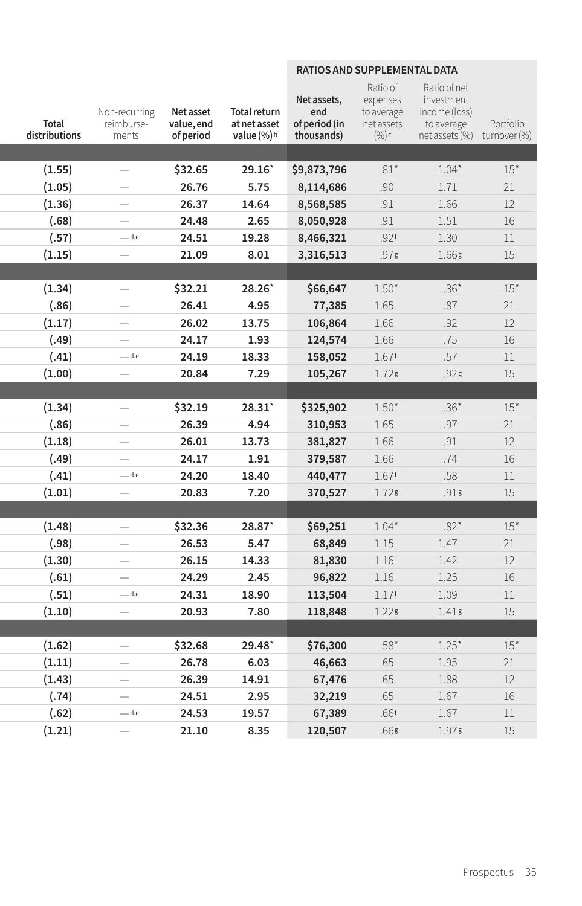| Total distributions | Non-recurring reimburse-ments | Net asset value, end of period | Total return at net asset value (%)[b] | Net assets, end of period (in thousands) | Ratio of expenses to average net assets (%)[c] | Ratio of net investment income (loss) to average net assets (%) | Portfolio turnover (%) |
|---|---|---|---|---|---|---|---|
| | | | | RATIOS AND SUPPLEMENTAL DATA | | | |
| | | | | | | | |
| (1.55) | — | $32.65 | 29.16* | $9,873,796 | .81* | 1.04* | 15* |
| (1.05) | — | 26.76 | 5.75 | 8,114,686 | .90 | 1.71 | 21 |
| (1.36) | — | 26.37 | 14.64 | 8,568,585 | .91 | 1.66 | 12 |
| (.68) | — | 24.48 | 2.65 | 8,050,928 | .91 | 1.51 | 16 |
| (.57) | —[d,e] | 24.51 | 19.28 | 8,466,321 | .92[f] | 1.30 | 11 |
| (1.15) | — | 21.09 | 8.01 | 3,316,513 | .97[g] | 1.66[g] | 15 |
| | | | | | | | |
| (1.34) | — | $32.21 | 28.26* | $66,647 | 1.50* | .36* | 15* |
| (.86) | — | 26.41 | 4.95 | 77,385 | 1.65 | .87 | 21 |
| (1.17) | — | 26.02 | 13.75 | 106,864 | 1.66 | .92 | 12 |
| (.49) | — | 24.17 | 1.93 | 124,574 | 1.66 | .75 | 16 |
| (.41) | —[d,e] | 24.19 | 18.33 | 158,052 | 1.67[f] | .57 | 11 |
| (1.00) | — | 20.84 | 7.29 | 105,267 | 1.72[g] | .92[g] | 15 |
| | | | | | | | |
| (1.34) | — | $32.19 | 28.31* | $325,902 | 1.50* | .36* | 15* |
| (.86) | — | 26.39 | 4.94 | 310,953 | 1.65 | .97 | 21 |
| (1.18) | — | 26.01 | 13.73 | 381,827 | 1.66 | .91 | 12 |
| (.49) | — | 24.17 | 1.91 | 379,587 | 1.66 | .74 | 16 |
| (.41) | —[d,e] | 24.20 | 18.40 | 440,477 | 1.67[f] | .58 | 11 |
| (1.01) | — | 20.83 | 7.20 | 370,527 | 1.72[g] | .91[g] | 15 |
| | | | | | | | |
| (1.48) | — | $32.36 | 28.87* | $69,251 | 1.04* | .82* | 15* |
| (.98) | — | 26.53 | 5.47 | 68,849 | 1.15 | 1.47 | 21 |
| (1.30) | — | 26.15 | 14.33 | 81,830 | 1.16 | 1.42 | 12 |
| (.61) | — | 24.29 | 2.45 | 96,822 | 1.16 | 1.25 | 16 |
| (.51) | —[d,e] | 24.31 | 18.90 | 113,504 | 1.17[f] | 1.09 | 11 |
| (1.10) | — | 20.93 | 7.80 | 118,848 | 1.22[g] | 1.41[g] | 15 |
| | | | | | | | |
| (1.62) | — | $32.68 | 29.48* | $76,300 | .58* | 1.25* | 15* |
| (1.11) | — | 26.78 | 6.03 | 46,663 | .65 | 1.95 | 21 |
| (1.43) | — | 26.39 | 14.91 | 67,476 | .65 | 1.88 | 12 |
| (.74) | — | 24.51 | 2.95 | 32,219 | .65 | 1.67 | 16 |
| (.62) | —[d,e] | 24.53 | 19.57 | 67,389 | .66[f] | 1.67 | 11 |
| (1.21) | — | 21.10 | 8.35 | 120,507 | .66[g] | 1.97[g] | 15 |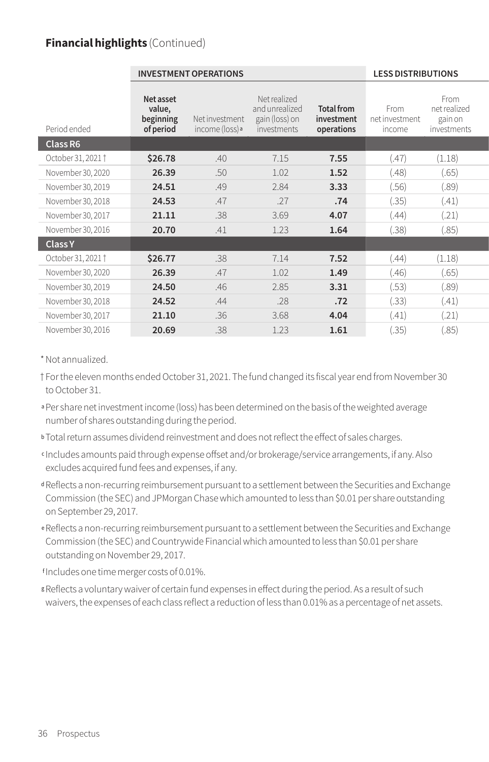**Financial highlights** (Continued)

| | INVESTMENT OPERATIONS | | | | LESS DISTRIBUTIONS | |
|---|---|---|---|---|---|---|
| Period ended | **Net asset value, beginning of period** | Net investment income (loss)[a] | Net realized and unrealized gain (loss) on investments | **Total from investment operations** | From net investment income | From net realized gain on investments |
| **Class R6** | | | | | | |
| October 31, 2021 † | **$26.78** | .40 | 7.15 | **7.55** | (.47) | (1.18) |
| November 30, 2020 | **26.39** | .50 | 1.02 | **1.52** | (.48) | (.65) |
| November 30, 2019 | **24.51** | .49 | 2.84 | **3.33** | (.56) | (.89) |
| November 30, 2018 | **24.53** | .47 | .27 | **.74** | (.35) | (.41) |
| November 30, 2017 | **21.11** | .38 | 3.69 | **4.07** | (.44) | (.21) |
| November 30, 2016 | **20.70** | .41 | 1.23 | **1.64** | (.38) | (.85) |
| **Class Y** | | | | | | |
| October 31, 2021 † | **$26.77** | .38 | 7.14 | **7.52** | (.44) | (1.18) |
| November 30, 2020 | **26.39** | .47 | 1.02 | **1.49** | (.46) | (.65) |
| November 30, 2019 | **24.50** | .46 | 2.85 | **3.31** | (.53) | (.89) |
| November 30, 2018 | **24.52** | .44 | .28 | **.72** | (.33) | (.41) |
| November 30, 2017 | **21.10** | .36 | 3.68 | **4.04** | (.41) | (.21) |
| November 30, 2016 | **20.69** | .38 | 1.23 | **1.61** | (.35) | (.85) |

\* Not annualized.

† For the eleven months ended October 31, 2021. The fund changed its fiscal year end from November 30 to October 31.

[a] Per share net investment income (loss) has been determined on the basis of the weighted average number of shares outstanding during the period.

[b] Total return assumes dividend reinvestment and does not reflect the effect of sales charges.

[c] Includes amounts paid through expense offset and/or brokerage/service arrangements, if any. Also excludes acquired fund fees and expenses, if any.

[d] Reflects a non-recurring reimbursement pursuant to a settlement between the Securities and Exchange Commission (the SEC) and JPMorgan Chase which amounted to less than $0.01 per share outstanding on September 29, 2017.

[e] Reflects a non-recurring reimbursement pursuant to a settlement between the Securities and Exchange Commission (the SEC) and Countrywide Financial which amounted to less than $0.01 per share outstanding on November 29, 2017.

[f] Includes one time merger costs of 0.01%.

[g] Reflects a voluntary waiver of certain fund expenses in effect during the period. As a result of such waivers, the expenses of each class reflect a reduction of less than 0.01% as a percentage of net assets.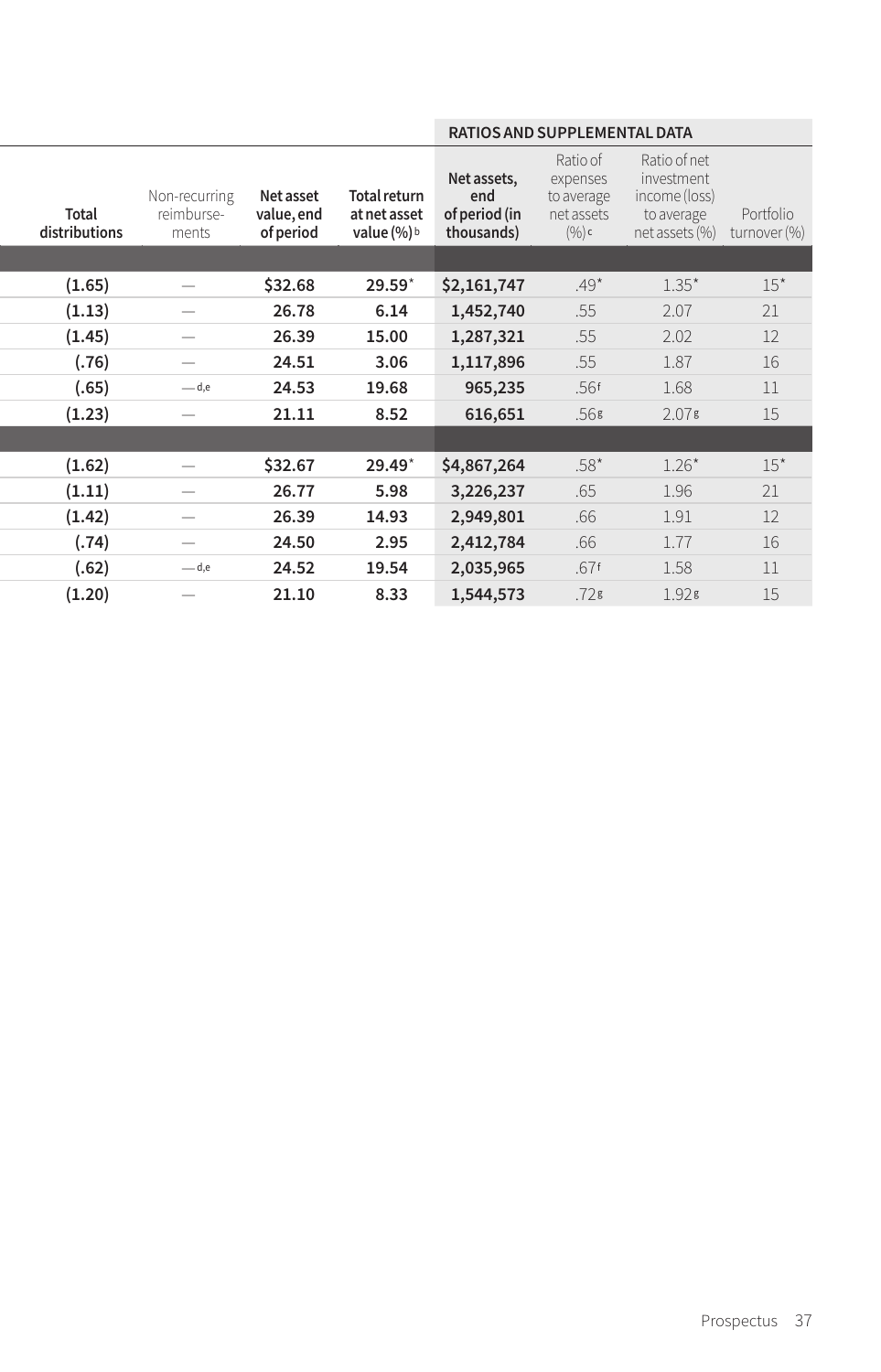| Total distributions | Non-recurring reimburse-ments | Net asset value, end of period | Total return at net asset value (%)[b] | RATIOS AND SUPPLEMENTAL DATA | | | |
|---|---|---|---|---|---|---|---|
| | | | | Net assets, end of period (in thousands) | Ratio of expenses to average net assets (%)[c] | Ratio of net investment income (loss) to average net assets (%) | Portfolio turnover (%) |
| | | | | | | | |
| (1.65) | — | $32.68 | 29.59* | $2,161,747 | .49* | 1.35* | 15* |
| (1.13) | — | 26.78 | 6.14 | 1,452,740 | .55 | 2.07 | 21 |
| (1.45) | — | 26.39 | 15.00 | 1,287,321 | .55 | 2.02 | 12 |
| (.76) | — | 24.51 | 3.06 | 1,117,896 | .55 | 1.87 | 16 |
| (.65) | —[d,e] | 24.53 | 19.68 | 965,235 | .56[f] | 1.68 | 11 |
| (1.23) | — | 21.11 | 8.52 | 616,651 | .56[g] | 2.07[g] | 15 |
| | | | | | | | |
| (1.62) | — | $32.67 | 29.49* | $4,867,264 | .58* | 1.26* | 15* |
| (1.11) | — | 26.77 | 5.98 | 3,226,237 | .65 | 1.96 | 21 |
| (1.42) | — | 26.39 | 14.93 | 2,949,801 | .66 | 1.91 | 12 |
| (.74) | — | 24.50 | 2.95 | 2,412,784 | .66 | 1.77 | 16 |
| (.62) | —[d,e] | 24.52 | 19.54 | 2,035,965 | .67[f] | 1.58 | 11 |
| (1.20) | — | 21.10 | 8.33 | 1,544,573 | .72[g] | 1.92[g] | 15 |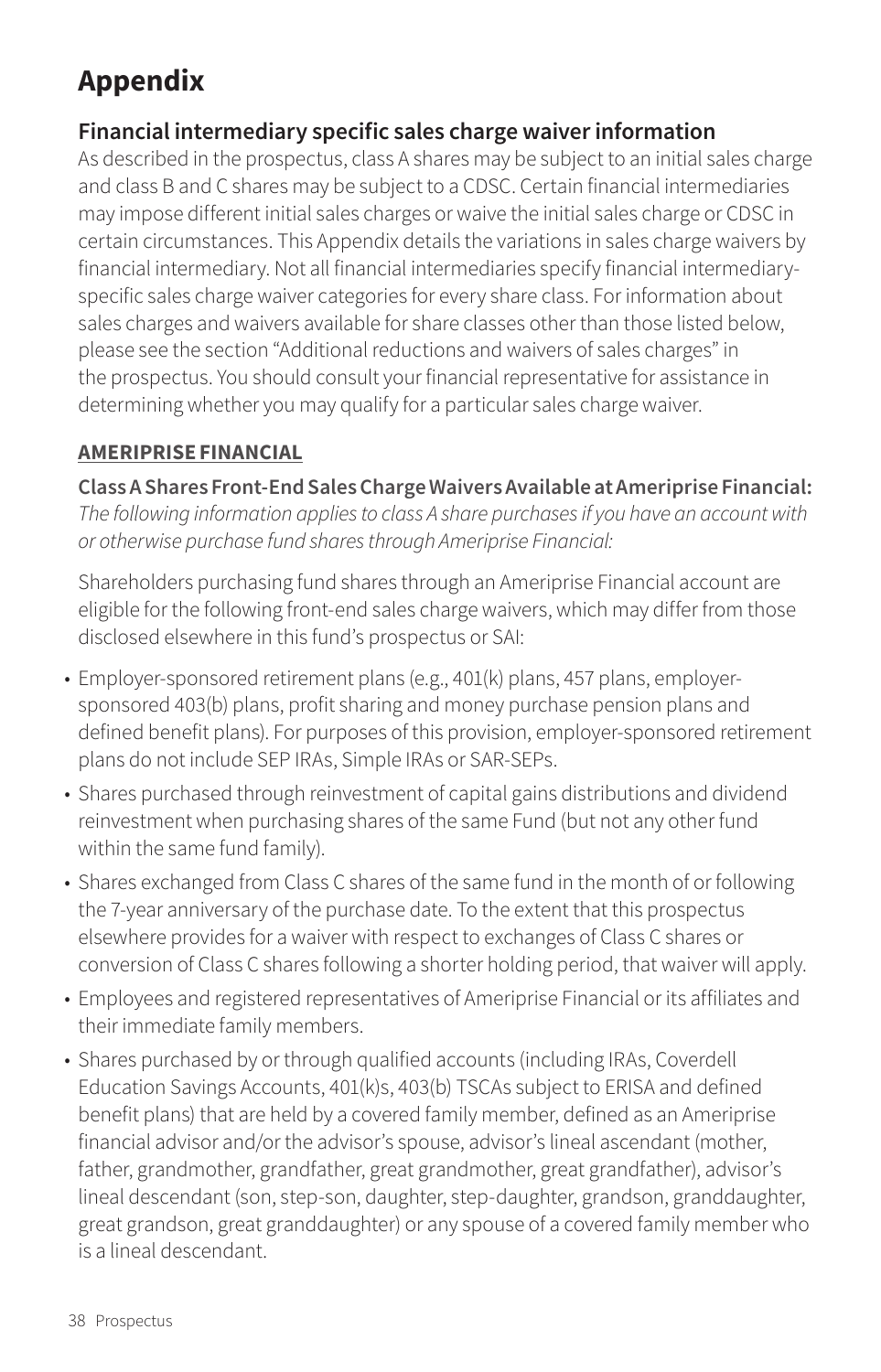# Appendix

## Financial intermediary specific sales charge waiver information

As described in the prospectus, class A shares may be subject to an initial sales charge and class B and C shares may be subject to a CDSC. Certain financial intermediaries may impose different initial sales charges or waive the initial sales charge or CDSC in certain circumstances. This Appendix details the variations in sales charge waivers by financial intermediary. Not all financial intermediaries specify financial intermediary-specific sales charge waiver categories for every share class. For information about sales charges and waivers available for share classes other than those listed below, please see the section "Additional reductions and waivers of sales charges" in the prospectus. You should consult your financial representative for assistance in determining whether you may qualify for a particular sales charge waiver.

### AMERIPRISE FINANCIAL

**Class A Shares Front-End Sales Charge Waivers Available at Ameriprise Financial:**
*The following information applies to class A share purchases if you have an account with or otherwise purchase fund shares through Ameriprise Financial:*

Shareholders purchasing fund shares through an Ameriprise Financial account are eligible for the following front-end sales charge waivers, which may differ from those disclosed elsewhere in this fund's prospectus or SAI:

- Employer-sponsored retirement plans (e.g., 401(k) plans, 457 plans, employer-sponsored 403(b) plans, profit sharing and money purchase pension plans and defined benefit plans). For purposes of this provision, employer-sponsored retirement plans do not include SEP IRAs, Simple IRAs or SAR-SEPs.
- Shares purchased through reinvestment of capital gains distributions and dividend reinvestment when purchasing shares of the same Fund (but not any other fund within the same fund family).
- Shares exchanged from Class C shares of the same fund in the month of or following the 7-year anniversary of the purchase date. To the extent that this prospectus elsewhere provides for a waiver with respect to exchanges of Class C shares or conversion of Class C shares following a shorter holding period, that waiver will apply.
- Employees and registered representatives of Ameriprise Financial or its affiliates and their immediate family members.
- Shares purchased by or through qualified accounts (including IRAs, Coverdell Education Savings Accounts, 401(k)s, 403(b) TSCAs subject to ERISA and defined benefit plans) that are held by a covered family member, defined as an Ameriprise financial advisor and/or the advisor's spouse, advisor's lineal ascendant (mother, father, grandmother, grandfather, great grandmother, great grandfather), advisor's lineal descendant (son, step-son, daughter, step-daughter, grandson, granddaughter, great grandson, great granddaughter) or any spouse of a covered family member who is a lineal descendant.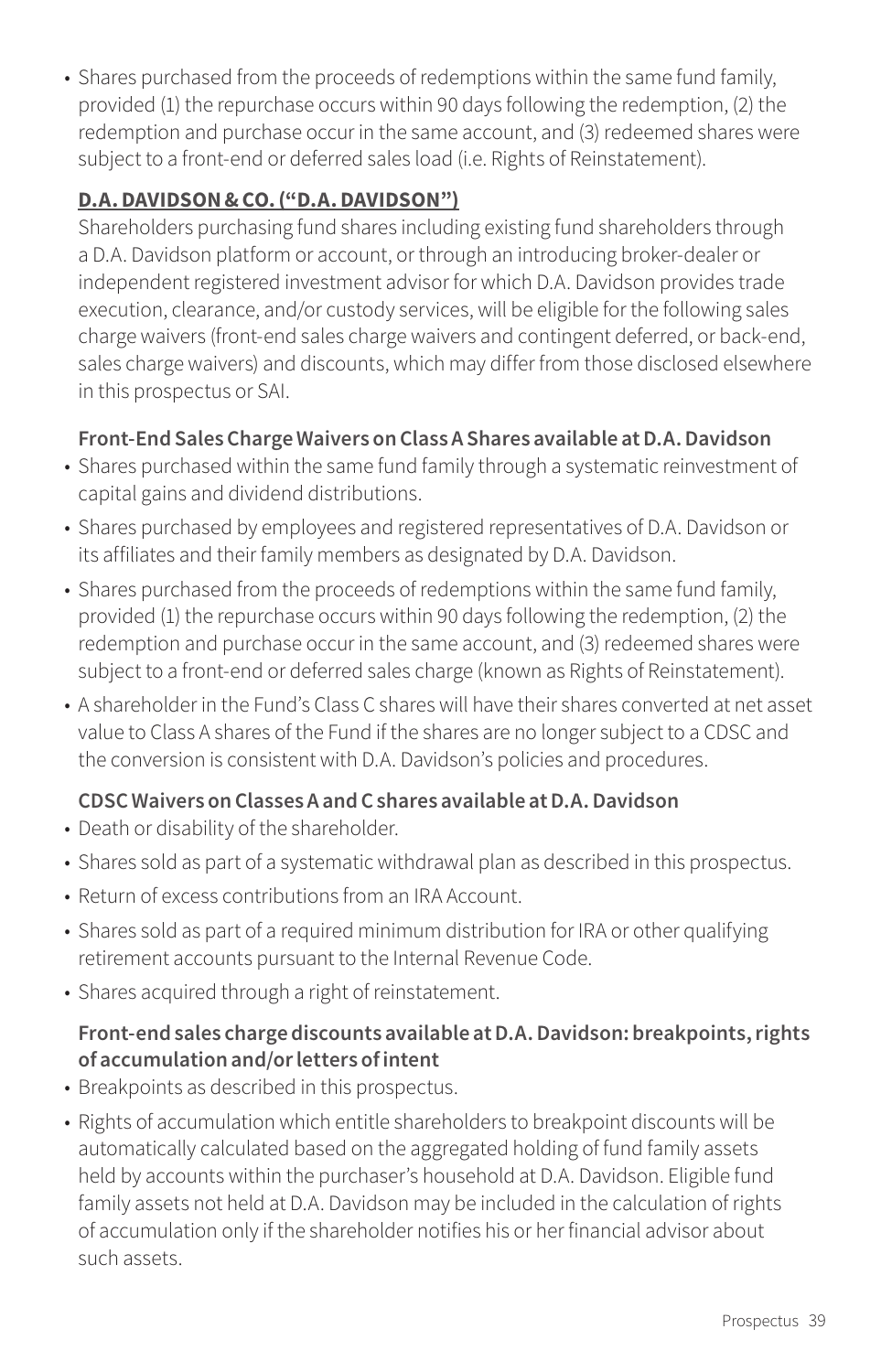- Shares purchased from the proceeds of redemptions within the same fund family, provided (1) the repurchase occurs within 90 days following the redemption, (2) the redemption and purchase occur in the same account, and (3) redeemed shares were subject to a front-end or deferred sales load (i.e. Rights of Reinstatement).

## D.A. DAVIDSON & CO. ("D.A. DAVIDSON")

Shareholders purchasing fund shares including existing fund shareholders through a D.A. Davidson platform or account, or through an introducing broker-dealer or independent registered investment advisor for which D.A. Davidson provides trade execution, clearance, and/or custody services, will be eligible for the following sales charge waivers (front-end sales charge waivers and contingent deferred, or back-end, sales charge waivers) and discounts, which may differ from those disclosed elsewhere in this prospectus or SAI.

### Front-End Sales Charge Waivers on Class A Shares available at D.A. Davidson

- Shares purchased within the same fund family through a systematic reinvestment of capital gains and dividend distributions.
- Shares purchased by employees and registered representatives of D.A. Davidson or its affiliates and their family members as designated by D.A. Davidson.
- Shares purchased from the proceeds of redemptions within the same fund family, provided (1) the repurchase occurs within 90 days following the redemption, (2) the redemption and purchase occur in the same account, and (3) redeemed shares were subject to a front-end or deferred sales charge (known as Rights of Reinstatement).
- A shareholder in the Fund's Class C shares will have their shares converted at net asset value to Class A shares of the Fund if the shares are no longer subject to a CDSC and the conversion is consistent with D.A. Davidson's policies and procedures.

### CDSC Waivers on Classes A and C shares available at D.A. Davidson

- Death or disability of the shareholder.
- Shares sold as part of a systematic withdrawal plan as described in this prospectus.
- Return of excess contributions from an IRA Account.
- Shares sold as part of a required minimum distribution for IRA or other qualifying retirement accounts pursuant to the Internal Revenue Code.
- Shares acquired through a right of reinstatement.

### Front-end sales charge discounts available at D.A. Davidson: breakpoints, rights of accumulation and/or letters of intent

- Breakpoints as described in this prospectus.
- Rights of accumulation which entitle shareholders to breakpoint discounts will be automatically calculated based on the aggregated holding of fund family assets held by accounts within the purchaser's household at D.A. Davidson. Eligible fund family assets not held at D.A. Davidson may be included in the calculation of rights of accumulation only if the shareholder notifies his or her financial advisor about such assets.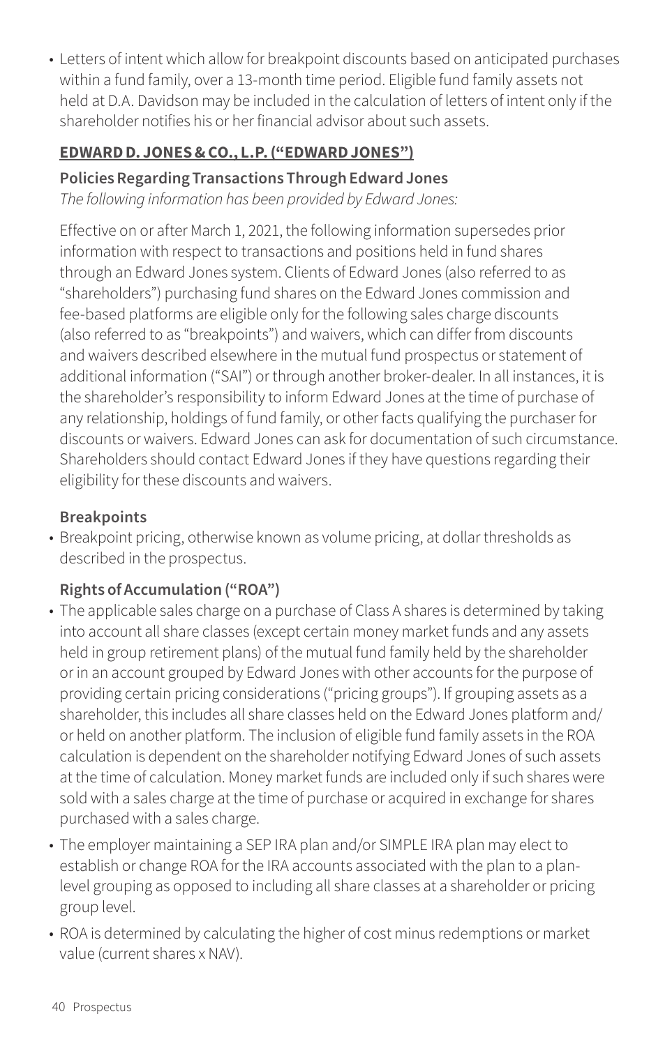- Letters of intent which allow for breakpoint discounts based on anticipated purchases within a fund family, over a 13-month time period. Eligible fund family assets not held at D.A. Davidson may be included in the calculation of letters of intent only if the shareholder notifies his or her financial advisor about such assets.

## EDWARD D. JONES & CO., L.P. ("EDWARD JONES")

### Policies Regarding Transactions Through Edward Jones

*The following information has been provided by Edward Jones:*

Effective on or after March 1, 2021, the following information supersedes prior information with respect to transactions and positions held in fund shares through an Edward Jones system. Clients of Edward Jones (also referred to as "shareholders") purchasing fund shares on the Edward Jones commission and fee-based platforms are eligible only for the following sales charge discounts (also referred to as "breakpoints") and waivers, which can differ from discounts and waivers described elsewhere in the mutual fund prospectus or statement of additional information ("SAI") or through another broker-dealer. In all instances, it is the shareholder's responsibility to inform Edward Jones at the time of purchase of any relationship, holdings of fund family, or other facts qualifying the purchaser for discounts or waivers. Edward Jones can ask for documentation of such circumstance. Shareholders should contact Edward Jones if they have questions regarding their eligibility for these discounts and waivers.

### Breakpoints

- Breakpoint pricing, otherwise known as volume pricing, at dollar thresholds as described in the prospectus.

### Rights of Accumulation ("ROA")

- The applicable sales charge on a purchase of Class A shares is determined by taking into account all share classes (except certain money market funds and any assets held in group retirement plans) of the mutual fund family held by the shareholder or in an account grouped by Edward Jones with other accounts for the purpose of providing certain pricing considerations ("pricing groups"). If grouping assets as a shareholder, this includes all share classes held on the Edward Jones platform and/or held on another platform. The inclusion of eligible fund family assets in the ROA calculation is dependent on the shareholder notifying Edward Jones of such assets at the time of calculation. Money market funds are included only if such shares were sold with a sales charge at the time of purchase or acquired in exchange for shares purchased with a sales charge.
- The employer maintaining a SEP IRA plan and/or SIMPLE IRA plan may elect to establish or change ROA for the IRA accounts associated with the plan to a plan-level grouping as opposed to including all share classes at a shareholder or pricing group level.
- ROA is determined by calculating the higher of cost minus redemptions or market value (current shares x NAV).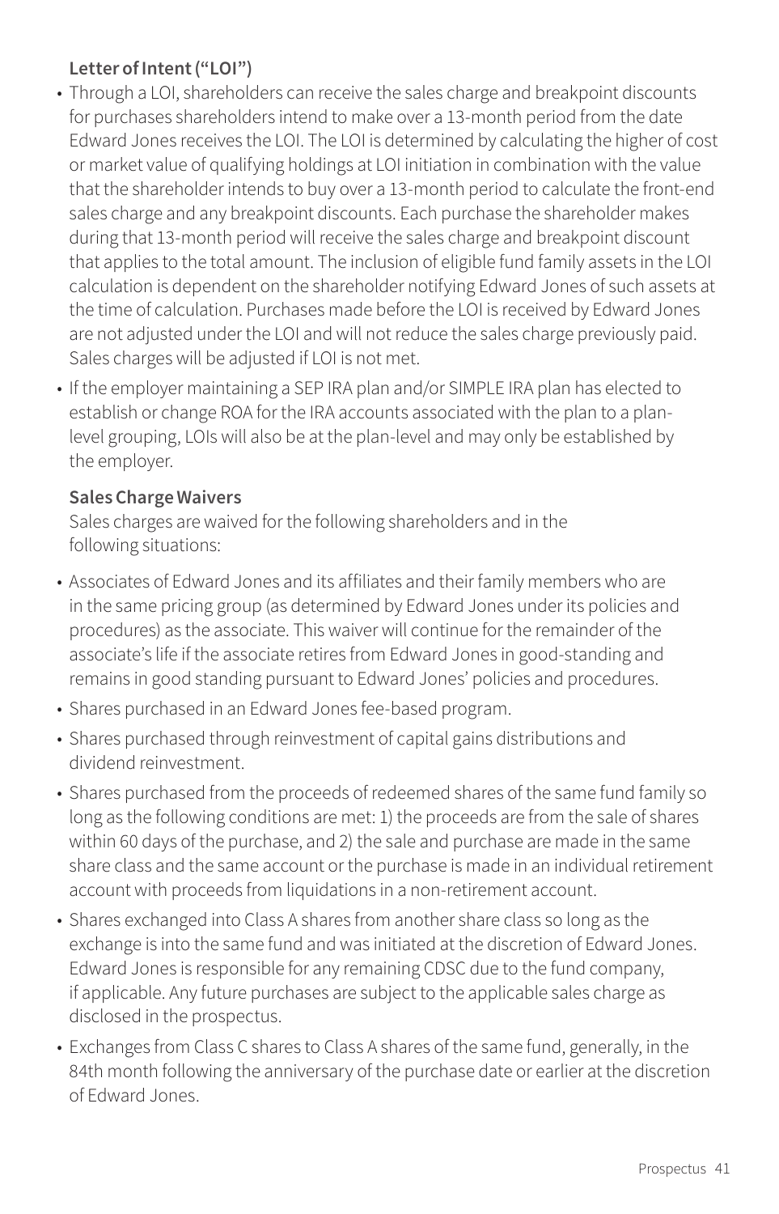**Letter of Intent ("LOI")**

- Through a LOI, shareholders can receive the sales charge and breakpoint discounts for purchases shareholders intend to make over a 13-month period from the date Edward Jones receives the LOI. The LOI is determined by calculating the higher of cost or market value of qualifying holdings at LOI initiation in combination with the value that the shareholder intends to buy over a 13-month period to calculate the front-end sales charge and any breakpoint discounts. Each purchase the shareholder makes during that 13-month period will receive the sales charge and breakpoint discount that applies to the total amount. The inclusion of eligible fund family assets in the LOI calculation is dependent on the shareholder notifying Edward Jones of such assets at the time of calculation. Purchases made before the LOI is received by Edward Jones are not adjusted under the LOI and will not reduce the sales charge previously paid. Sales charges will be adjusted if LOI is not met.
- If the employer maintaining a SEP IRA plan and/or SIMPLE IRA plan has elected to establish or change ROA for the IRA accounts associated with the plan to a plan-level grouping, LOIs will also be at the plan-level and may only be established by the employer.

**Sales Charge Waivers**

Sales charges are waived for the following shareholders and in the following situations:

- Associates of Edward Jones and its affiliates and their family members who are in the same pricing group (as determined by Edward Jones under its policies and procedures) as the associate. This waiver will continue for the remainder of the associate's life if the associate retires from Edward Jones in good-standing and remains in good standing pursuant to Edward Jones' policies and procedures.
- Shares purchased in an Edward Jones fee-based program.
- Shares purchased through reinvestment of capital gains distributions and dividend reinvestment.
- Shares purchased from the proceeds of redeemed shares of the same fund family so long as the following conditions are met: 1) the proceeds are from the sale of shares within 60 days of the purchase, and 2) the sale and purchase are made in the same share class and the same account or the purchase is made in an individual retirement account with proceeds from liquidations in a non-retirement account.
- Shares exchanged into Class A shares from another share class so long as the exchange is into the same fund and was initiated at the discretion of Edward Jones. Edward Jones is responsible for any remaining CDSC due to the fund company, if applicable. Any future purchases are subject to the applicable sales charge as disclosed in the prospectus.
- Exchanges from Class C shares to Class A shares of the same fund, generally, in the 84th month following the anniversary of the purchase date or earlier at the discretion of Edward Jones.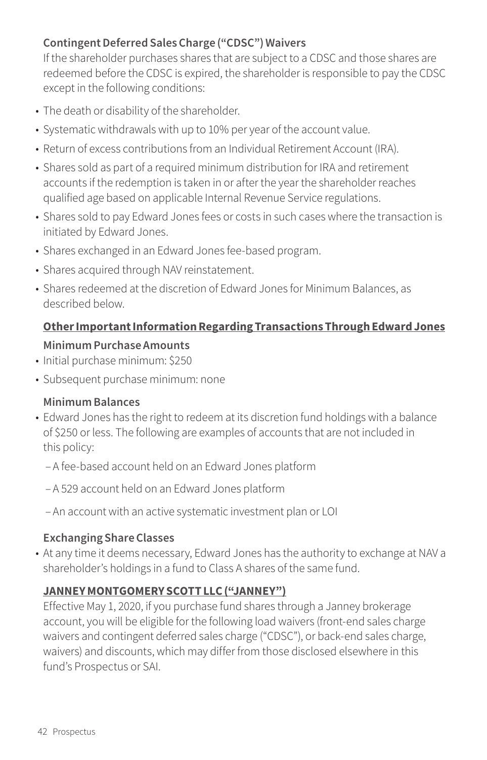**Contingent Deferred Sales Charge (“CDSC”) Waivers**

If the shareholder purchases shares that are subject to a CDSC and those shares are redeemed before the CDSC is expired, the shareholder is responsible to pay the CDSC except in the following conditions:

- The death or disability of the shareholder.
- Systematic withdrawals with up to 10% per year of the account value.
- Return of excess contributions from an Individual Retirement Account (IRA).
- Shares sold as part of a required minimum distribution for IRA and retirement accounts if the redemption is taken in or after the year the shareholder reaches qualified age based on applicable Internal Revenue Service regulations.
- Shares sold to pay Edward Jones fees or costs in such cases where the transaction is initiated by Edward Jones.
- Shares exchanged in an Edward Jones fee-based program.
- Shares acquired through NAV reinstatement.
- Shares redeemed at the discretion of Edward Jones for Minimum Balances, as described below.

**Other Important Information Regarding Transactions Through Edward Jones**

**Minimum Purchase Amounts**

- Initial purchase minimum: $250
- Subsequent purchase minimum: none

**Minimum Balances**

- Edward Jones has the right to redeem at its discretion fund holdings with a balance of $250 or less. The following are examples of accounts that are not included in this policy:
  - A fee-based account held on an Edward Jones platform
  - A 529 account held on an Edward Jones platform
  - An account with an active systematic investment plan or LOI

**Exchanging Share Classes**

- At any time it deems necessary, Edward Jones has the authority to exchange at NAV a shareholder’s holdings in a fund to Class A shares of the same fund.

**JANNEY MONTGOMERY SCOTT LLC (“JANNEY”)**

Effective May 1, 2020, if you purchase fund shares through a Janney brokerage account, you will be eligible for the following load waivers (front-end sales charge waivers and contingent deferred sales charge (“CDSC”), or back-end sales charge, waivers) and discounts, which may differ from those disclosed elsewhere in this fund’s Prospectus or SAI.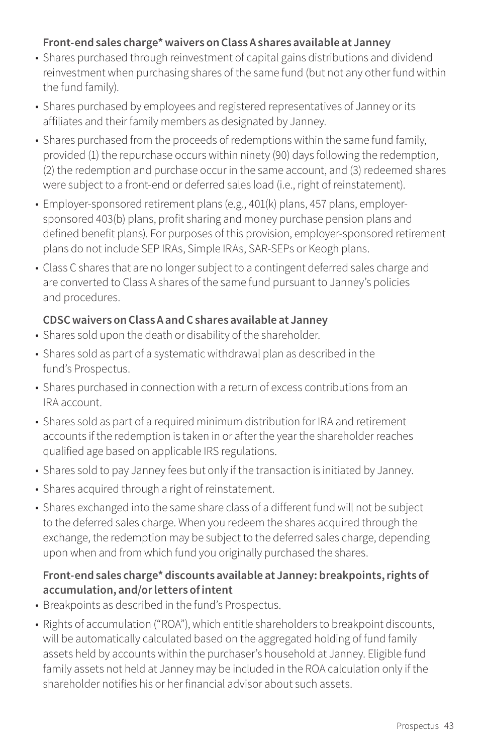**Front-end sales charge* waivers on Class A shares available at Janney**

- Shares purchased through reinvestment of capital gains distributions and dividend reinvestment when purchasing shares of the same fund (but not any other fund within the fund family).
- Shares purchased by employees and registered representatives of Janney or its affiliates and their family members as designated by Janney.
- Shares purchased from the proceeds of redemptions within the same fund family, provided (1) the repurchase occurs within ninety (90) days following the redemption, (2) the redemption and purchase occur in the same account, and (3) redeemed shares were subject to a front-end or deferred sales load (i.e., right of reinstatement).
- Employer-sponsored retirement plans (e.g., 401(k) plans, 457 plans, employer-sponsored 403(b) plans, profit sharing and money purchase pension plans and defined benefit plans). For purposes of this provision, employer-sponsored retirement plans do not include SEP IRAs, Simple IRAs, SAR-SEPs or Keogh plans.
- Class C shares that are no longer subject to a contingent deferred sales charge and are converted to Class A shares of the same fund pursuant to Janney's policies and procedures.

**CDSC waivers on Class A and C shares available at Janney**

- Shares sold upon the death or disability of the shareholder.
- Shares sold as part of a systematic withdrawal plan as described in the fund's Prospectus.
- Shares purchased in connection with a return of excess contributions from an IRA account.
- Shares sold as part of a required minimum distribution for IRA and retirement accounts if the redemption is taken in or after the year the shareholder reaches qualified age based on applicable IRS regulations.
- Shares sold to pay Janney fees but only if the transaction is initiated by Janney.
- Shares acquired through a right of reinstatement.
- Shares exchanged into the same share class of a different fund will not be subject to the deferred sales charge. When you redeem the shares acquired through the exchange, the redemption may be subject to the deferred sales charge, depending upon when and from which fund you originally purchased the shares.

**Front-end sales charge* discounts available at Janney: breakpoints, rights of accumulation, and/or letters of intent**

- Breakpoints as described in the fund's Prospectus.
- Rights of accumulation ("ROA"), which entitle shareholders to breakpoint discounts, will be automatically calculated based on the aggregated holding of fund family assets held by accounts within the purchaser's household at Janney. Eligible fund family assets not held at Janney may be included in the ROA calculation only if the shareholder notifies his or her financial advisor about such assets.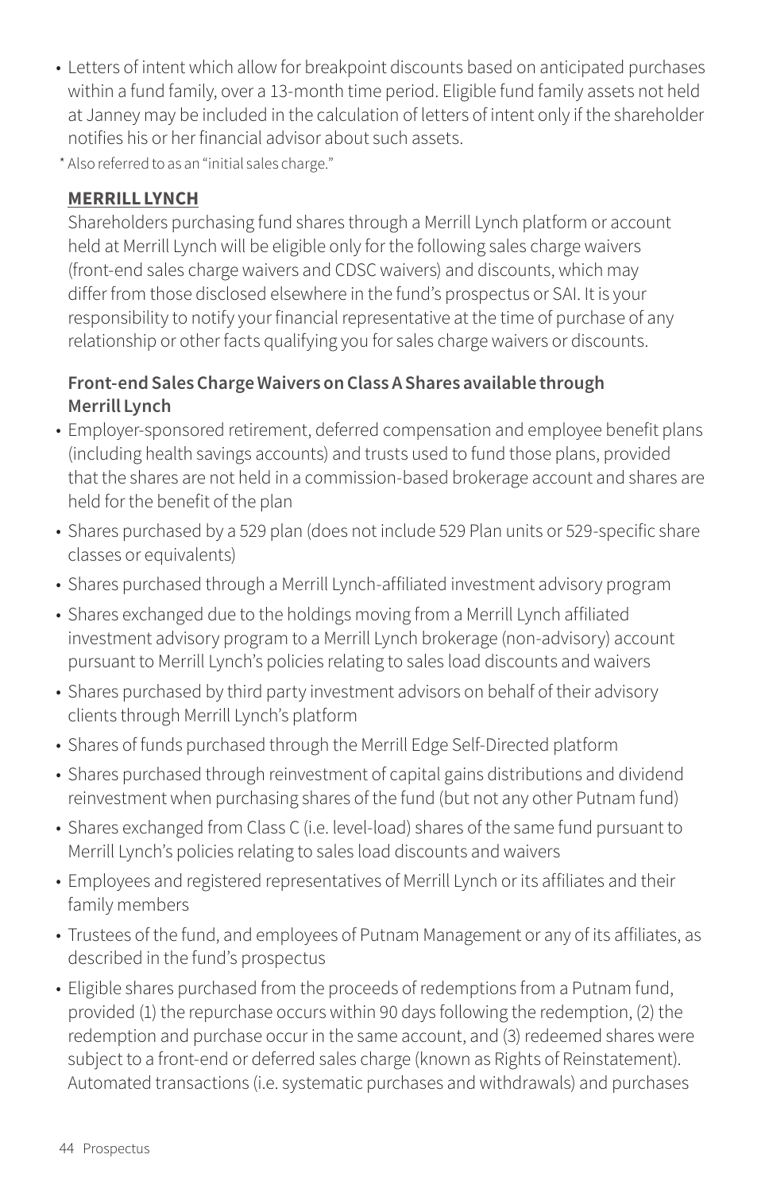- Letters of intent which allow for breakpoint discounts based on anticipated purchases within a fund family, over a 13-month time period. Eligible fund family assets not held at Janney may be included in the calculation of letters of intent only if the shareholder notifies his or her financial advisor about such assets.

* Also referred to as an "initial sales charge."

**MERRILL LYNCH**

Shareholders purchasing fund shares through a Merrill Lynch platform or account held at Merrill Lynch will be eligible only for the following sales charge waivers (front-end sales charge waivers and CDSC waivers) and discounts, which may differ from those disclosed elsewhere in the fund's prospectus or SAI. It is your responsibility to notify your financial representative at the time of purchase of any relationship or other facts qualifying you for sales charge waivers or discounts.

**Front-end Sales Charge Waivers on Class A Shares available through Merrill Lynch**

- Employer-sponsored retirement, deferred compensation and employee benefit plans (including health savings accounts) and trusts used to fund those plans, provided that the shares are not held in a commission-based brokerage account and shares are held for the benefit of the plan
- Shares purchased by a 529 plan (does not include 529 Plan units or 529-specific share classes or equivalents)
- Shares purchased through a Merrill Lynch-affiliated investment advisory program
- Shares exchanged due to the holdings moving from a Merrill Lynch affiliated investment advisory program to a Merrill Lynch brokerage (non-advisory) account pursuant to Merrill Lynch's policies relating to sales load discounts and waivers
- Shares purchased by third party investment advisors on behalf of their advisory clients through Merrill Lynch's platform
- Shares of funds purchased through the Merrill Edge Self-Directed platform
- Shares purchased through reinvestment of capital gains distributions and dividend reinvestment when purchasing shares of the fund (but not any other Putnam fund)
- Shares exchanged from Class C (i.e. level-load) shares of the same fund pursuant to Merrill Lynch's policies relating to sales load discounts and waivers
- Employees and registered representatives of Merrill Lynch or its affiliates and their family members
- Trustees of the fund, and employees of Putnam Management or any of its affiliates, as described in the fund's prospectus
- Eligible shares purchased from the proceeds of redemptions from a Putnam fund, provided (1) the repurchase occurs within 90 days following the redemption, (2) the redemption and purchase occur in the same account, and (3) redeemed shares were subject to a front-end or deferred sales charge (known as Rights of Reinstatement). Automated transactions (i.e. systematic purchases and withdrawals) and purchases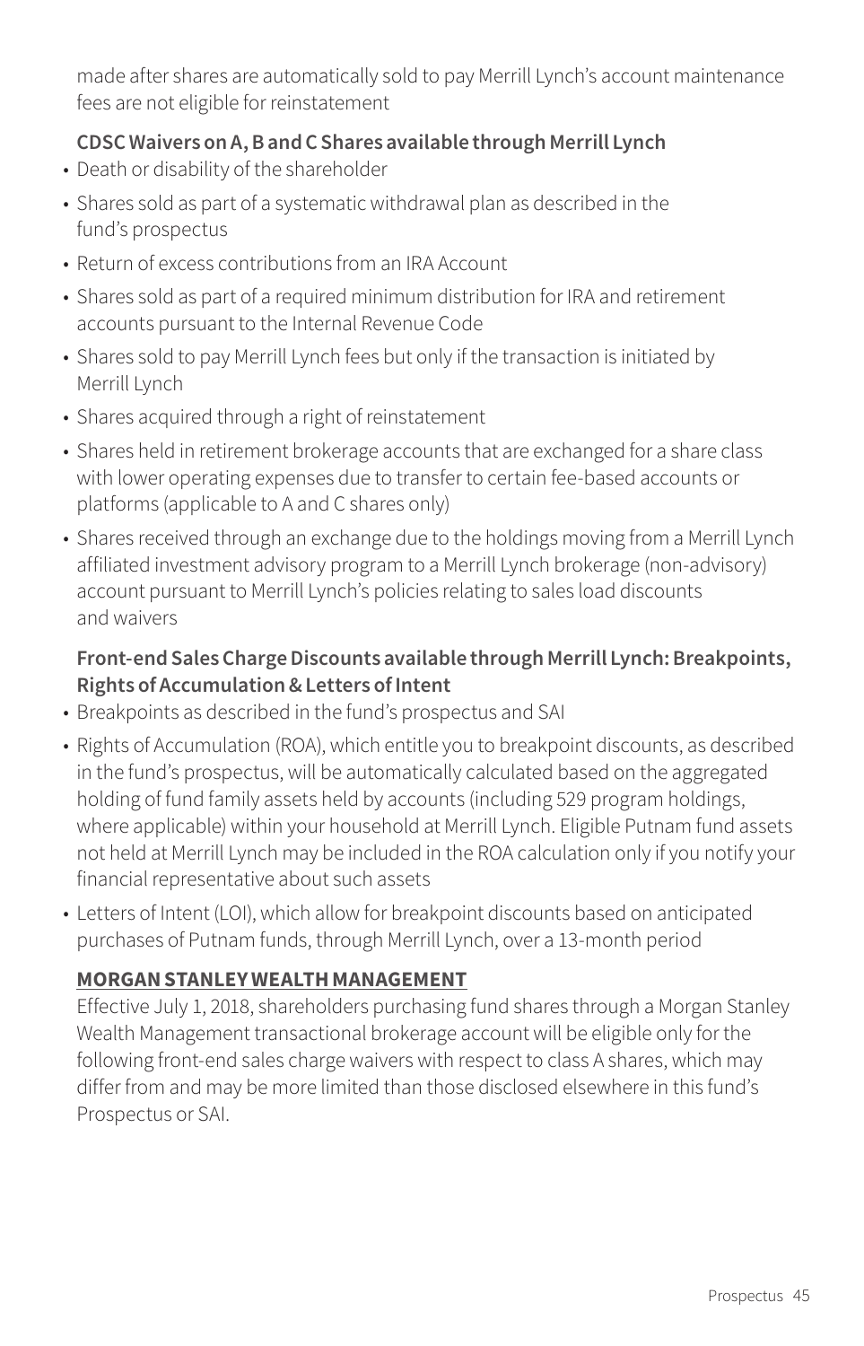made after shares are automatically sold to pay Merrill Lynch's account maintenance fees are not eligible for reinstatement

**CDSC Waivers on A, B and C Shares available through Merrill Lynch**

- Death or disability of the shareholder
- Shares sold as part of a systematic withdrawal plan as described in the fund's prospectus
- Return of excess contributions from an IRA Account
- Shares sold as part of a required minimum distribution for IRA and retirement accounts pursuant to the Internal Revenue Code
- Shares sold to pay Merrill Lynch fees but only if the transaction is initiated by Merrill Lynch
- Shares acquired through a right of reinstatement
- Shares held in retirement brokerage accounts that are exchanged for a share class with lower operating expenses due to transfer to certain fee-based accounts or platforms (applicable to A and C shares only)
- Shares received through an exchange due to the holdings moving from a Merrill Lynch affiliated investment advisory program to a Merrill Lynch brokerage (non-advisory) account pursuant to Merrill Lynch's policies relating to sales load discounts and waivers

**Front-end Sales Charge Discounts available through Merrill Lynch: Breakpoints, Rights of Accumulation & Letters of Intent**

- Breakpoints as described in the fund's prospectus and SAI
- Rights of Accumulation (ROA), which entitle you to breakpoint discounts, as described in the fund's prospectus, will be automatically calculated based on the aggregated holding of fund family assets held by accounts (including 529 program holdings, where applicable) within your household at Merrill Lynch. Eligible Putnam fund assets not held at Merrill Lynch may be included in the ROA calculation only if you notify your financial representative about such assets
- Letters of Intent (LOI), which allow for breakpoint discounts based on anticipated purchases of Putnam funds, through Merrill Lynch, over a 13-month period

**MORGAN STANLEY WEALTH MANAGEMENT**

Effective July 1, 2018, shareholders purchasing fund shares through a Morgan Stanley Wealth Management transactional brokerage account will be eligible only for the following front-end sales charge waivers with respect to class A shares, which may differ from and may be more limited than those disclosed elsewhere in this fund's Prospectus or SAI.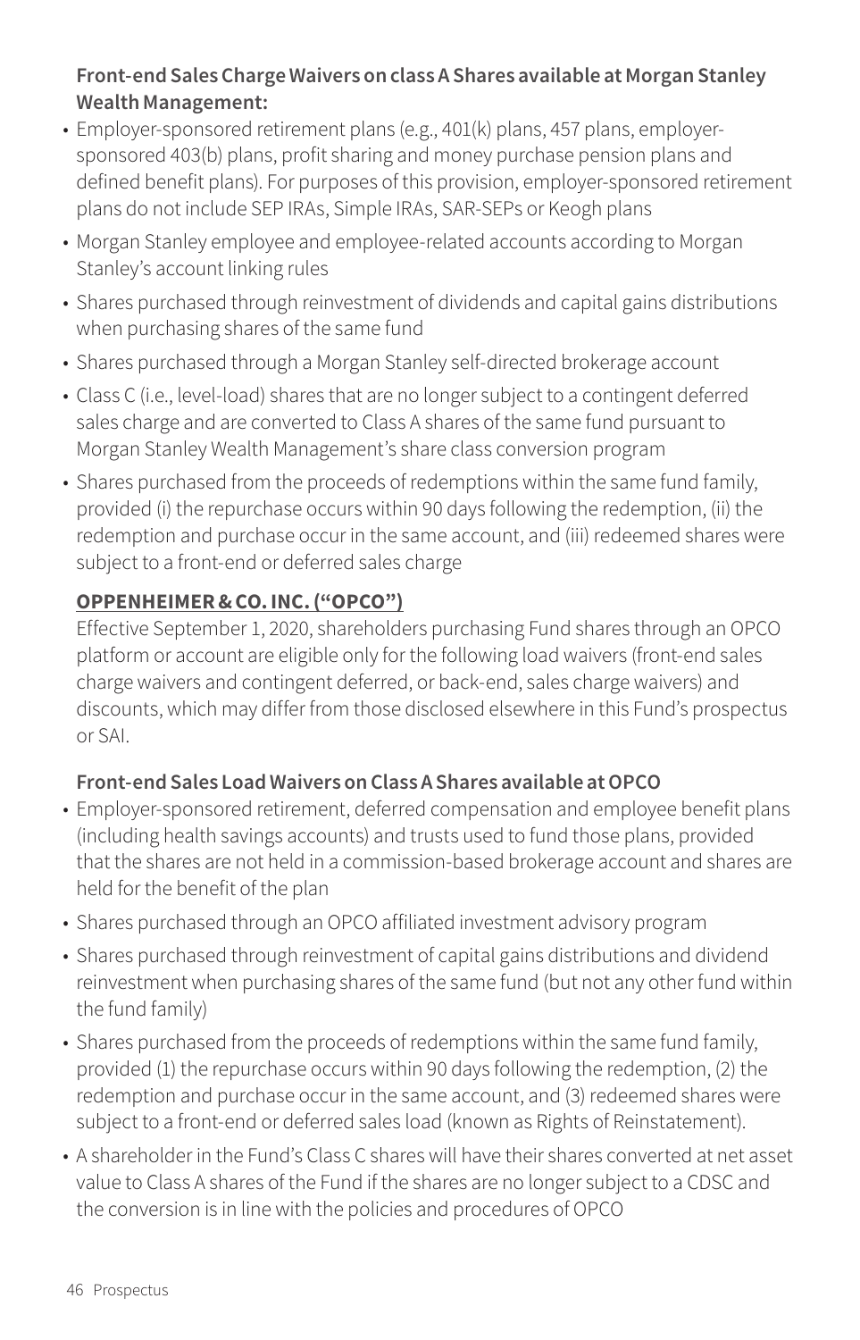**Front-end Sales Charge Waivers on class A Shares available at Morgan Stanley Wealth Management:**

- Employer-sponsored retirement plans (e.g., 401(k) plans, 457 plans, employer-sponsored 403(b) plans, profit sharing and money purchase pension plans and defined benefit plans). For purposes of this provision, employer-sponsored retirement plans do not include SEP IRAs, Simple IRAs, SAR-SEPs or Keogh plans
- Morgan Stanley employee and employee-related accounts according to Morgan Stanley's account linking rules
- Shares purchased through reinvestment of dividends and capital gains distributions when purchasing shares of the same fund
- Shares purchased through a Morgan Stanley self-directed brokerage account
- Class C (i.e., level-load) shares that are no longer subject to a contingent deferred sales charge and are converted to Class A shares of the same fund pursuant to Morgan Stanley Wealth Management's share class conversion program
- Shares purchased from the proceeds of redemptions within the same fund family, provided (i) the repurchase occurs within 90 days following the redemption, (ii) the redemption and purchase occur in the same account, and (iii) redeemed shares were subject to a front-end or deferred sales charge

**OPPENHEIMER & CO. INC. ("OPCO")**

Effective September 1, 2020, shareholders purchasing Fund shares through an OPCO platform or account are eligible only for the following load waivers (front-end sales charge waivers and contingent deferred, or back-end, sales charge waivers) and discounts, which may differ from those disclosed elsewhere in this Fund's prospectus or SAI.

**Front-end Sales Load Waivers on Class A Shares available at OPCO**

- Employer-sponsored retirement, deferred compensation and employee benefit plans (including health savings accounts) and trusts used to fund those plans, provided that the shares are not held in a commission-based brokerage account and shares are held for the benefit of the plan
- Shares purchased through an OPCO affiliated investment advisory program
- Shares purchased through reinvestment of capital gains distributions and dividend reinvestment when purchasing shares of the same fund (but not any other fund within the fund family)
- Shares purchased from the proceeds of redemptions within the same fund family, provided (1) the repurchase occurs within 90 days following the redemption, (2) the redemption and purchase occur in the same account, and (3) redeemed shares were subject to a front-end or deferred sales load (known as Rights of Reinstatement).
- A shareholder in the Fund's Class C shares will have their shares converted at net asset value to Class A shares of the Fund if the shares are no longer subject to a CDSC and the conversion is in line with the policies and procedures of OPCO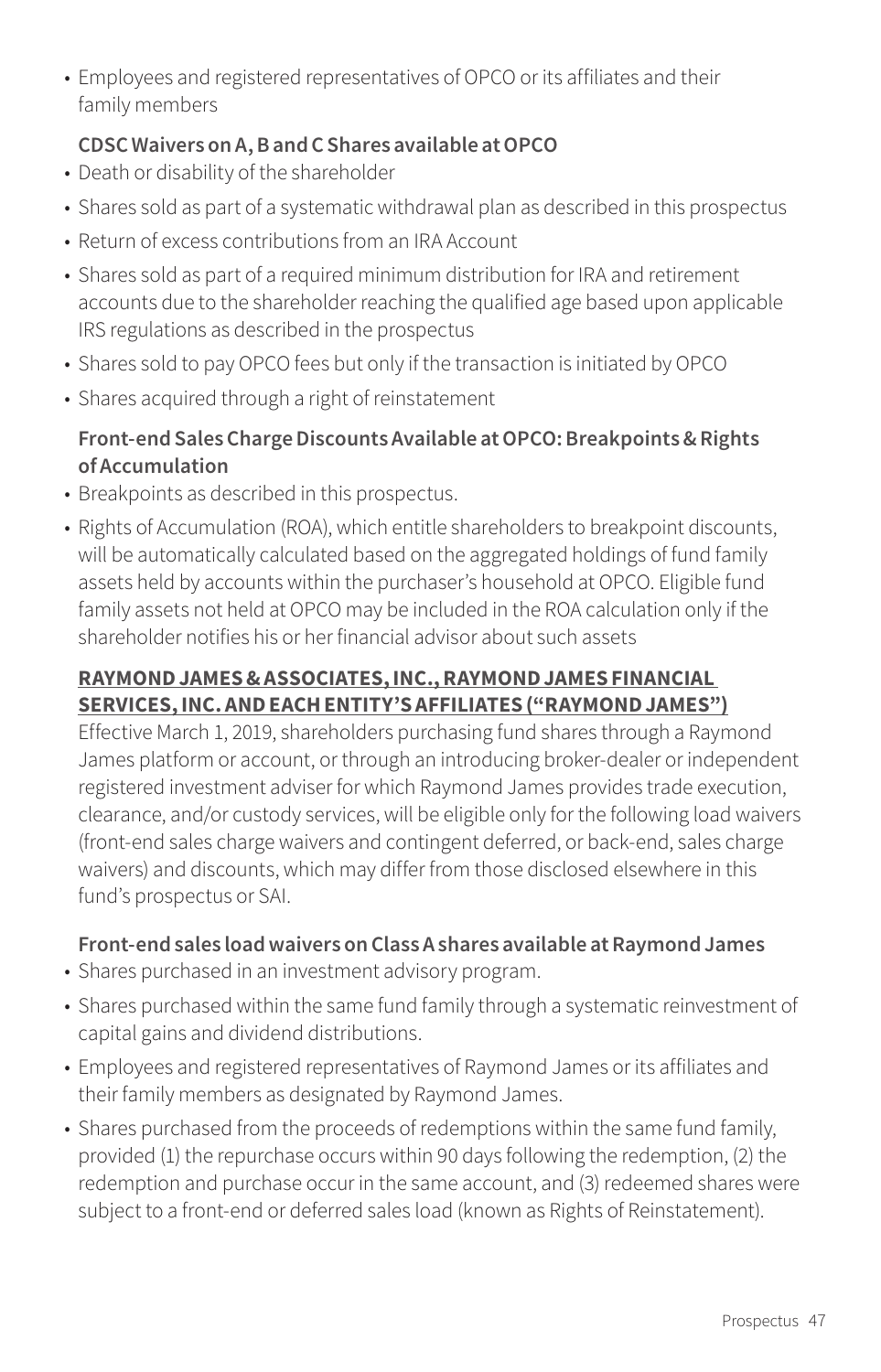- Employees and registered representatives of OPCO or its affiliates and their family members

**CDSC Waivers on A, B and C Shares available at OPCO**

- Death or disability of the shareholder
- Shares sold as part of a systematic withdrawal plan as described in this prospectus
- Return of excess contributions from an IRA Account
- Shares sold as part of a required minimum distribution for IRA and retirement accounts due to the shareholder reaching the qualified age based upon applicable IRS regulations as described in the prospectus
- Shares sold to pay OPCO fees but only if the transaction is initiated by OPCO
- Shares acquired through a right of reinstatement

**Front-end Sales Charge Discounts Available at OPCO: Breakpoints & Rights of Accumulation**

- Breakpoints as described in this prospectus.
- Rights of Accumulation (ROA), which entitle shareholders to breakpoint discounts, will be automatically calculated based on the aggregated holdings of fund family assets held by accounts within the purchaser's household at OPCO. Eligible fund family assets not held at OPCO may be included in the ROA calculation only if the shareholder notifies his or her financial advisor about such assets

**RAYMOND JAMES & ASSOCIATES, INC., RAYMOND JAMES FINANCIAL SERVICES, INC. AND EACH ENTITY'S AFFILIATES ("RAYMOND JAMES")**

Effective March 1, 2019, shareholders purchasing fund shares through a Raymond James platform or account, or through an introducing broker-dealer or independent registered investment adviser for which Raymond James provides trade execution, clearance, and/or custody services, will be eligible only for the following load waivers (front-end sales charge waivers and contingent deferred, or back-end, sales charge waivers) and discounts, which may differ from those disclosed elsewhere in this fund's prospectus or SAI.

**Front-end sales load waivers on Class A shares available at Raymond James**

- Shares purchased in an investment advisory program.
- Shares purchased within the same fund family through a systematic reinvestment of capital gains and dividend distributions.
- Employees and registered representatives of Raymond James or its affiliates and their family members as designated by Raymond James.
- Shares purchased from the proceeds of redemptions within the same fund family, provided (1) the repurchase occurs within 90 days following the redemption, (2) the redemption and purchase occur in the same account, and (3) redeemed shares were subject to a front-end or deferred sales load (known as Rights of Reinstatement).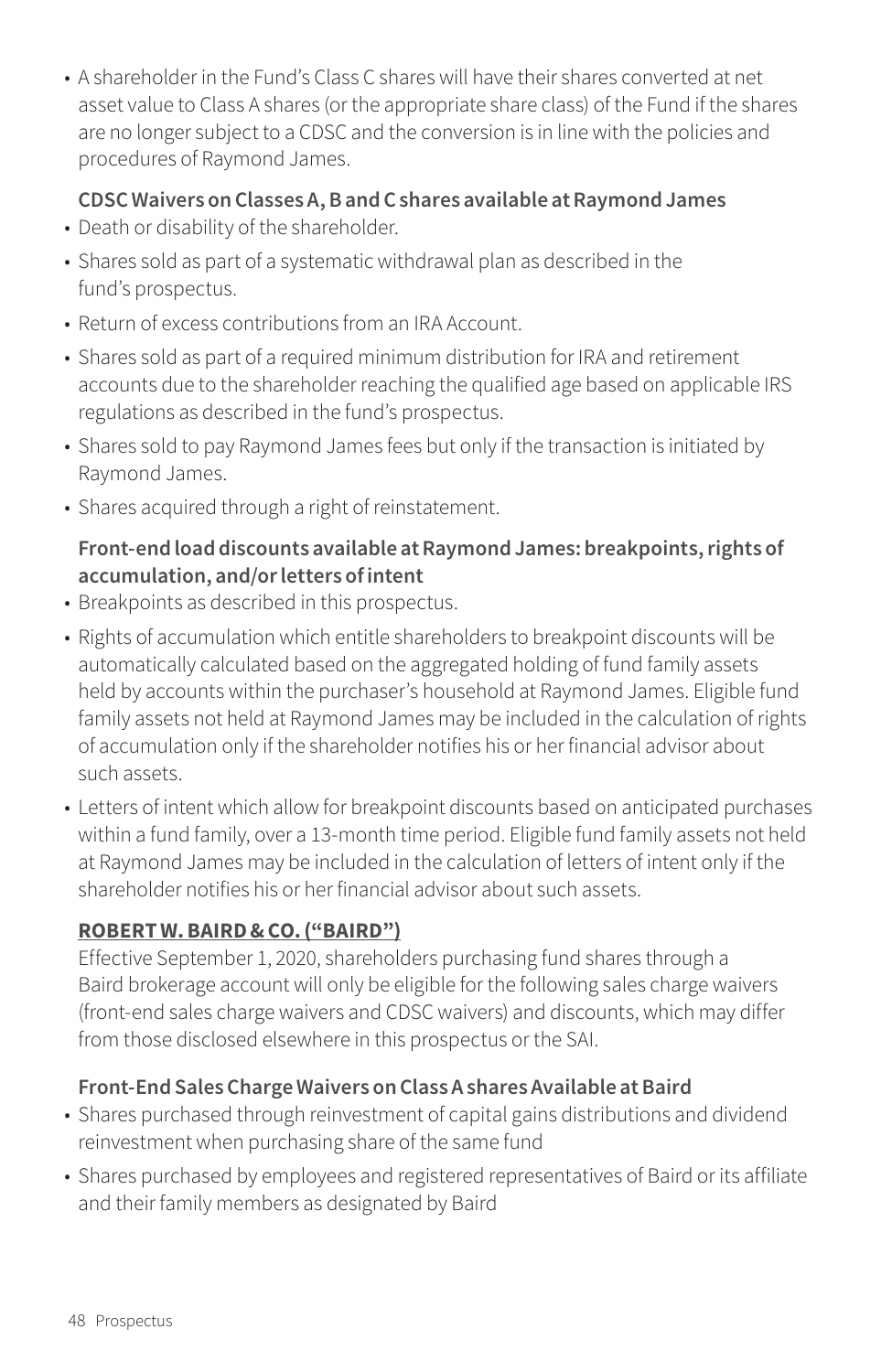- A shareholder in the Fund's Class C shares will have their shares converted at net asset value to Class A shares (or the appropriate share class) of the Fund if the shares are no longer subject to a CDSC and the conversion is in line with the policies and procedures of Raymond James.

**CDSC Waivers on Classes A, B and C shares available at Raymond James**

- Death or disability of the shareholder.
- Shares sold as part of a systematic withdrawal plan as described in the fund's prospectus.
- Return of excess contributions from an IRA Account.
- Shares sold as part of a required minimum distribution for IRA and retirement accounts due to the shareholder reaching the qualified age based on applicable IRS regulations as described in the fund's prospectus.
- Shares sold to pay Raymond James fees but only if the transaction is initiated by Raymond James.
- Shares acquired through a right of reinstatement.

**Front-end load discounts available at Raymond James: breakpoints, rights of accumulation, and/or letters of intent**

- Breakpoints as described in this prospectus.
- Rights of accumulation which entitle shareholders to breakpoint discounts will be automatically calculated based on the aggregated holding of fund family assets held by accounts within the purchaser's household at Raymond James. Eligible fund family assets not held at Raymond James may be included in the calculation of rights of accumulation only if the shareholder notifies his or her financial advisor about such assets.
- Letters of intent which allow for breakpoint discounts based on anticipated purchases within a fund family, over a 13-month time period. Eligible fund family assets not held at Raymond James may be included in the calculation of letters of intent only if the shareholder notifies his or her financial advisor about such assets.

**ROBERT W. BAIRD & CO. ("BAIRD")**

Effective September 1, 2020, shareholders purchasing fund shares through a Baird brokerage account will only be eligible for the following sales charge waivers (front-end sales charge waivers and CDSC waivers) and discounts, which may differ from those disclosed elsewhere in this prospectus or the SAI.

**Front-End Sales Charge Waivers on Class A shares Available at Baird**

- Shares purchased through reinvestment of capital gains distributions and dividend reinvestment when purchasing share of the same fund
- Shares purchased by employees and registered representatives of Baird or its affiliate and their family members as designated by Baird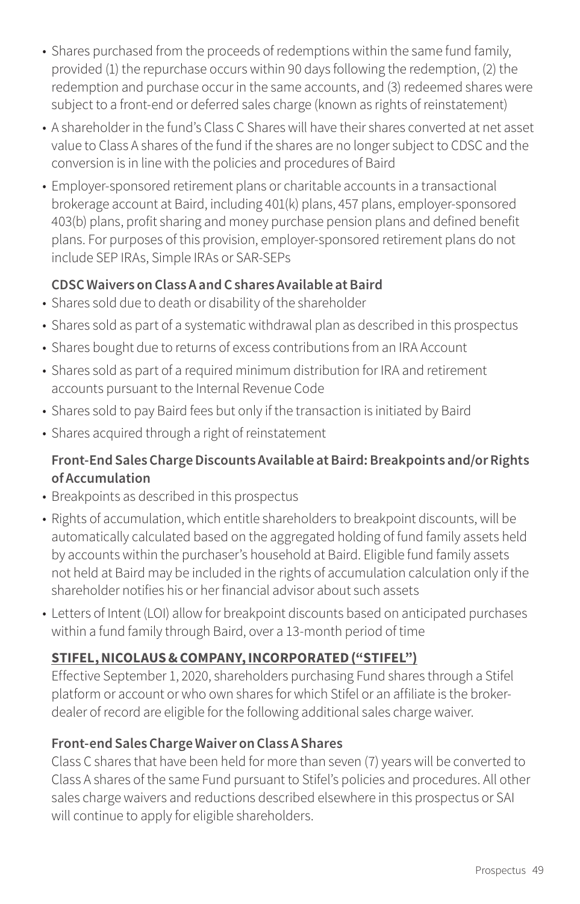- Shares purchased from the proceeds of redemptions within the same fund family, provided (1) the repurchase occurs within 90 days following the redemption, (2) the redemption and purchase occur in the same accounts, and (3) redeemed shares were subject to a front-end or deferred sales charge (known as rights of reinstatement)
- A shareholder in the fund's Class C Shares will have their shares converted at net asset value to Class A shares of the fund if the shares are no longer subject to CDSC and the conversion is in line with the policies and procedures of Baird
- Employer-sponsored retirement plans or charitable accounts in a transactional brokerage account at Baird, including 401(k) plans, 457 plans, employer-sponsored 403(b) plans, profit sharing and money purchase pension plans and defined benefit plans. For purposes of this provision, employer-sponsored retirement plans do not include SEP IRAs, Simple IRAs or SAR-SEPs

**CDSC Waivers on Class A and C shares Available at Baird**

- Shares sold due to death or disability of the shareholder
- Shares sold as part of a systematic withdrawal plan as described in this prospectus
- Shares bought due to returns of excess contributions from an IRA Account
- Shares sold as part of a required minimum distribution for IRA and retirement accounts pursuant to the Internal Revenue Code
- Shares sold to pay Baird fees but only if the transaction is initiated by Baird
- Shares acquired through a right of reinstatement

**Front-End Sales Charge Discounts Available at Baird: Breakpoints and/or Rights of Accumulation**

- Breakpoints as described in this prospectus
- Rights of accumulation, which entitle shareholders to breakpoint discounts, will be automatically calculated based on the aggregated holding of fund family assets held by accounts within the purchaser's household at Baird. Eligible fund family assets not held at Baird may be included in the rights of accumulation calculation only if the shareholder notifies his or her financial advisor about such assets
- Letters of Intent (LOI) allow for breakpoint discounts based on anticipated purchases within a fund family through Baird, over a 13-month period of time

**STIFEL, NICOLAUS & COMPANY, INCORPORATED ("STIFEL")**

Effective September 1, 2020, shareholders purchasing Fund shares through a Stifel platform or account or who own shares for which Stifel or an affiliate is the broker-dealer of record are eligible for the following additional sales charge waiver.

**Front-end Sales Charge Waiver on Class A Shares**

Class C shares that have been held for more than seven (7) years will be converted to Class A shares of the same Fund pursuant to Stifel's policies and procedures. All other sales charge waivers and reductions described elsewhere in this prospectus or SAI will continue to apply for eligible shareholders.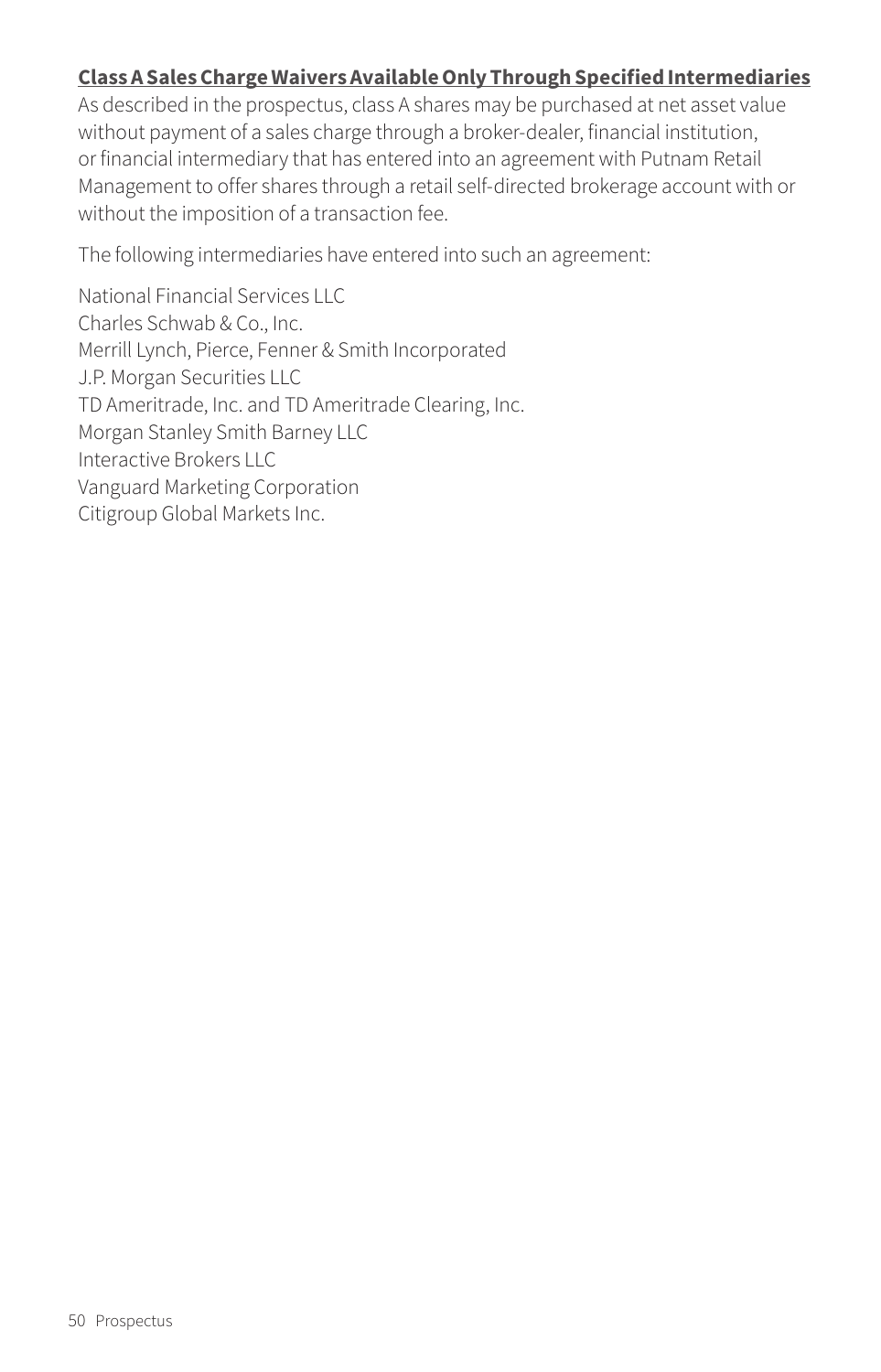**Class A Sales Charge Waivers Available Only Through Specified Intermediaries**

As described in the prospectus, class A shares may be purchased at net asset value without payment of a sales charge through a broker-dealer, financial institution, or financial intermediary that has entered into an agreement with Putnam Retail Management to offer shares through a retail self-directed brokerage account with or without the imposition of a transaction fee.

The following intermediaries have entered into such an agreement:

National Financial Services LLC
Charles Schwab & Co., Inc.
Merrill Lynch, Pierce, Fenner & Smith Incorporated
J.P. Morgan Securities LLC
TD Ameritrade, Inc. and TD Ameritrade Clearing, Inc.
Morgan Stanley Smith Barney LLC
Interactive Brokers LLC
Vanguard Marketing Corporation
Citigroup Global Markets Inc.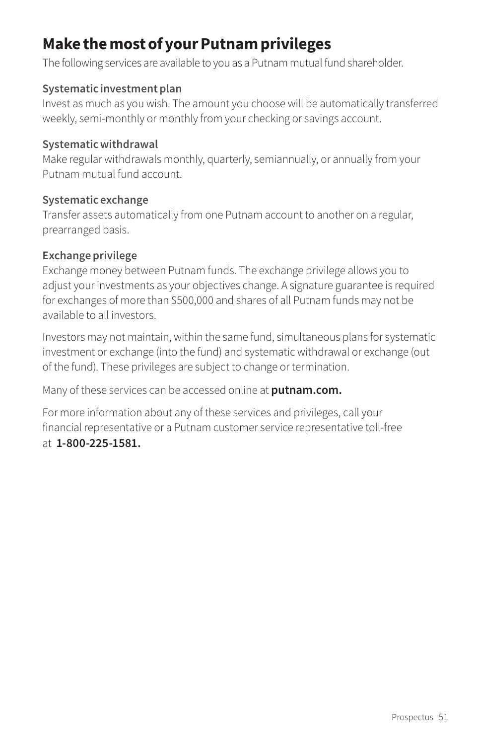# Make the most of your Putnam privileges

The following services are available to you as a Putnam mutual fund shareholder.

**Systematic investment plan**

Invest as much as you wish. The amount you choose will be automatically transferred weekly, semi-monthly or monthly from your checking or savings account.

**Systematic withdrawal**

Make regular withdrawals monthly, quarterly, semiannually, or annually from your Putnam mutual fund account.

**Systematic exchange**

Transfer assets automatically from one Putnam account to another on a regular, prearranged basis.

**Exchange privilege**

Exchange money between Putnam funds. The exchange privilege allows you to adjust your investments as your objectives change. A signature guarantee is required for exchanges of more than $500,000 and shares of all Putnam funds may not be available to all investors.

Investors may not maintain, within the same fund, simultaneous plans for systematic investment or exchange (into the fund) and systematic withdrawal or exchange (out of the fund). These privileges are subject to change or termination.

Many of these services can be accessed online at **putnam.com.**

For more information about any of these services and privileges, call your financial representative or a Putnam customer service representative toll-free at **1-800-225-1581.**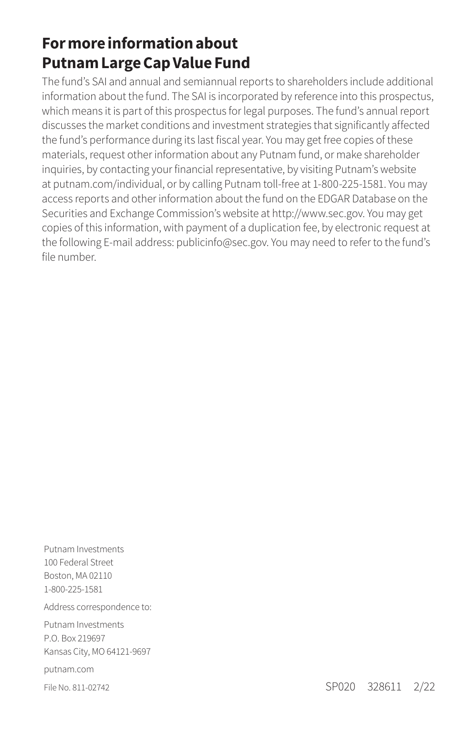## For more information about Putnam Large Cap Value Fund

The fund's SAI and annual and semiannual reports to shareholders include additional information about the fund. The SAI is incorporated by reference into this prospectus, which means it is part of this prospectus for legal purposes. The fund's annual report discusses the market conditions and investment strategies that significantly affected the fund's performance during its last fiscal year. You may get free copies of these materials, request other information about any Putnam fund, or make shareholder inquiries, by contacting your financial representative, by visiting Putnam's website at putnam.com/individual, or by calling Putnam toll-free at 1-800-225-1581. You may access reports and other information about the fund on the EDGAR Database on the Securities and Exchange Commission's website at http://www.sec.gov. You may get copies of this information, with payment of a duplication fee, by electronic request at the following E-mail address: publicinfo@sec.gov. You may need to refer to the fund's file number.

Putnam Investments
100 Federal Street
Boston, MA 02110
1-800-225-1581

Address correspondence to:

Putnam Investments
P.O. Box 219697
Kansas City, MO 64121-9697

putnam.com

File No. 811-02742

SP020 328611 2/22